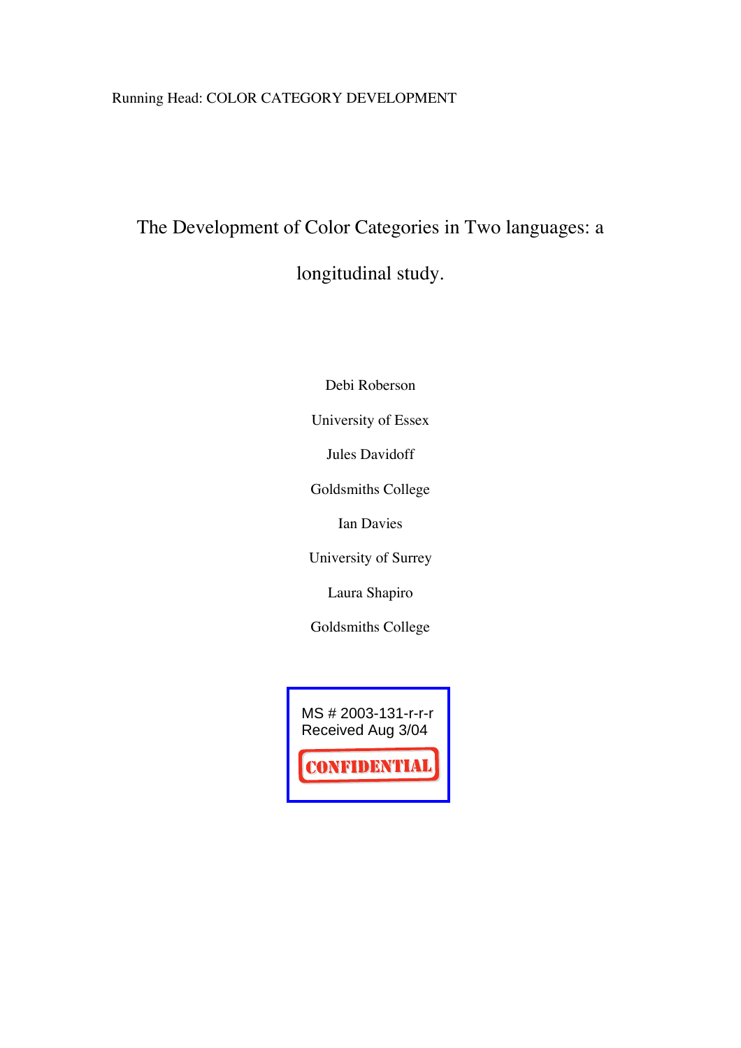Running Head: COLOR CATEGORY DEVELOPMENT

# The Development of Color Categories in Two languages: a longitudinal study.

Debi Roberson

University of Essex

Jules Davidoff

Goldsmiths College

Ian Davies

University of Surrey

Laura Shapiro

Goldsmiths College

MS # 2003-131-r-r-r
Received Aug 3/04
CONFIDENTIAL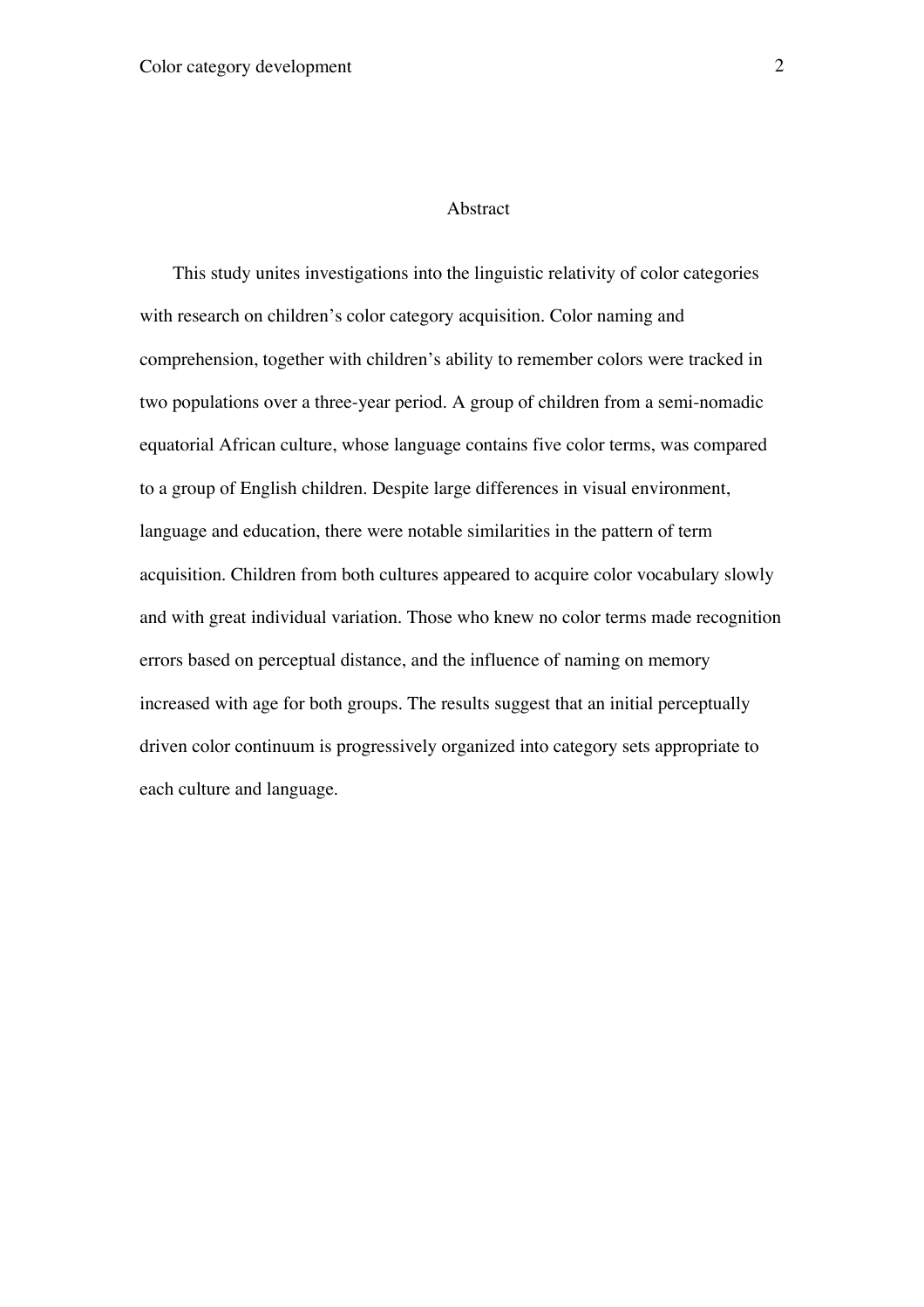# Abstract

This study unites investigations into the linguistic relativity of color categories with research on children's color category acquisition. Color naming and comprehension, together with children's ability to remember colors were tracked in two populations over a three-year period. A group of children from a semi-nomadic equatorial African culture, whose language contains five color terms, was compared to a group of English children. Despite large differences in visual environment, language and education, there were notable similarities in the pattern of term acquisition. Children from both cultures appeared to acquire color vocabulary slowly and with great individual variation. Those who knew no color terms made recognition errors based on perceptual distance, and the influence of naming on memory increased with age for both groups. The results suggest that an initial perceptually driven color continuum is progressively organized into category sets appropriate to each culture and language.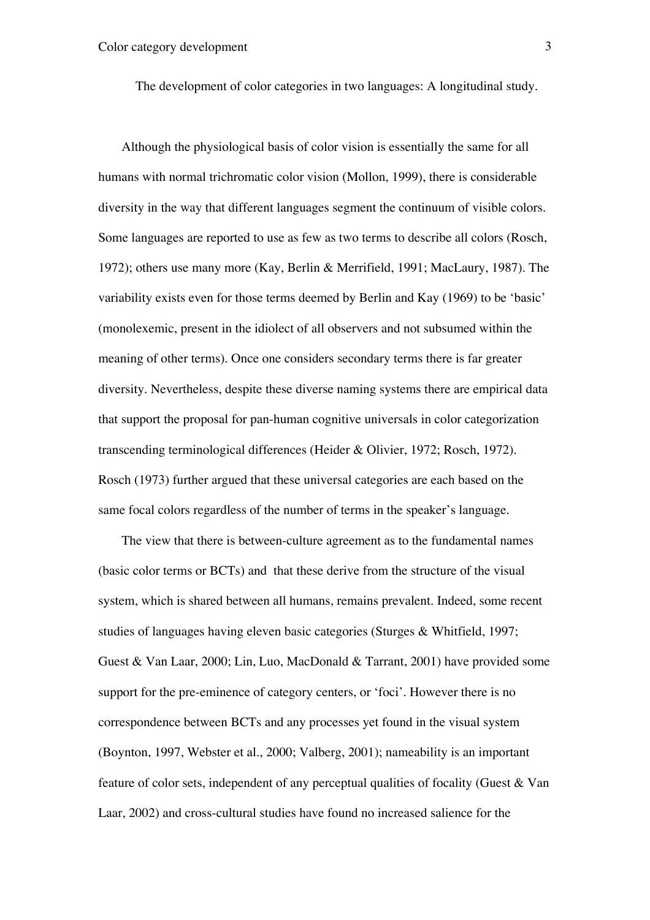The development of color categories in two languages: A longitudinal study.

Although the physiological basis of color vision is essentially the same for all humans with normal trichromatic color vision (Mollon, 1999), there is considerable diversity in the way that different languages segment the continuum of visible colors. Some languages are reported to use as few as two terms to describe all colors (Rosch, 1972); others use many more (Kay, Berlin & Merrifield, 1991; MacLaury, 1987). The variability exists even for those terms deemed by Berlin and Kay (1969) to be 'basic' (monolexemic, present in the idiolect of all observers and not subsumed within the meaning of other terms). Once one considers secondary terms there is far greater diversity. Nevertheless, despite these diverse naming systems there are empirical data that support the proposal for pan-human cognitive universals in color categorization transcending terminological differences (Heider & Olivier, 1972; Rosch, 1972). Rosch (1973) further argued that these universal categories are each based on the same focal colors regardless of the number of terms in the speaker's language.

The view that there is between-culture agreement as to the fundamental names (basic color terms or BCTs) and that these derive from the structure of the visual system, which is shared between all humans, remains prevalent. Indeed, some recent studies of languages having eleven basic categories (Sturges & Whitfield, 1997; Guest & Van Laar, 2000; Lin, Luo, MacDonald & Tarrant, 2001) have provided some support for the pre-eminence of category centers, or 'foci'. However there is no correspondence between BCTs and any processes yet found in the visual system (Boynton, 1997, Webster et al., 2000; Valberg, 2001); nameability is an important feature of color sets, independent of any perceptual qualities of focality (Guest & Van Laar, 2002) and cross-cultural studies have found no increased salience for the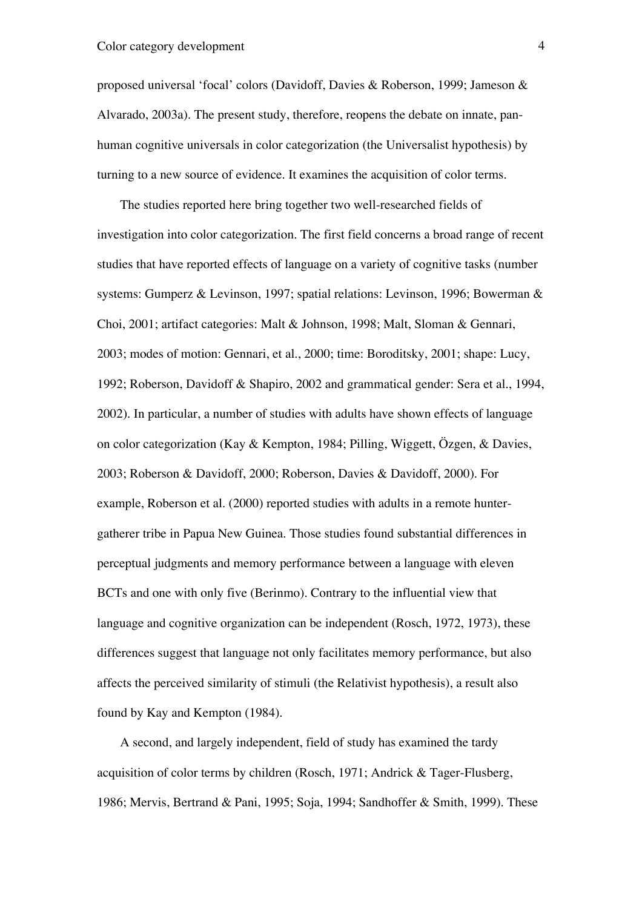proposed universal 'focal' colors (Davidoff, Davies & Roberson, 1999; Jameson & Alvarado, 2003a). The present study, therefore, reopens the debate on innate, pan-human cognitive universals in color categorization (the Universalist hypothesis) by turning to a new source of evidence. It examines the acquisition of color terms.

The studies reported here bring together two well-researched fields of investigation into color categorization. The first field concerns a broad range of recent studies that have reported effects of language on a variety of cognitive tasks (number systems: Gumperz & Levinson, 1997; spatial relations: Levinson, 1996; Bowerman & Choi, 2001; artifact categories: Malt & Johnson, 1998; Malt, Sloman & Gennari, 2003; modes of motion: Gennari, et al., 2000; time: Boroditsky, 2001; shape: Lucy, 1992; Roberson, Davidoff & Shapiro, 2002 and grammatical gender: Sera et al., 1994, 2002). In particular, a number of studies with adults have shown effects of language on color categorization (Kay & Kempton, 1984; Pilling, Wiggett, Özgen, & Davies, 2003; Roberson & Davidoff, 2000; Roberson, Davies & Davidoff, 2000). For example, Roberson et al. (2000) reported studies with adults in a remote hunter-gatherer tribe in Papua New Guinea. Those studies found substantial differences in perceptual judgments and memory performance between a language with eleven BCTs and one with only five (Berinmo). Contrary to the influential view that language and cognitive organization can be independent (Rosch, 1972, 1973), these differences suggest that language not only facilitates memory performance, but also affects the perceived similarity of stimuli (the Relativist hypothesis), a result also found by Kay and Kempton (1984).

A second, and largely independent, field of study has examined the tardy acquisition of color terms by children (Rosch, 1971; Andrick & Tager-Flusberg, 1986; Mervis, Bertrand & Pani, 1995; Soja, 1994; Sandhoffer & Smith, 1999). These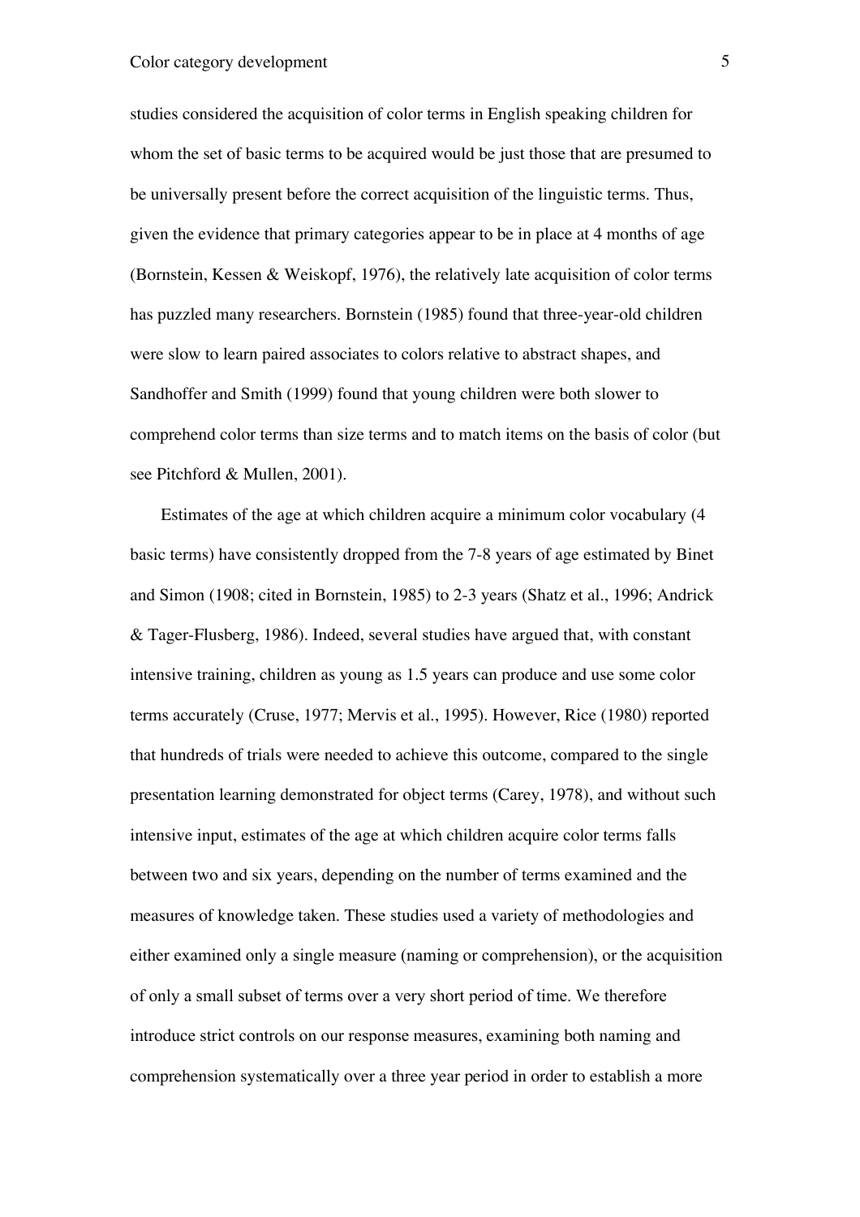studies considered the acquisition of color terms in English speaking children for whom the set of basic terms to be acquired would be just those that are presumed to be universally present before the correct acquisition of the linguistic terms. Thus, given the evidence that primary categories appear to be in place at 4 months of age (Bornstein, Kessen & Weiskopf, 1976), the relatively late acquisition of color terms has puzzled many researchers. Bornstein (1985) found that three-year-old children were slow to learn paired associates to colors relative to abstract shapes, and Sandhoffer and Smith (1999) found that young children were both slower to comprehend color terms than size terms and to match items on the basis of color (but see Pitchford & Mullen, 2001).

Estimates of the age at which children acquire a minimum color vocabulary (4 basic terms) have consistently dropped from the 7-8 years of age estimated by Binet and Simon (1908; cited in Bornstein, 1985) to 2-3 years (Shatz et al., 1996; Andrick & Tager-Flusberg, 1986). Indeed, several studies have argued that, with constant intensive training, children as young as 1.5 years can produce and use some color terms accurately (Cruse, 1977; Mervis et al., 1995). However, Rice (1980) reported that hundreds of trials were needed to achieve this outcome, compared to the single presentation learning demonstrated for object terms (Carey, 1978), and without such intensive input, estimates of the age at which children acquire color terms falls between two and six years, depending on the number of terms examined and the measures of knowledge taken. These studies used a variety of methodologies and either examined only a single measure (naming or comprehension), or the acquisition of only a small subset of terms over a very short period of time. We therefore introduce strict controls on our response measures, examining both naming and comprehension systematically over a three year period in order to establish a more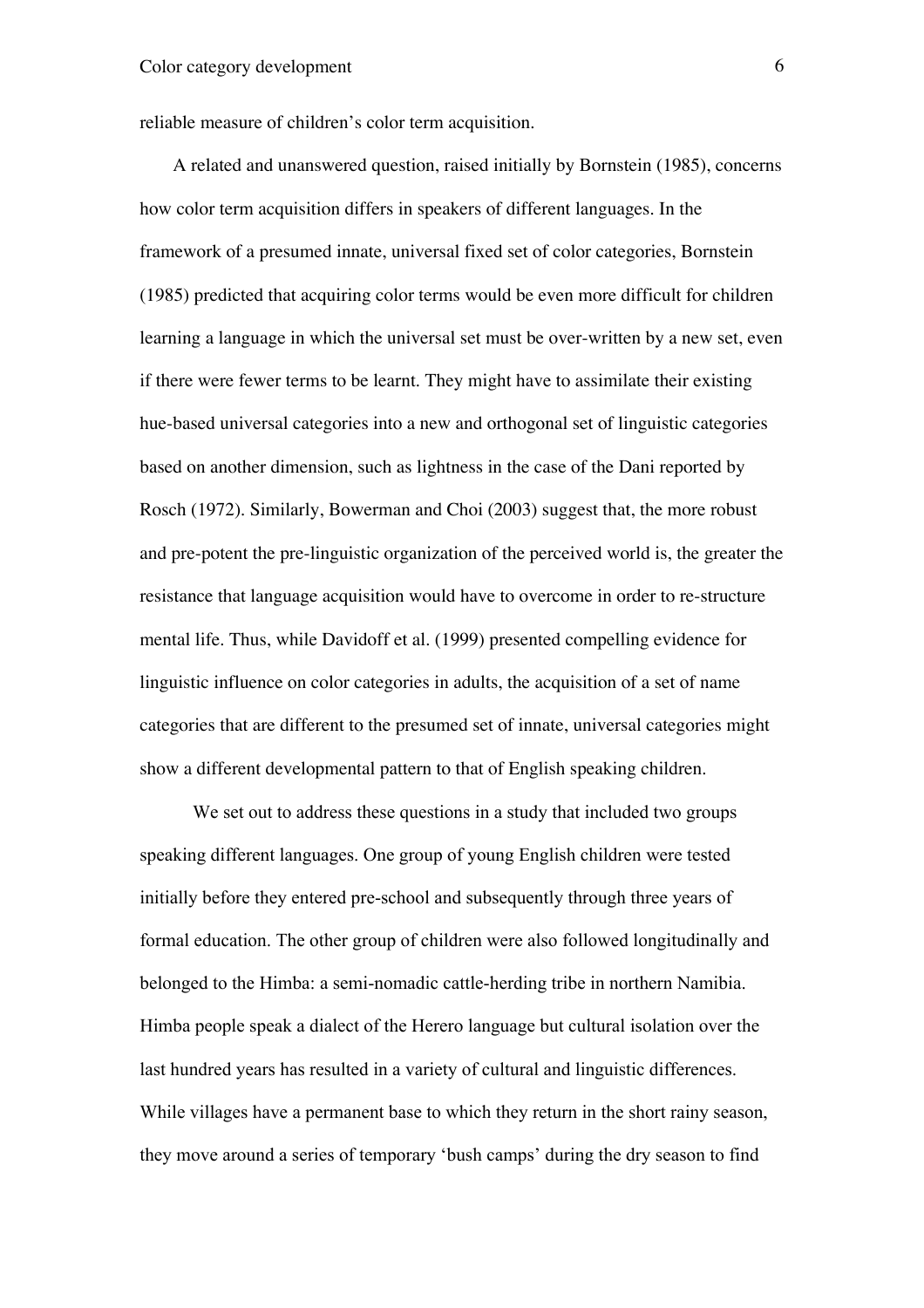reliable measure of children's color term acquisition.

A related and unanswered question, raised initially by Bornstein (1985), concerns how color term acquisition differs in speakers of different languages. In the framework of a presumed innate, universal fixed set of color categories, Bornstein (1985) predicted that acquiring color terms would be even more difficult for children learning a language in which the universal set must be over-written by a new set, even if there were fewer terms to be learnt. They might have to assimilate their existing hue-based universal categories into a new and orthogonal set of linguistic categories based on another dimension, such as lightness in the case of the Dani reported by Rosch (1972). Similarly, Bowerman and Choi (2003) suggest that, the more robust and pre-potent the pre-linguistic organization of the perceived world is, the greater the resistance that language acquisition would have to overcome in order to re-structure mental life. Thus, while Davidoff et al. (1999) presented compelling evidence for linguistic influence on color categories in adults, the acquisition of a set of name categories that are different to the presumed set of innate, universal categories might show a different developmental pattern to that of English speaking children.

We set out to address these questions in a study that included two groups speaking different languages. One group of young English children were tested initially before they entered pre-school and subsequently through three years of formal education. The other group of children were also followed longitudinally and belonged to the Himba: a semi-nomadic cattle-herding tribe in northern Namibia. Himba people speak a dialect of the Herero language but cultural isolation over the last hundred years has resulted in a variety of cultural and linguistic differences. While villages have a permanent base to which they return in the short rainy season, they move around a series of temporary 'bush camps' during the dry season to find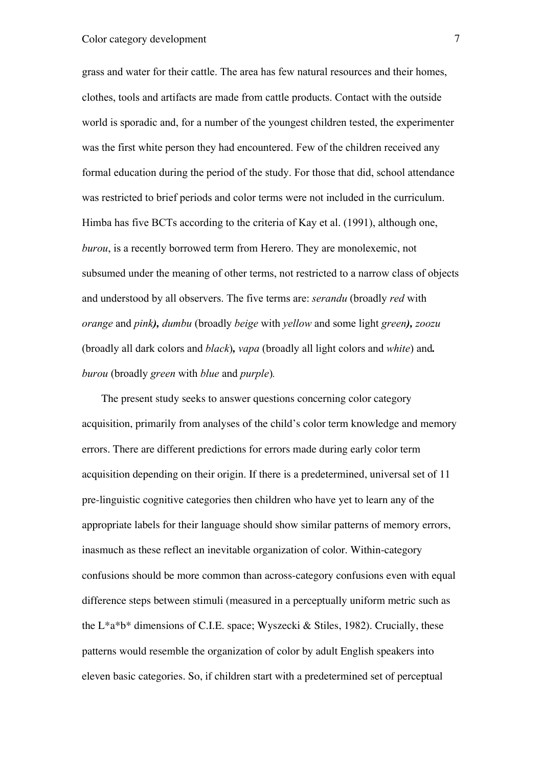grass and water for their cattle. The area has few natural resources and their homes, clothes, tools and artifacts are made from cattle products. Contact with the outside world is sporadic and, for a number of the youngest children tested, the experimenter was the first white person they had encountered. Few of the children received any formal education during the period of the study. For those that did, school attendance was restricted to brief periods and color terms were not included in the curriculum. Himba has five BCTs according to the criteria of Kay et al. (1991), although one, *burou*, is a recently borrowed term from Herero. They are monolexemic, not subsumed under the meaning of other terms, not restricted to a narrow class of objects and understood by all observers. The five terms are: *serandu* (broadly *red* with *orange* and *pink*), *dumbu* (broadly *beige* with *yellow* and some light *green*), *zoozu* (broadly all dark colors and *black*), *vapa* (broadly all light colors and *white*) and *burou* (broadly *green* with *blue* and *purple*).

The present study seeks to answer questions concerning color category acquisition, primarily from analyses of the child's color term knowledge and memory errors. There are different predictions for errors made during early color term acquisition depending on their origin. If there is a predetermined, universal set of 11 pre-linguistic cognitive categories then children who have yet to learn any of the appropriate labels for their language should show similar patterns of memory errors, inasmuch as these reflect an inevitable organization of color. Within-category confusions should be more common than across-category confusions even with equal difference steps between stimuli (measured in a perceptually uniform metric such as the L*a*b* dimensions of C.I.E. space; Wyszecki & Stiles, 1982). Crucially, these patterns would resemble the organization of color by adult English speakers into eleven basic categories. So, if children start with a predetermined set of perceptual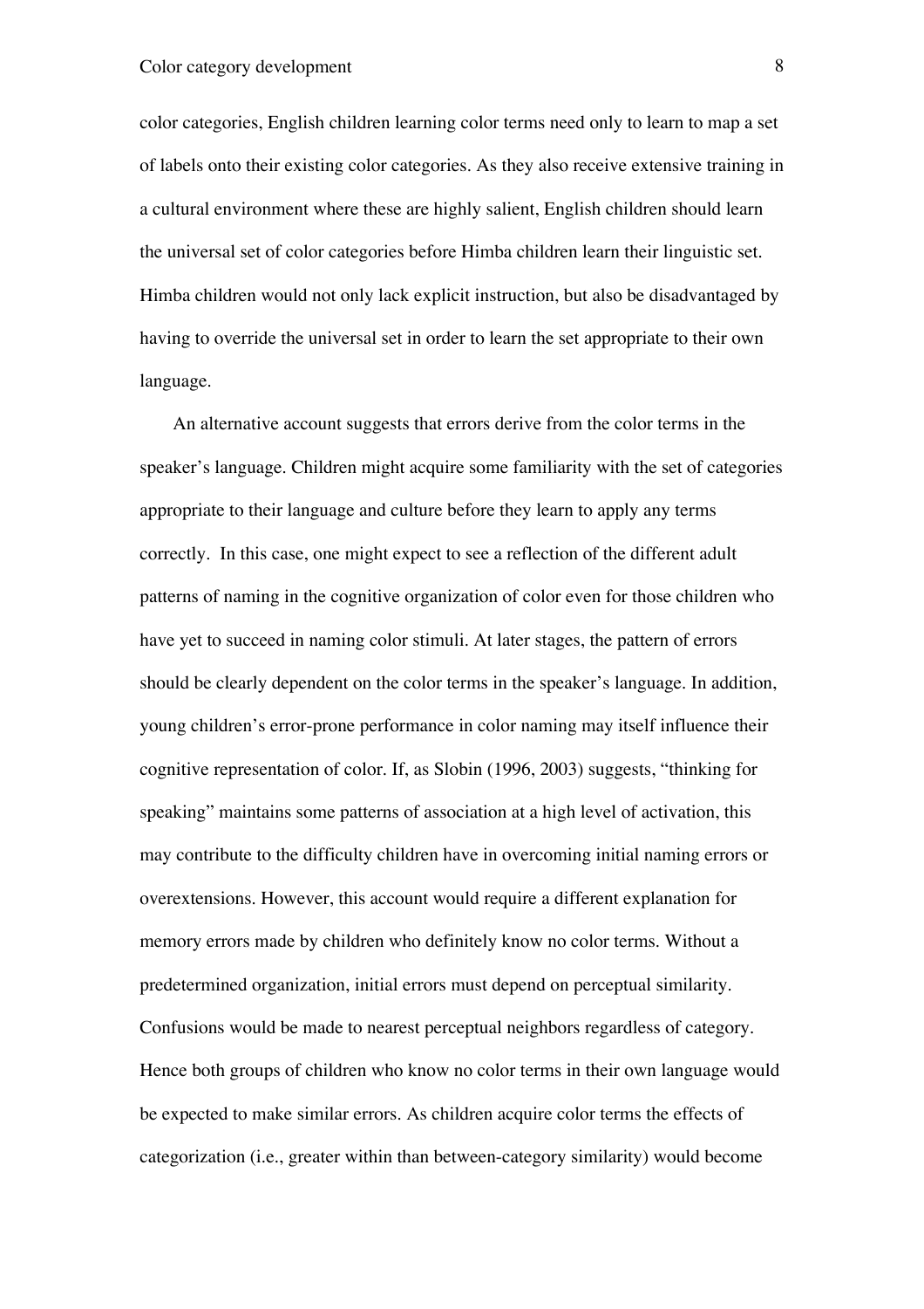color categories, English children learning color terms need only to learn to map a set of labels onto their existing color categories. As they also receive extensive training in a cultural environment where these are highly salient, English children should learn the universal set of color categories before Himba children learn their linguistic set. Himba children would not only lack explicit instruction, but also be disadvantaged by having to override the universal set in order to learn the set appropriate to their own language.

An alternative account suggests that errors derive from the color terms in the speaker's language. Children might acquire some familiarity with the set of categories appropriate to their language and culture before they learn to apply any terms correctly. In this case, one might expect to see a reflection of the different adult patterns of naming in the cognitive organization of color even for those children who have yet to succeed in naming color stimuli. At later stages, the pattern of errors should be clearly dependent on the color terms in the speaker's language. In addition, young children's error-prone performance in color naming may itself influence their cognitive representation of color. If, as Slobin (1996, 2003) suggests, "thinking for speaking" maintains some patterns of association at a high level of activation, this may contribute to the difficulty children have in overcoming initial naming errors or overextensions. However, this account would require a different explanation for memory errors made by children who definitely know no color terms. Without a predetermined organization, initial errors must depend on perceptual similarity. Confusions would be made to nearest perceptual neighbors regardless of category. Hence both groups of children who know no color terms in their own language would be expected to make similar errors. As children acquire color terms the effects of categorization (i.e., greater within than between-category similarity) would become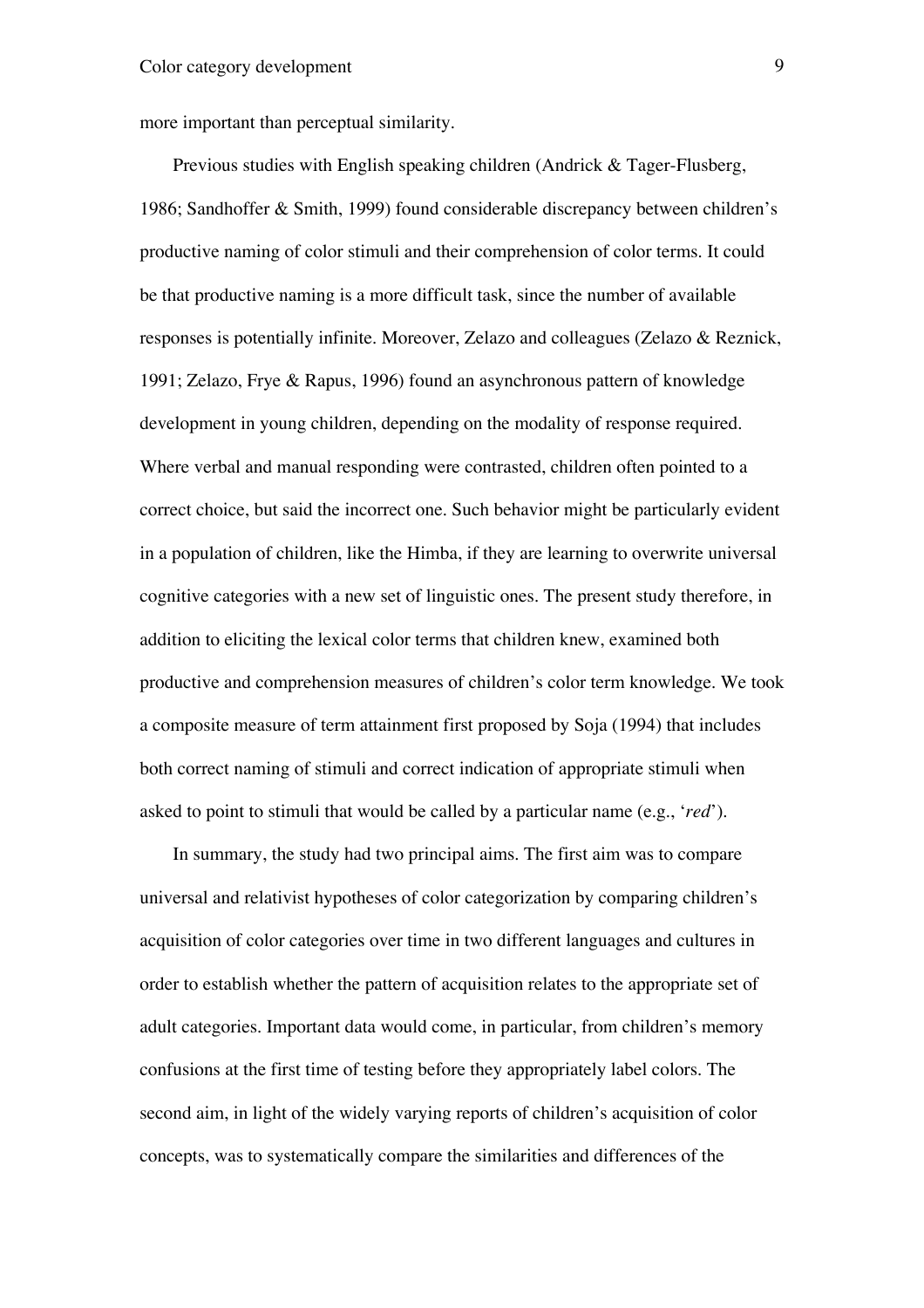more important than perceptual similarity.

Previous studies with English speaking children (Andrick & Tager-Flusberg, 1986; Sandhoffer & Smith, 1999) found considerable discrepancy between children's productive naming of color stimuli and their comprehension of color terms. It could be that productive naming is a more difficult task, since the number of available responses is potentially infinite. Moreover, Zelazo and colleagues (Zelazo & Reznick, 1991; Zelazo, Frye & Rapus, 1996) found an asynchronous pattern of knowledge development in young children, depending on the modality of response required. Where verbal and manual responding were contrasted, children often pointed to a correct choice, but said the incorrect one. Such behavior might be particularly evident in a population of children, like the Himba, if they are learning to overwrite universal cognitive categories with a new set of linguistic ones. The present study therefore, in addition to eliciting the lexical color terms that children knew, examined both productive and comprehension measures of children's color term knowledge. We took a composite measure of term attainment first proposed by Soja (1994) that includes both correct naming of stimuli and correct indication of appropriate stimuli when asked to point to stimuli that would be called by a particular name (e.g., '*red*').

In summary, the study had two principal aims. The first aim was to compare universal and relativist hypotheses of color categorization by comparing children's acquisition of color categories over time in two different languages and cultures in order to establish whether the pattern of acquisition relates to the appropriate set of adult categories. Important data would come, in particular, from children's memory confusions at the first time of testing before they appropriately label colors. The second aim, in light of the widely varying reports of children's acquisition of color concepts, was to systematically compare the similarities and differences of the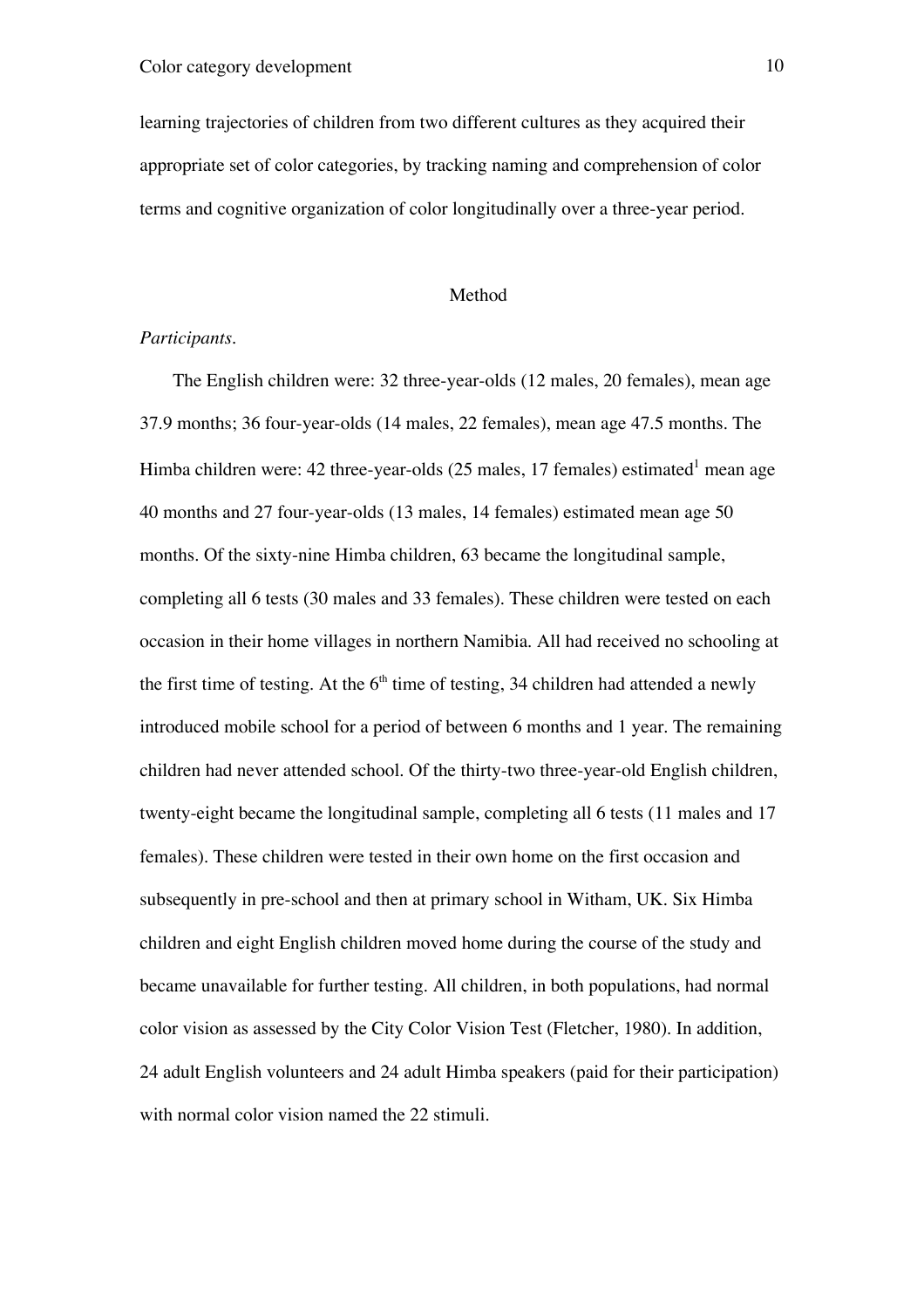learning trajectories of children from two different cultures as they acquired their appropriate set of color categories, by tracking naming and comprehension of color terms and cognitive organization of color longitudinally over a three-year period.

## Method

*Participants.*

The English children were: 32 three-year-olds (12 males, 20 females), mean age 37.9 months; 36 four-year-olds (14 males, 22 females), mean age 47.5 months. The Himba children were: 42 three-year-olds (25 males, 17 females) estimated[1] mean age 40 months and 27 four-year-olds (13 males, 14 females) estimated mean age 50 months. Of the sixty-nine Himba children, 63 became the longitudinal sample, completing all 6 tests (30 males and 33 females). These children were tested on each occasion in their home villages in northern Namibia. All had received no schooling at the first time of testing. At the 6th time of testing, 34 children had attended a newly introduced mobile school for a period of between 6 months and 1 year. The remaining children had never attended school. Of the thirty-two three-year-old English children, twenty-eight became the longitudinal sample, completing all 6 tests (11 males and 17 females). These children were tested in their own home on the first occasion and subsequently in pre-school and then at primary school in Witham, UK. Six Himba children and eight English children moved home during the course of the study and became unavailable for further testing. All children, in both populations, had normal color vision as assessed by the City Color Vision Test (Fletcher, 1980). In addition, 24 adult English volunteers and 24 adult Himba speakers (paid for their participation) with normal color vision named the 22 stimuli.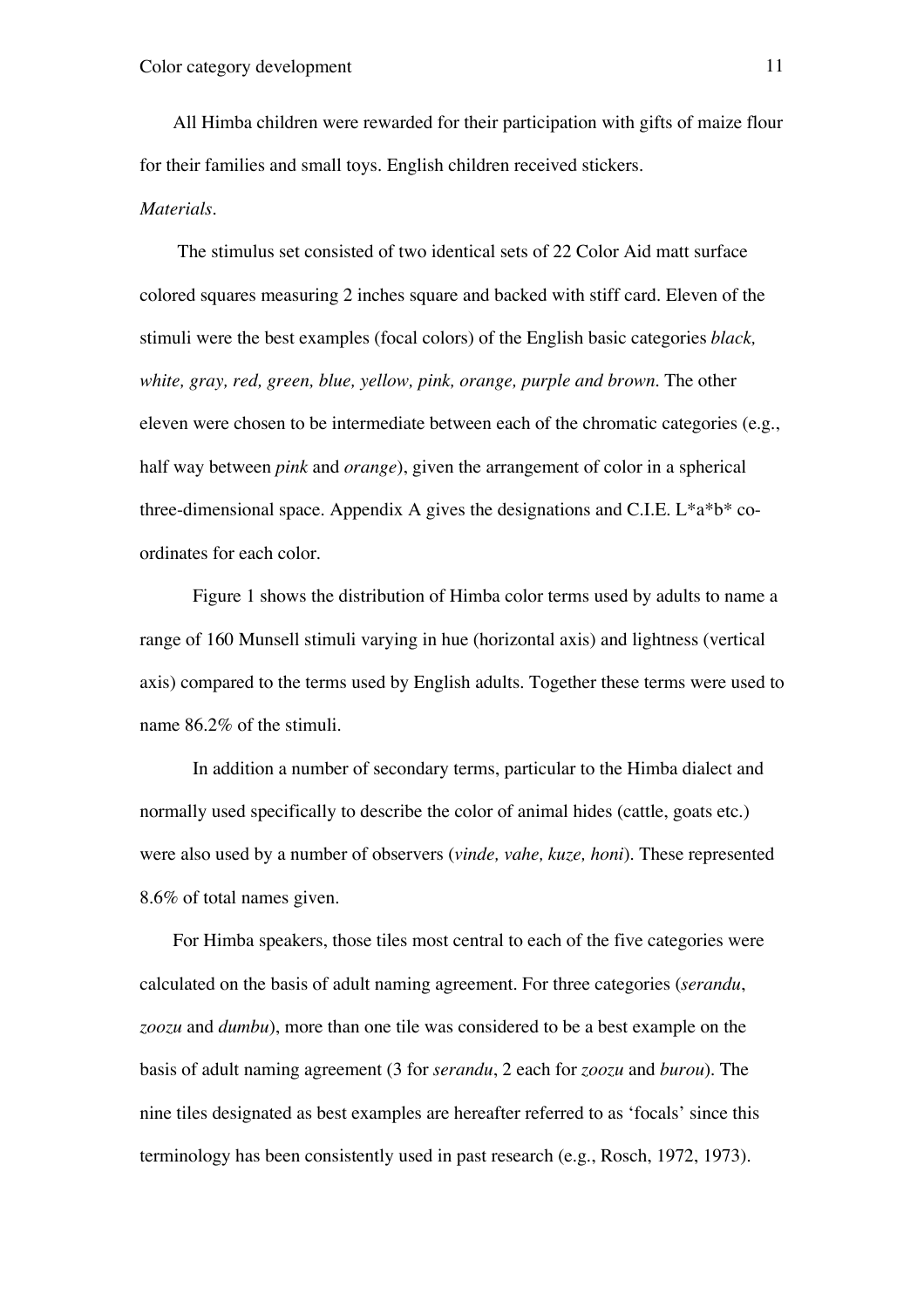All Himba children were rewarded for their participation with gifts of maize flour for their families and small toys. English children received stickers.

*Materials.*

The stimulus set consisted of two identical sets of 22 Color Aid matt surface colored squares measuring 2 inches square and backed with stiff card. Eleven of the stimuli were the best examples (focal colors) of the English basic categories *black, white, gray, red, green, blue, yellow, pink, orange, purple and brown*. The other eleven were chosen to be intermediate between each of the chromatic categories (e.g., half way between *pink* and *orange*), given the arrangement of color in a spherical three-dimensional space. Appendix A gives the designations and C.I.E. L*a*b* co-ordinates for each color.

Figure 1 shows the distribution of Himba color terms used by adults to name a range of 160 Munsell stimuli varying in hue (horizontal axis) and lightness (vertical axis) compared to the terms used by English adults. Together these terms were used to name 86.2% of the stimuli.

In addition a number of secondary terms, particular to the Himba dialect and normally used specifically to describe the color of animal hides (cattle, goats etc.) were also used by a number of observers (*vinde, vahe, kuze, honi*). These represented 8.6% of total names given.

For Himba speakers, those tiles most central to each of the five categories were calculated on the basis of adult naming agreement. For three categories (*serandu*, *zoozu* and *dumbu*), more than one tile was considered to be a best example on the basis of adult naming agreement (3 for *serandu*, 2 each for *zoozu* and *burou*). The nine tiles designated as best examples are hereafter referred to as 'focals' since this terminology has been consistently used in past research (e.g., Rosch, 1972, 1973).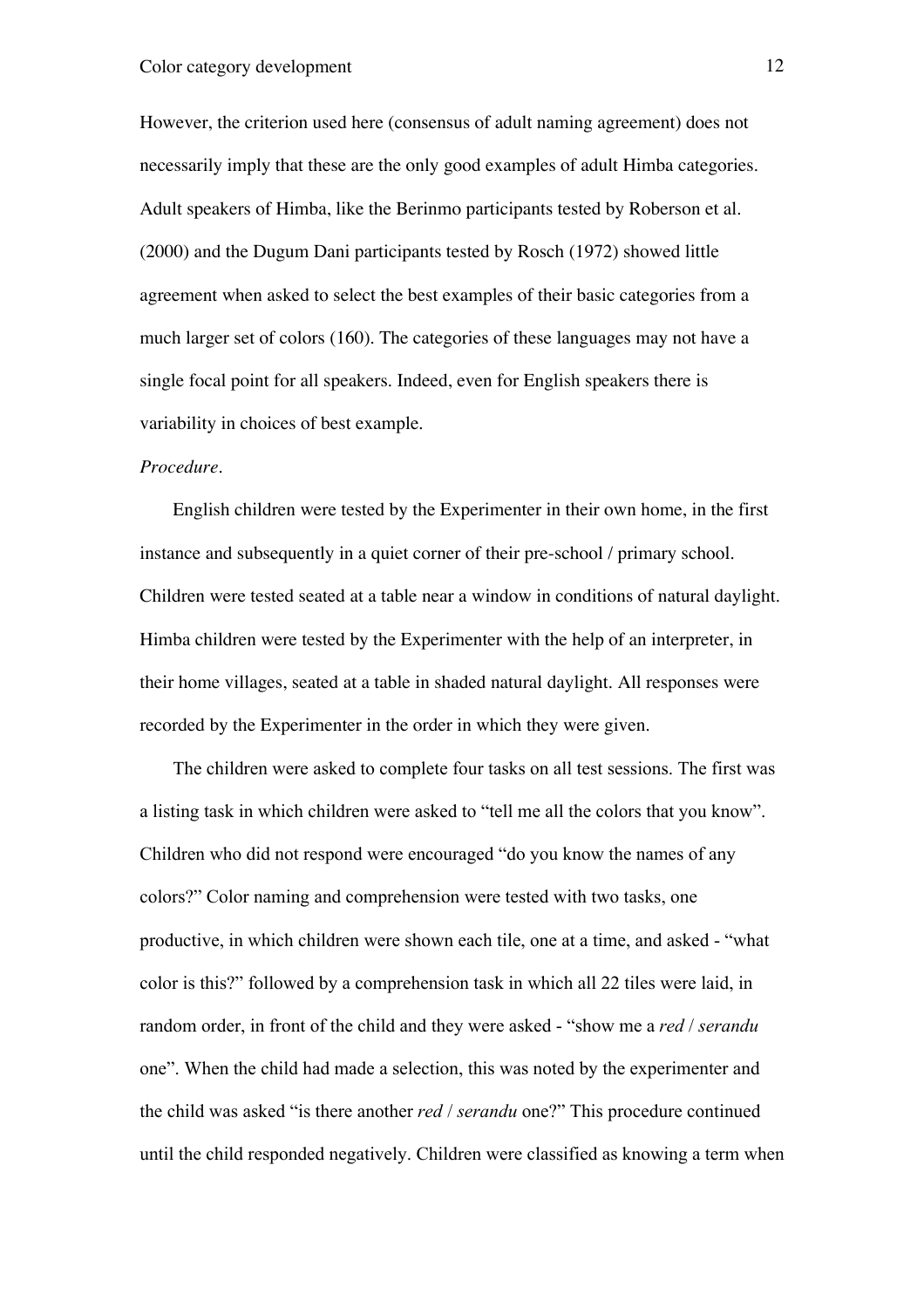However, the criterion used here (consensus of adult naming agreement) does not necessarily imply that these are the only good examples of adult Himba categories. Adult speakers of Himba, like the Berinmo participants tested by Roberson et al. (2000) and the Dugum Dani participants tested by Rosch (1972) showed little agreement when asked to select the best examples of their basic categories from a much larger set of colors (160). The categories of these languages may not have a single focal point for all speakers. Indeed, even for English speakers there is variability in choices of best example.

*Procedure*.

English children were tested by the Experimenter in their own home, in the first instance and subsequently in a quiet corner of their pre-school / primary school. Children were tested seated at a table near a window in conditions of natural daylight. Himba children were tested by the Experimenter with the help of an interpreter, in their home villages, seated at a table in shaded natural daylight. All responses were recorded by the Experimenter in the order in which they were given.

The children were asked to complete four tasks on all test sessions. The first was a listing task in which children were asked to "tell me all the colors that you know". Children who did not respond were encouraged "do you know the names of any colors?" Color naming and comprehension were tested with two tasks, one productive, in which children were shown each tile, one at a time, and asked - "what color is this?" followed by a comprehension task in which all 22 tiles were laid, in random order, in front of the child and they were asked - "show me a *red* / *serandu* one". When the child had made a selection, this was noted by the experimenter and the child was asked "is there another *red* / *serandu* one?" This procedure continued until the child responded negatively. Children were classified as knowing a term when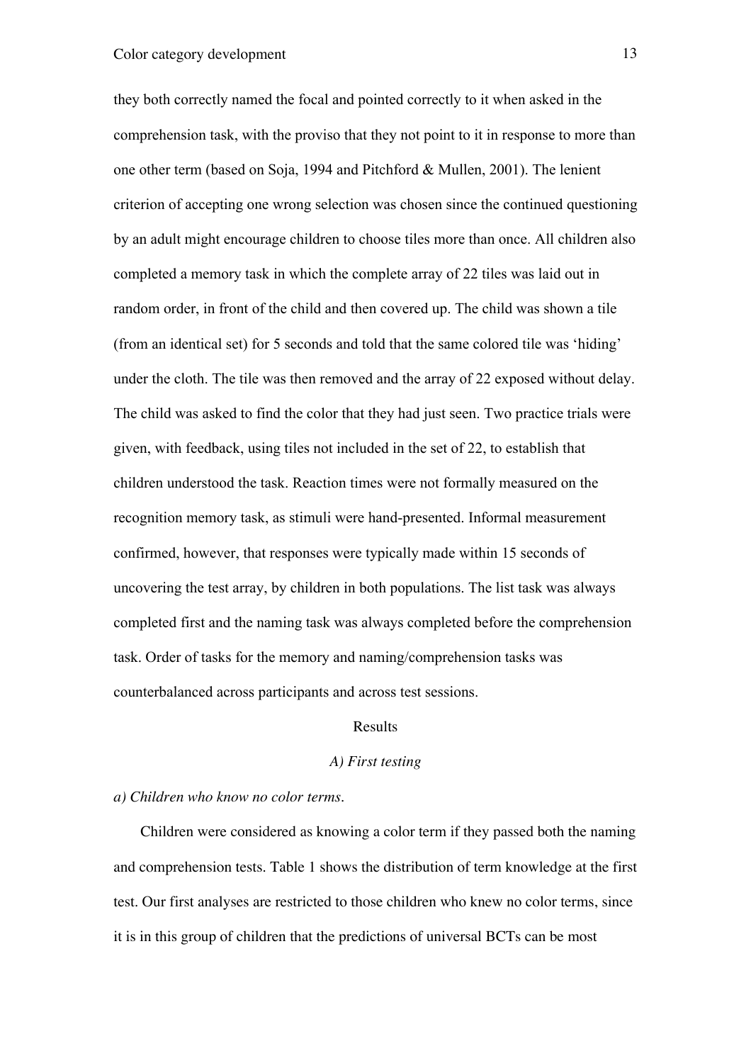they both correctly named the focal and pointed correctly to it when asked in the comprehension task, with the proviso that they not point to it in response to more than one other term (based on Soja, 1994 and Pitchford & Mullen, 2001). The lenient criterion of accepting one wrong selection was chosen since the continued questioning by an adult might encourage children to choose tiles more than once. All children also completed a memory task in which the complete array of 22 tiles was laid out in random order, in front of the child and then covered up. The child was shown a tile (from an identical set) for 5 seconds and told that the same colored tile was 'hiding' under the cloth. The tile was then removed and the array of 22 exposed without delay. The child was asked to find the color that they had just seen. Two practice trials were given, with feedback, using tiles not included in the set of 22, to establish that children understood the task. Reaction times were not formally measured on the recognition memory task, as stimuli were hand-presented. Informal measurement confirmed, however, that responses were typically made within 15 seconds of uncovering the test array, by children in both populations. The list task was always completed first and the naming task was always completed before the comprehension task. Order of tasks for the memory and naming/comprehension tasks was counterbalanced across participants and across test sessions.

# Results

## *A) First testing*

### *a) Children who know no color terms.*

Children were considered as knowing a color term if they passed both the naming and comprehension tests. Table 1 shows the distribution of term knowledge at the first test. Our first analyses are restricted to those children who knew no color terms, since it is in this group of children that the predictions of universal BCTs can be most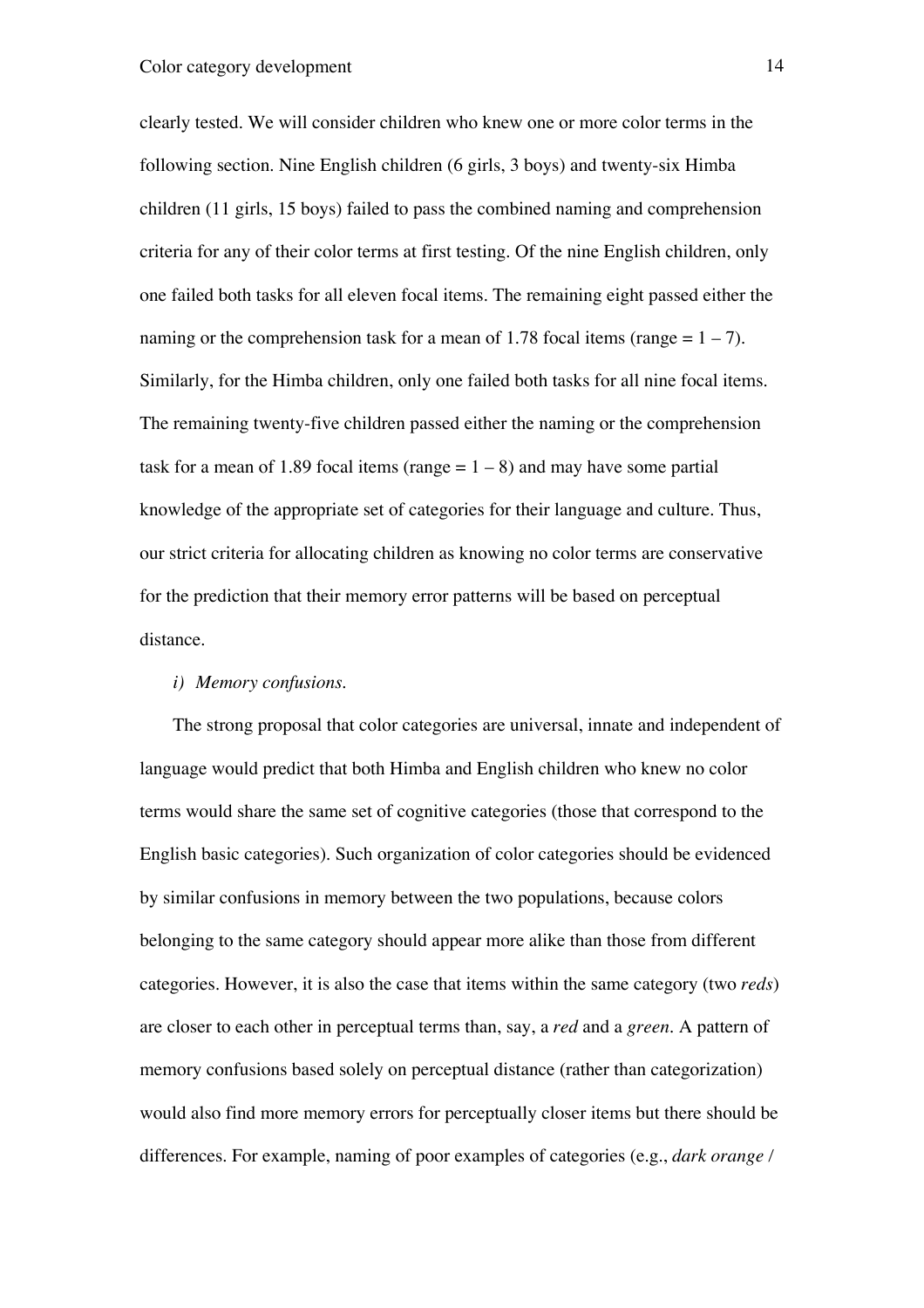clearly tested. We will consider children who knew one or more color terms in the following section. Nine English children (6 girls, 3 boys) and twenty-six Himba children (11 girls, 15 boys) failed to pass the combined naming and comprehension criteria for any of their color terms at first testing. Of the nine English children, only one failed both tasks for all eleven focal items. The remaining eight passed either the naming or the comprehension task for a mean of 1.78 focal items (range = 1 – 7). Similarly, for the Himba children, only one failed both tasks for all nine focal items. The remaining twenty-five children passed either the naming or the comprehension task for a mean of 1.89 focal items (range = 1 – 8) and may have some partial knowledge of the appropriate set of categories for their language and culture. Thus, our strict criteria for allocating children as knowing no color terms are conservative for the prediction that their memory error patterns will be based on perceptual distance.

*i) Memory confusions.*

The strong proposal that color categories are universal, innate and independent of language would predict that both Himba and English children who knew no color terms would share the same set of cognitive categories (those that correspond to the English basic categories). Such organization of color categories should be evidenced by similar confusions in memory between the two populations, because colors belonging to the same category should appear more alike than those from different categories. However, it is also the case that items within the same category (two *reds*) are closer to each other in perceptual terms than, say, a *red* and a *green*. A pattern of memory confusions based solely on perceptual distance (rather than categorization) would also find more memory errors for perceptually closer items but there should be differences. For example, naming of poor examples of categories (e.g., *dark orange* /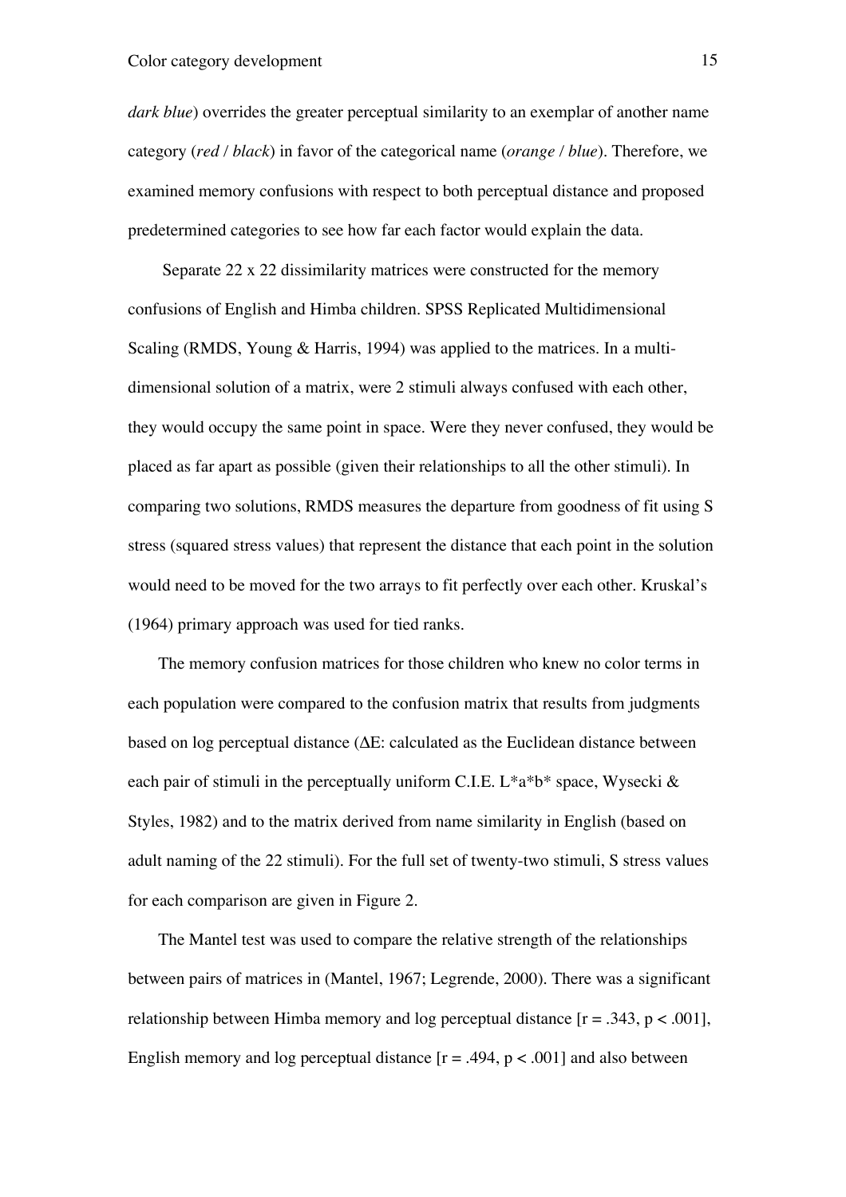*dark blue*) overrides the greater perceptual similarity to an exemplar of another name category (*red* / *black*) in favor of the categorical name (*orange* / *blue*). Therefore, we examined memory confusions with respect to both perceptual distance and proposed predetermined categories to see how far each factor would explain the data.

Separate 22 x 22 dissimilarity matrices were constructed for the memory confusions of English and Himba children. SPSS Replicated Multidimensional Scaling (RMDS, Young & Harris, 1994) was applied to the matrices. In a multi-dimensional solution of a matrix, were 2 stimuli always confused with each other, they would occupy the same point in space. Were they never confused, they would be placed as far apart as possible (given their relationships to all the other stimuli). In comparing two solutions, RMDS measures the departure from goodness of fit using S stress (squared stress values) that represent the distance that each point in the solution would need to be moved for the two arrays to fit perfectly over each other. Kruskal's (1964) primary approach was used for tied ranks.

The memory confusion matrices for those children who knew no color terms in each population were compared to the confusion matrix that results from judgments based on log perceptual distance ($\Delta E$: calculated as the Euclidean distance between each pair of stimuli in the perceptually uniform C.I.E. $L^*a^*b^*$ space, Wysecki & Styles, 1982) and to the matrix derived from name similarity in English (based on adult naming of the 22 stimuli). For the full set of twenty-two stimuli, S stress values for each comparison are given in Figure 2.

The Mantel test was used to compare the relative strength of the relationships between pairs of matrices in (Mantel, 1967; Legrende, 2000). There was a significant relationship between Himba memory and log perceptual distance [$r = .343$, $p < .001$], English memory and log perceptual distance [$r = .494$, $p < .001$] and also between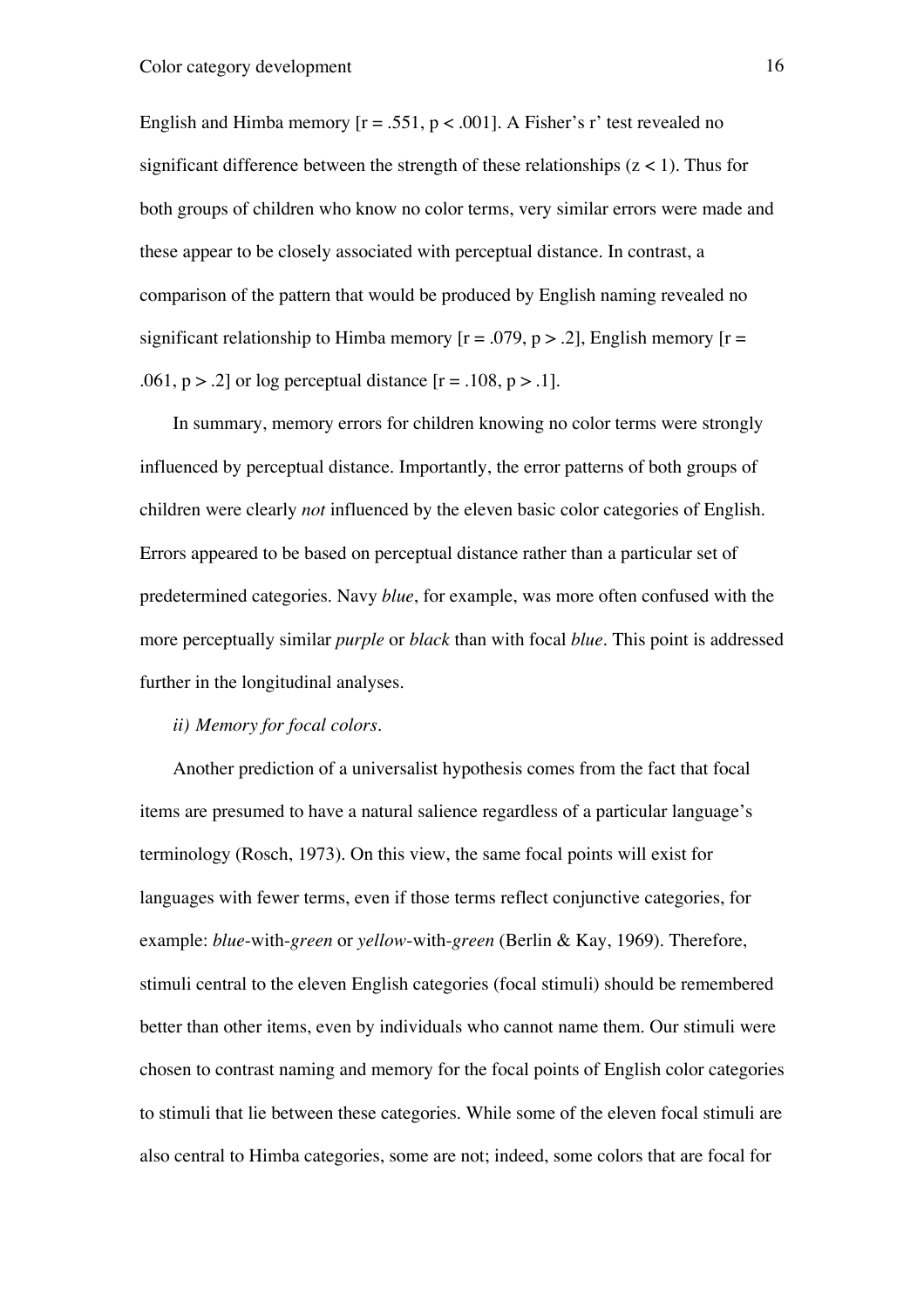English and Himba memory [$r = .551$, $p < .001$]. A Fisher's r' test revealed no significant difference between the strength of these relationships ($z < 1$). Thus for both groups of children who know no color terms, very similar errors were made and these appear to be closely associated with perceptual distance. In contrast, a comparison of the pattern that would be produced by English naming revealed no significant relationship to Himba memory [$r = .079$, $p > .2$], English memory [$r = .061$, $p > .2$] or log perceptual distance [$r = .108$, $p > .1$].

In summary, memory errors for children knowing no color terms were strongly influenced by perceptual distance. Importantly, the error patterns of both groups of children were clearly *not* influenced by the eleven basic color categories of English. Errors appeared to be based on perceptual distance rather than a particular set of predetermined categories. Navy *blue*, for example, was more often confused with the more perceptually similar *purple* or *black* than with focal *blue*. This point is addressed further in the longitudinal analyses.

*ii) Memory for focal colors*.

Another prediction of a universalist hypothesis comes from the fact that focal items are presumed to have a natural salience regardless of a particular language's terminology (Rosch, 1973). On this view, the same focal points will exist for languages with fewer terms, even if those terms reflect conjunctive categories, for example: *blue*-with-*green* or *yellow*-with-*green* (Berlin & Kay, 1969). Therefore, stimuli central to the eleven English categories (focal stimuli) should be remembered better than other items, even by individuals who cannot name them. Our stimuli were chosen to contrast naming and memory for the focal points of English color categories to stimuli that lie between these categories. While some of the eleven focal stimuli are also central to Himba categories, some are not; indeed, some colors that are focal for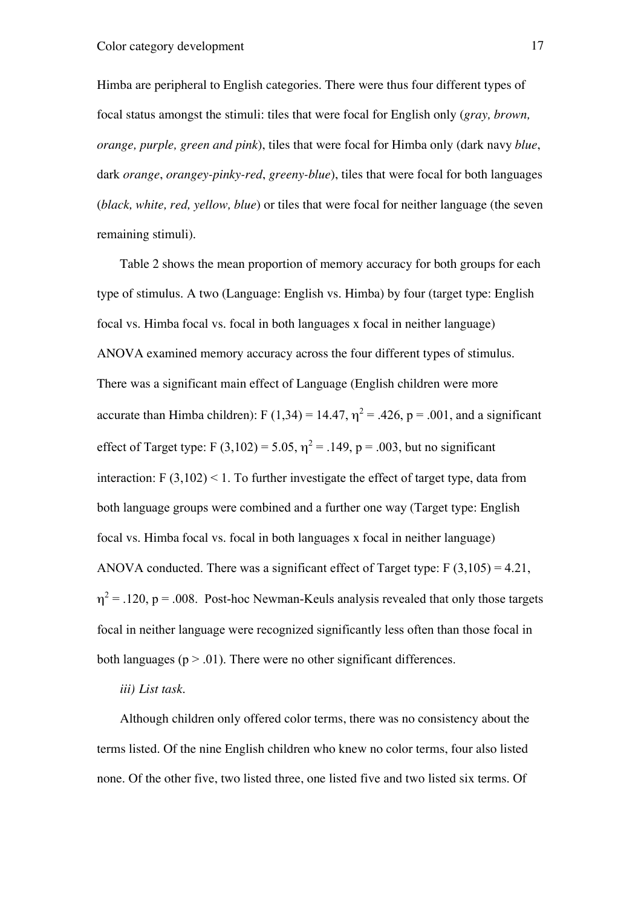Himba are peripheral to English categories. There were thus four different types of focal status amongst the stimuli: tiles that were focal for English only (*gray, brown, orange, purple, green and pink*), tiles that were focal for Himba only (dark navy *blue*, dark *orange*, *orangey-pinky-red*, *greeny-blue*), tiles that were focal for both languages (*black, white, red, yellow, blue*) or tiles that were focal for neither language (the seven remaining stimuli).

Table 2 shows the mean proportion of memory accuracy for both groups for each type of stimulus. A two (Language: English vs. Himba) by four (target type: English focal vs. Himba focal vs. focal in both languages x focal in neither language) ANOVA examined memory accuracy across the four different types of stimulus. There was a significant main effect of Language (English children were more accurate than Himba children): $F(1,34) = 14.47$, $\eta^2 = .426$, $p = .001$, and a significant effect of Target type: $F(3,102) = 5.05$, $\eta^2 = .149$, $p = .003$, but no significant interaction: $F(3,102) < 1$. To further investigate the effect of target type, data from both language groups were combined and a further one way (Target type: English focal vs. Himba focal vs. focal in both languages x focal in neither language) ANOVA conducted. There was a significant effect of Target type: $F(3,105) = 4.21$, $\eta^2 = .120$, $p = .008$. Post-hoc Newman-Keuls analysis revealed that only those targets focal in neither language were recognized significantly less often than those focal in both languages ($p > .01$). There were no other significant differences.

*iii) List task.*

Although children only offered color terms, there was no consistency about the terms listed. Of the nine English children who knew no color terms, four also listed none. Of the other five, two listed three, one listed five and two listed six terms. Of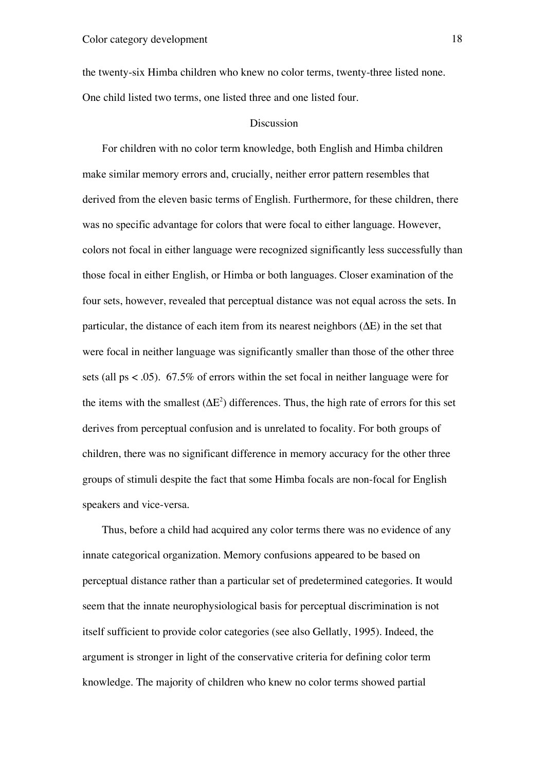the twenty-six Himba children who knew no color terms, twenty-three listed none. One child listed two terms, one listed three and one listed four.

## Discussion

For children with no color term knowledge, both English and Himba children make similar memory errors and, crucially, neither error pattern resembles that derived from the eleven basic terms of English. Furthermore, for these children, there was no specific advantage for colors that were focal to either language. However, colors not focal in either language were recognized significantly less successfully than those focal in either English, or Himba or both languages. Closer examination of the four sets, however, revealed that perceptual distance was not equal across the sets. In particular, the distance of each item from its nearest neighbors ($\Delta E$) in the set that were focal in neither language was significantly smaller than those of the other three sets (all ps $< .05$). 67.5% of errors within the set focal in neither language were for the items with the smallest ($\Delta E^2$) differences. Thus, the high rate of errors for this set derives from perceptual confusion and is unrelated to focality. For both groups of children, there was no significant difference in memory accuracy for the other three groups of stimuli despite the fact that some Himba focals are non-focal for English speakers and vice-versa.

Thus, before a child had acquired any color terms there was no evidence of any innate categorical organization. Memory confusions appeared to be based on perceptual distance rather than a particular set of predetermined categories. It would seem that the innate neurophysiological basis for perceptual discrimination is not itself sufficient to provide color categories (see also Gellatly, 1995). Indeed, the argument is stronger in light of the conservative criteria for defining color term knowledge. The majority of children who knew no color terms showed partial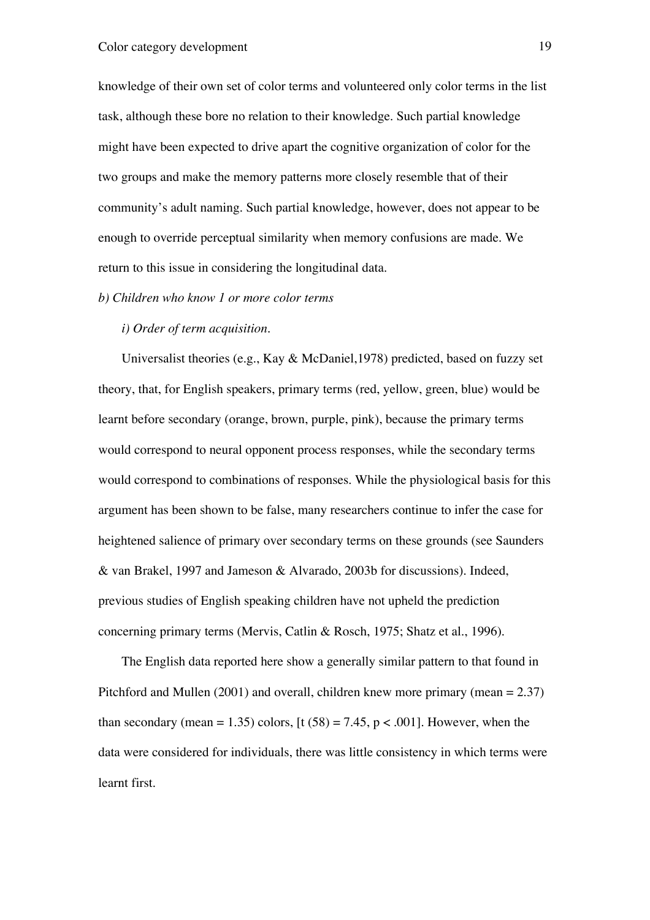knowledge of their own set of color terms and volunteered only color terms in the list task, although these bore no relation to their knowledge. Such partial knowledge might have been expected to drive apart the cognitive organization of color for the two groups and make the memory patterns more closely resemble that of their community's adult naming. Such partial knowledge, however, does not appear to be enough to override perceptual similarity when memory confusions are made. We return to this issue in considering the longitudinal data.

*b) Children who know 1 or more color terms*

*i) Order of term acquisition.*

Universalist theories (e.g., Kay & McDaniel,1978) predicted, based on fuzzy set theory, that, for English speakers, primary terms (red, yellow, green, blue) would be learnt before secondary (orange, brown, purple, pink), because the primary terms would correspond to neural opponent process responses, while the secondary terms would correspond to combinations of responses. While the physiological basis for this argument has been shown to be false, many researchers continue to infer the case for heightened salience of primary over secondary terms on these grounds (see Saunders & van Brakel, 1997 and Jameson & Alvarado, 2003b for discussions). Indeed, previous studies of English speaking children have not upheld the prediction concerning primary terms (Mervis, Catlin & Rosch, 1975; Shatz et al., 1996).

The English data reported here show a generally similar pattern to that found in Pitchford and Mullen (2001) and overall, children knew more primary (mean = 2.37) than secondary (mean = 1.35) colors, [$t(58) = 7.45$, $p < .001$]. However, when the data were considered for individuals, there was little consistency in which terms were learnt first.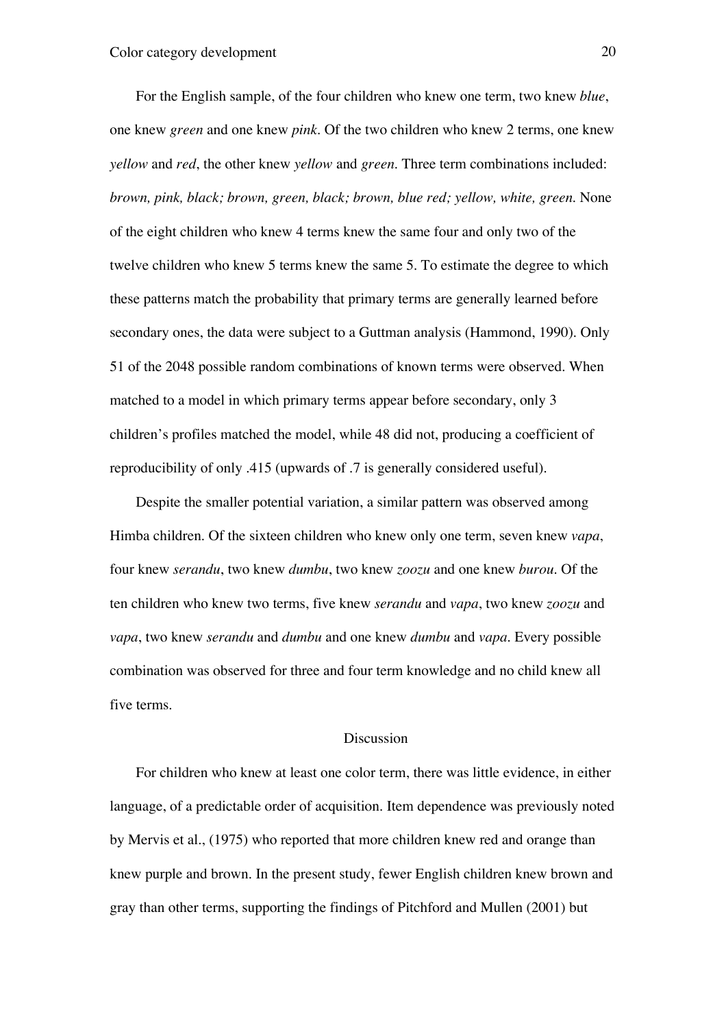For the English sample, of the four children who knew one term, two knew *blue*, one knew *green* and one knew *pink*. Of the two children who knew 2 terms, one knew *yellow* and *red*, the other knew *yellow* and *green*. Three term combinations included: *brown, pink, black; brown, green, black; brown, blue red; yellow, white, green.* None of the eight children who knew 4 terms knew the same four and only two of the twelve children who knew 5 terms knew the same 5. To estimate the degree to which these patterns match the probability that primary terms are generally learned before secondary ones, the data were subject to a Guttman analysis (Hammond, 1990). Only 51 of the 2048 possible random combinations of known terms were observed. When matched to a model in which primary terms appear before secondary, only 3 children's profiles matched the model, while 48 did not, producing a coefficient of reproducibility of only .415 (upwards of .7 is generally considered useful).

Despite the smaller potential variation, a similar pattern was observed among Himba children. Of the sixteen children who knew only one term, seven knew *vapa*, four knew *serandu*, two knew *dumbu*, two knew *zoozu* and one knew *burou*. Of the ten children who knew two terms, five knew *serandu* and *vapa*, two knew *zoozu* and *vapa*, two knew *serandu* and *dumbu* and one knew *dumbu* and *vapa*. Every possible combination was observed for three and four term knowledge and no child knew all five terms.

## Discussion

For children who knew at least one color term, there was little evidence, in either language, of a predictable order of acquisition. Item dependence was previously noted by Mervis et al., (1975) who reported that more children knew red and orange than knew purple and brown. In the present study, fewer English children knew brown and gray than other terms, supporting the findings of Pitchford and Mullen (2001) but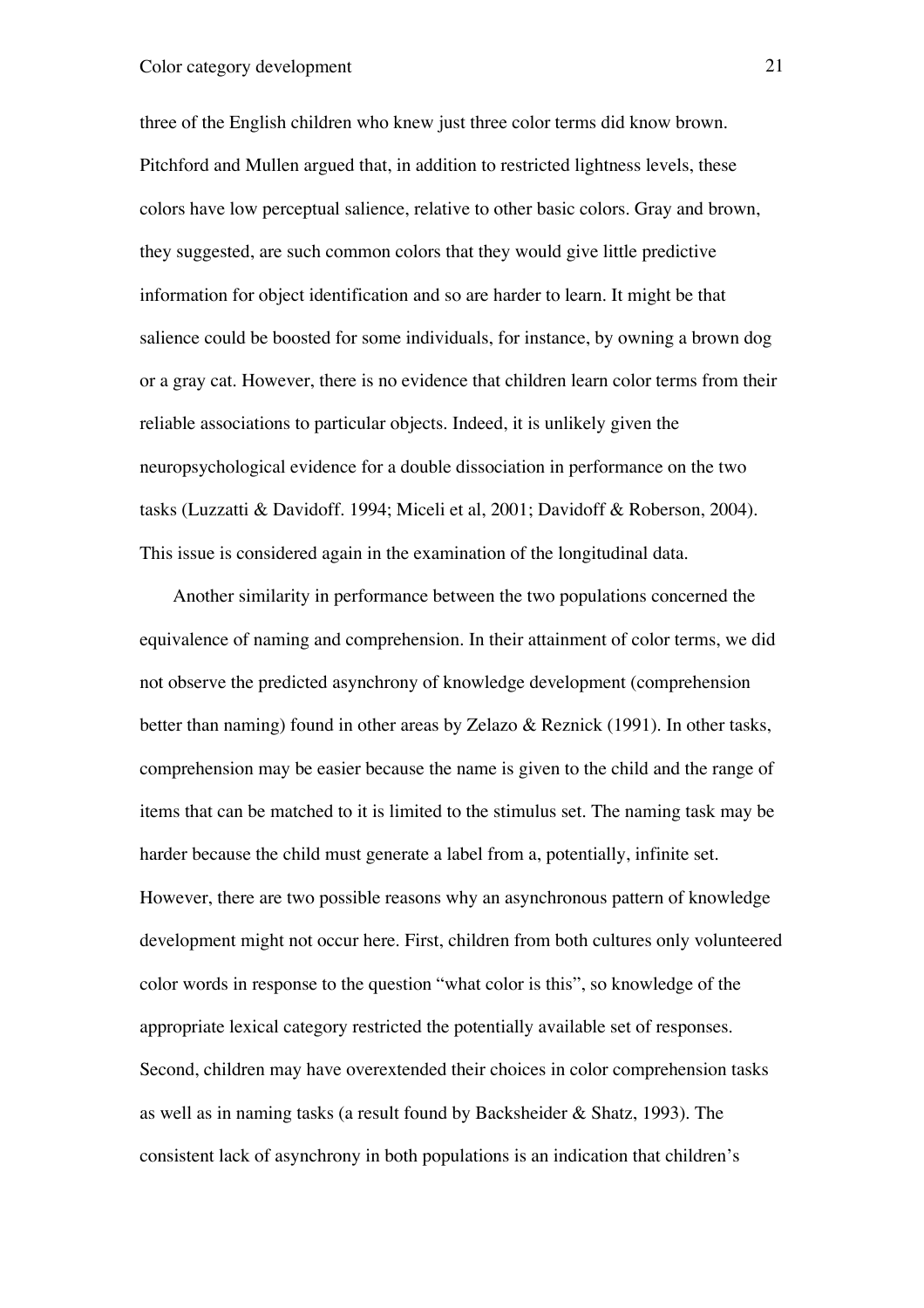three of the English children who knew just three color terms did know brown. Pitchford and Mullen argued that, in addition to restricted lightness levels, these colors have low perceptual salience, relative to other basic colors. Gray and brown, they suggested, are such common colors that they would give little predictive information for object identification and so are harder to learn. It might be that salience could be boosted for some individuals, for instance, by owning a brown dog or a gray cat. However, there is no evidence that children learn color terms from their reliable associations to particular objects. Indeed, it is unlikely given the neuropsychological evidence for a double dissociation in performance on the two tasks (Luzzatti & Davidoff. 1994; Miceli et al, 2001; Davidoff & Roberson, 2004). This issue is considered again in the examination of the longitudinal data.

Another similarity in performance between the two populations concerned the equivalence of naming and comprehension. In their attainment of color terms, we did not observe the predicted asynchrony of knowledge development (comprehension better than naming) found in other areas by Zelazo & Reznick (1991). In other tasks, comprehension may be easier because the name is given to the child and the range of items that can be matched to it is limited to the stimulus set. The naming task may be harder because the child must generate a label from a, potentially, infinite set. However, there are two possible reasons why an asynchronous pattern of knowledge development might not occur here. First, children from both cultures only volunteered color words in response to the question "what color is this", so knowledge of the appropriate lexical category restricted the potentially available set of responses. Second, children may have overextended their choices in color comprehension tasks as well as in naming tasks (a result found by Backsheider & Shatz, 1993). The consistent lack of asynchrony in both populations is an indication that children's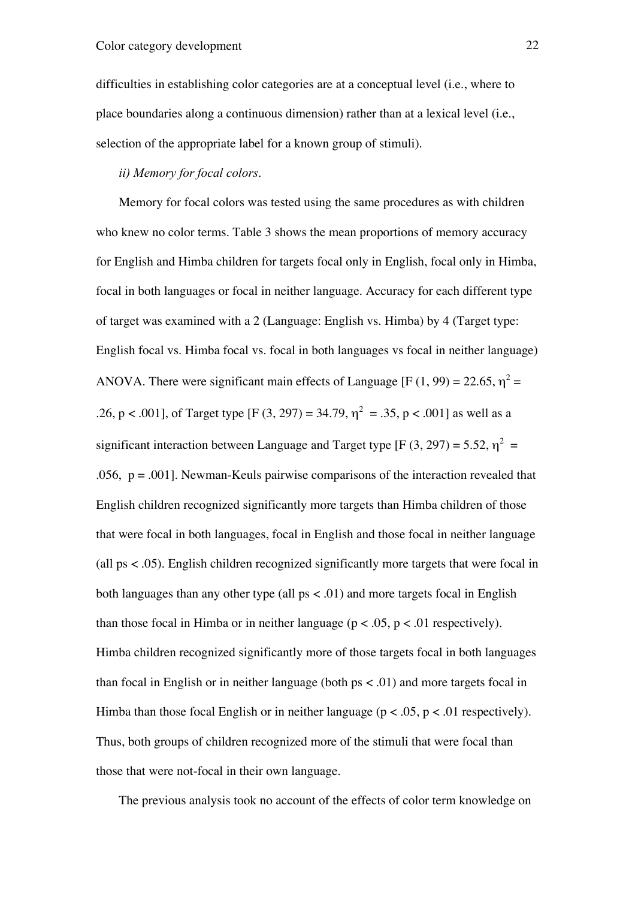difficulties in establishing color categories are at a conceptual level (i.e., where to place boundaries along a continuous dimension) rather than at a lexical level (i.e., selection of the appropriate label for a known group of stimuli).

*ii) Memory for focal colors.*

Memory for focal colors was tested using the same procedures as with children who knew no color terms. Table 3 shows the mean proportions of memory accuracy for English and Himba children for targets focal only in English, focal only in Himba, focal in both languages or focal in neither language. Accuracy for each different type of target was examined with a 2 (Language: English vs. Himba) by 4 (Target type: English focal vs. Himba focal vs. focal in both languages vs focal in neither language) ANOVA. There were significant main effects of Language [$F(1, 99) = 22.65$, $\eta^2 = .26$, $p < .001$], of Target type [$F(3, 297) = 34.79$, $\eta^2 = .35$, $p < .001$] as well as a significant interaction between Language and Target type [$F(3, 297) = 5.52$, $\eta^2 = .056$, $p = .001$]. Newman-Keuls pairwise comparisons of the interaction revealed that English children recognized significantly more targets than Himba children of those that were focal in both languages, focal in English and those focal in neither language (all $ps < .05$). English children recognized significantly more targets that were focal in both languages than any other type (all $ps < .01$) and more targets focal in English than those focal in Himba or in neither language ($p < .05$, $p < .01$ respectively). Himba children recognized significantly more of those targets focal in both languages than focal in English or in neither language (both $ps < .01$) and more targets focal in Himba than those focal English or in neither language ($p < .05$, $p < .01$ respectively). Thus, both groups of children recognized more of the stimuli that were focal than those that were not-focal in their own language.

The previous analysis took no account of the effects of color term knowledge on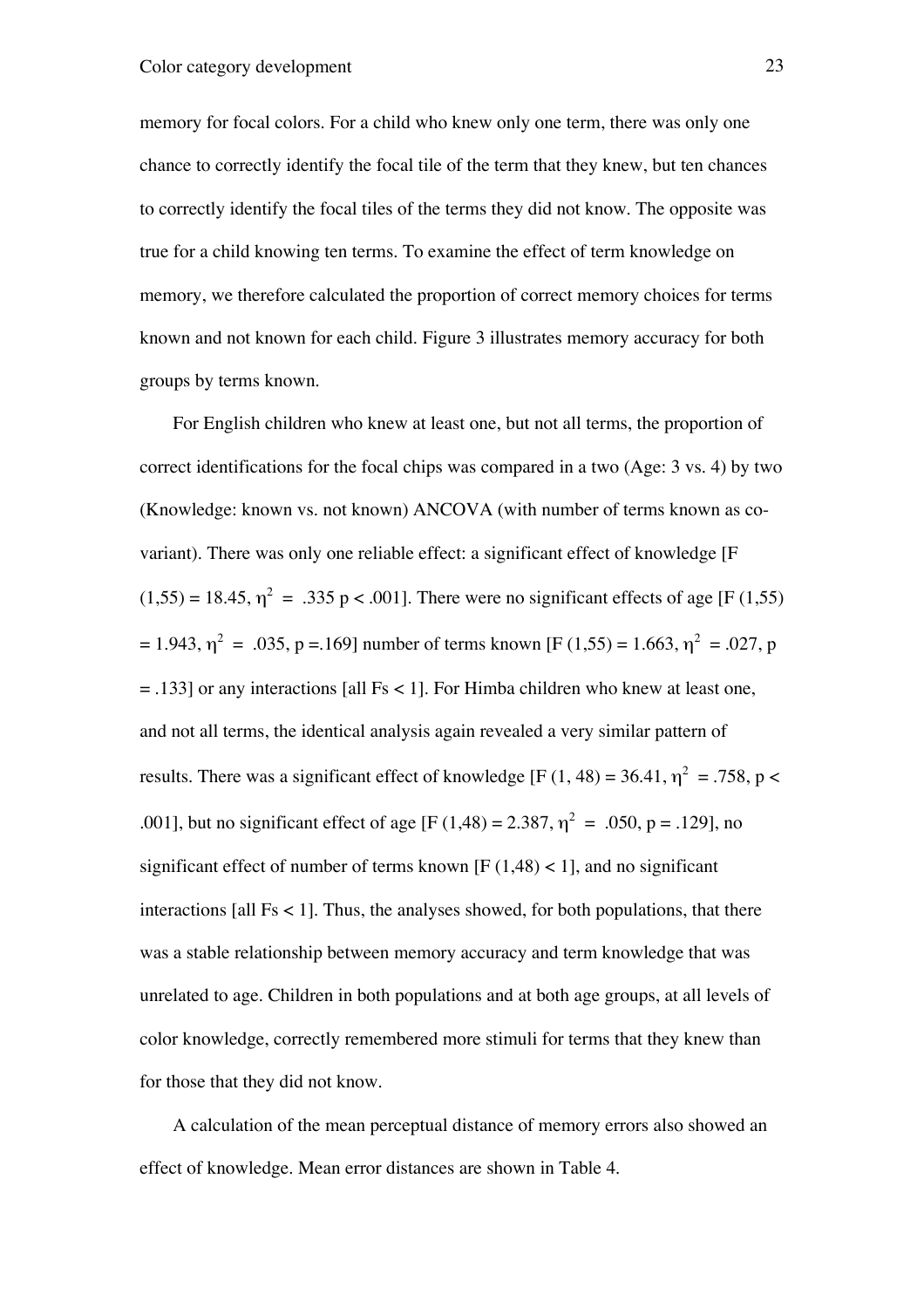memory for focal colors. For a child who knew only one term, there was only one chance to correctly identify the focal tile of the term that they knew, but ten chances to correctly identify the focal tiles of the terms they did not know. The opposite was true for a child knowing ten terms. To examine the effect of term knowledge on memory, we therefore calculated the proportion of correct memory choices for terms known and not known for each child. Figure 3 illustrates memory accuracy for both groups by terms known.

For English children who knew at least one, but not all terms, the proportion of correct identifications for the focal chips was compared in a two (Age: 3 vs. 4) by two (Knowledge: known vs. not known) ANCOVA (with number of terms known as co-variant). There was only one reliable effect: a significant effect of knowledge [$F(1,55) = 18.45$, $\eta^2 = .335$ $p < .001$]. There were no significant effects of age [$F(1,55) = 1.943$, $\eta^2 = .035$, $p = .169$] number of terms known [$F(1,55) = 1.663$, $\eta^2 = .027$, $p = .133$] or any interactions [all $Fs < 1$]. For Himba children who knew at least one, and not all terms, the identical analysis again revealed a very similar pattern of results. There was a significant effect of knowledge [$F(1, 48) = 36.41$, $\eta^2 = .758$, $p < .001$], but no significant effect of age [$F(1,48) = 2.387$, $\eta^2 = .050$, $p = .129$], no significant effect of number of terms known [$F(1,48) < 1$], and no significant interactions [all $Fs < 1$]. Thus, the analyses showed, for both populations, that there was a stable relationship between memory accuracy and term knowledge that was unrelated to age. Children in both populations and at both age groups, at all levels of color knowledge, correctly remembered more stimuli for terms that they knew than for those that they did not know.

A calculation of the mean perceptual distance of memory errors also showed an effect of knowledge. Mean error distances are shown in Table 4.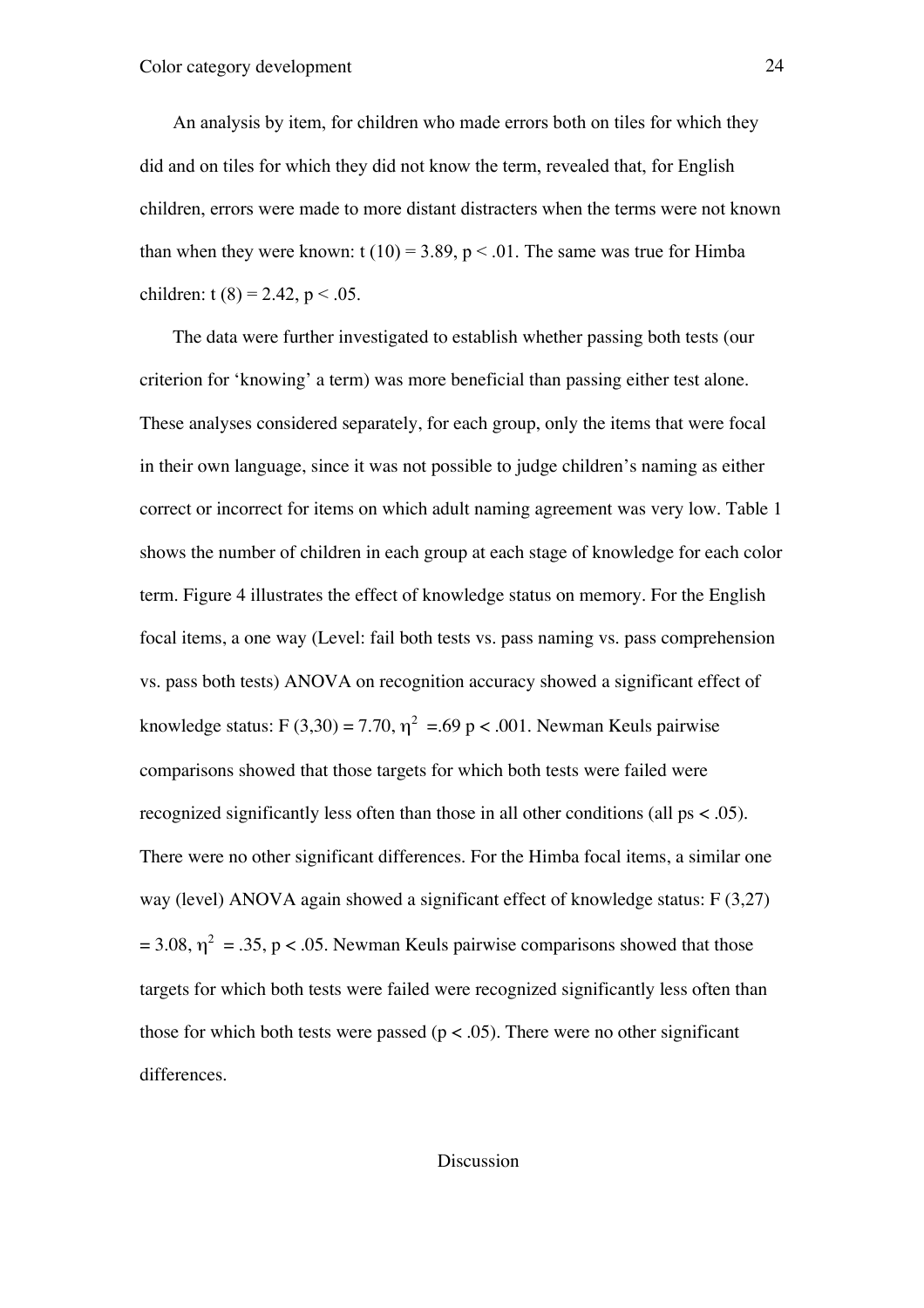An analysis by item, for children who made errors both on tiles for which they did and on tiles for which they did not know the term, revealed that, for English children, errors were made to more distant distracters when the terms were not known than when they were known: $t(10) = 3.89$, $p < .01$. The same was true for Himba children: $t(8) = 2.42$, $p < .05$.

The data were further investigated to establish whether passing both tests (our criterion for 'knowing' a term) was more beneficial than passing either test alone. These analyses considered separately, for each group, only the items that were focal in their own language, since it was not possible to judge children's naming as either correct or incorrect for items on which adult naming agreement was very low. Table 1 shows the number of children in each group at each stage of knowledge for each color term. Figure 4 illustrates the effect of knowledge status on memory. For the English focal items, a one way (Level: fail both tests vs. pass naming vs. pass comprehension vs. pass both tests) ANOVA on recognition accuracy showed a significant effect of knowledge status: $F(3,30) = 7.70$, $\eta^2 = .69$ $p < .001$. Newman Keuls pairwise comparisons showed that those targets for which both tests were failed were recognized significantly less often than those in all other conditions (all ps $< .05$). There were no other significant differences. For the Himba focal items, a similar one way (level) ANOVA again showed a significant effect of knowledge status: $F(3,27) = 3.08$, $\eta^2 = .35$, $p < .05$. Newman Keuls pairwise comparisons showed that those targets for which both tests were failed were recognized significantly less often than those for which both tests were passed ($p < .05$). There were no other significant differences.

## Discussion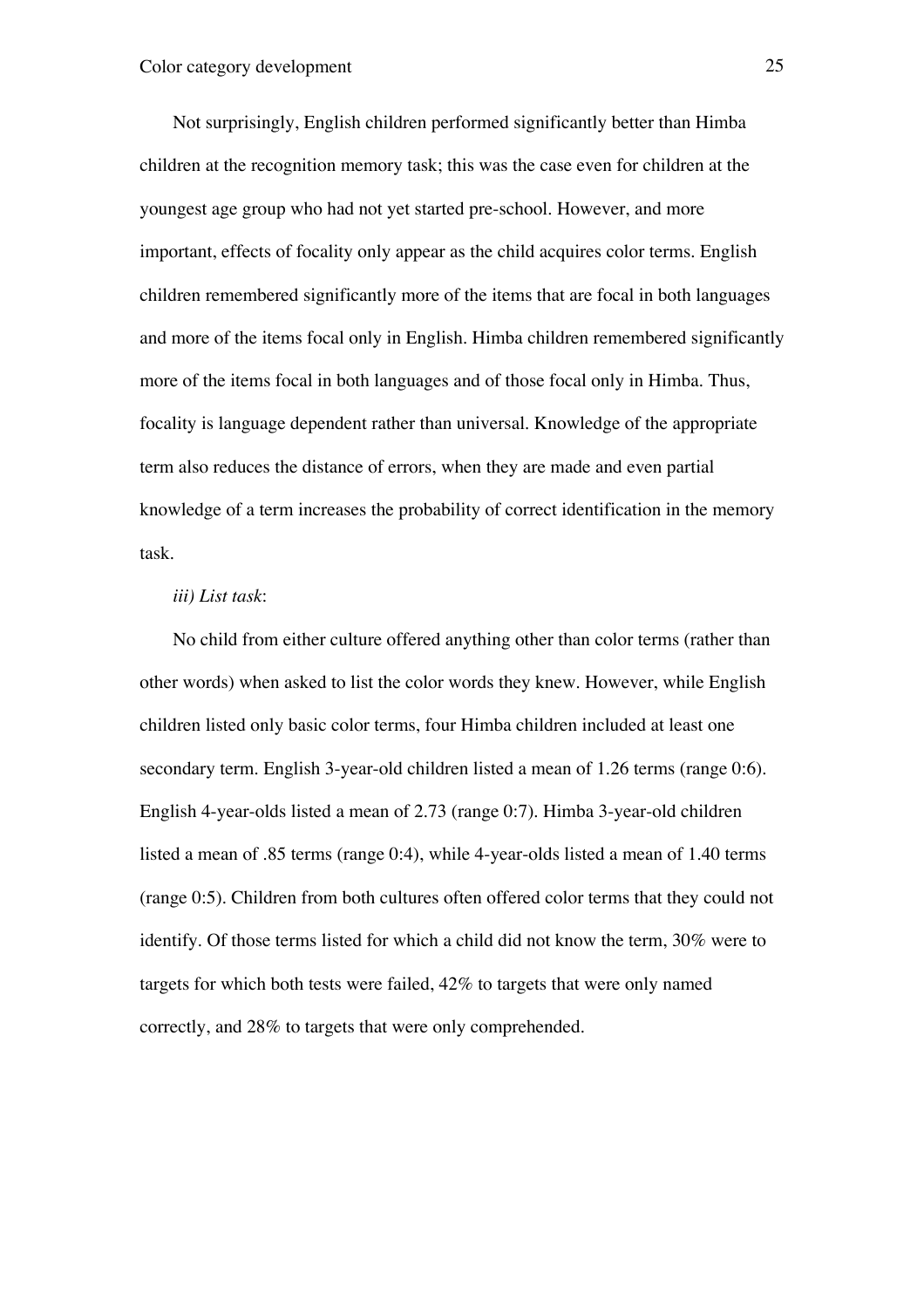Not surprisingly, English children performed significantly better than Himba children at the recognition memory task; this was the case even for children at the youngest age group who had not yet started pre-school. However, and more important, effects of focality only appear as the child acquires color terms. English children remembered significantly more of the items that are focal in both languages and more of the items focal only in English. Himba children remembered significantly more of the items focal in both languages and of those focal only in Himba. Thus, focality is language dependent rather than universal. Knowledge of the appropriate term also reduces the distance of errors, when they are made and even partial knowledge of a term increases the probability of correct identification in the memory task.

*iii) List task*:

No child from either culture offered anything other than color terms (rather than other words) when asked to list the color words they knew. However, while English children listed only basic color terms, four Himba children included at least one secondary term. English 3-year-old children listed a mean of 1.26 terms (range 0:6). English 4-year-olds listed a mean of 2.73 (range 0:7). Himba 3-year-old children listed a mean of .85 terms (range 0:4), while 4-year-olds listed a mean of 1.40 terms (range 0:5). Children from both cultures often offered color terms that they could not identify. Of those terms listed for which a child did not know the term, 30% were to targets for which both tests were failed, 42% to targets that were only named correctly, and 28% to targets that were only comprehended.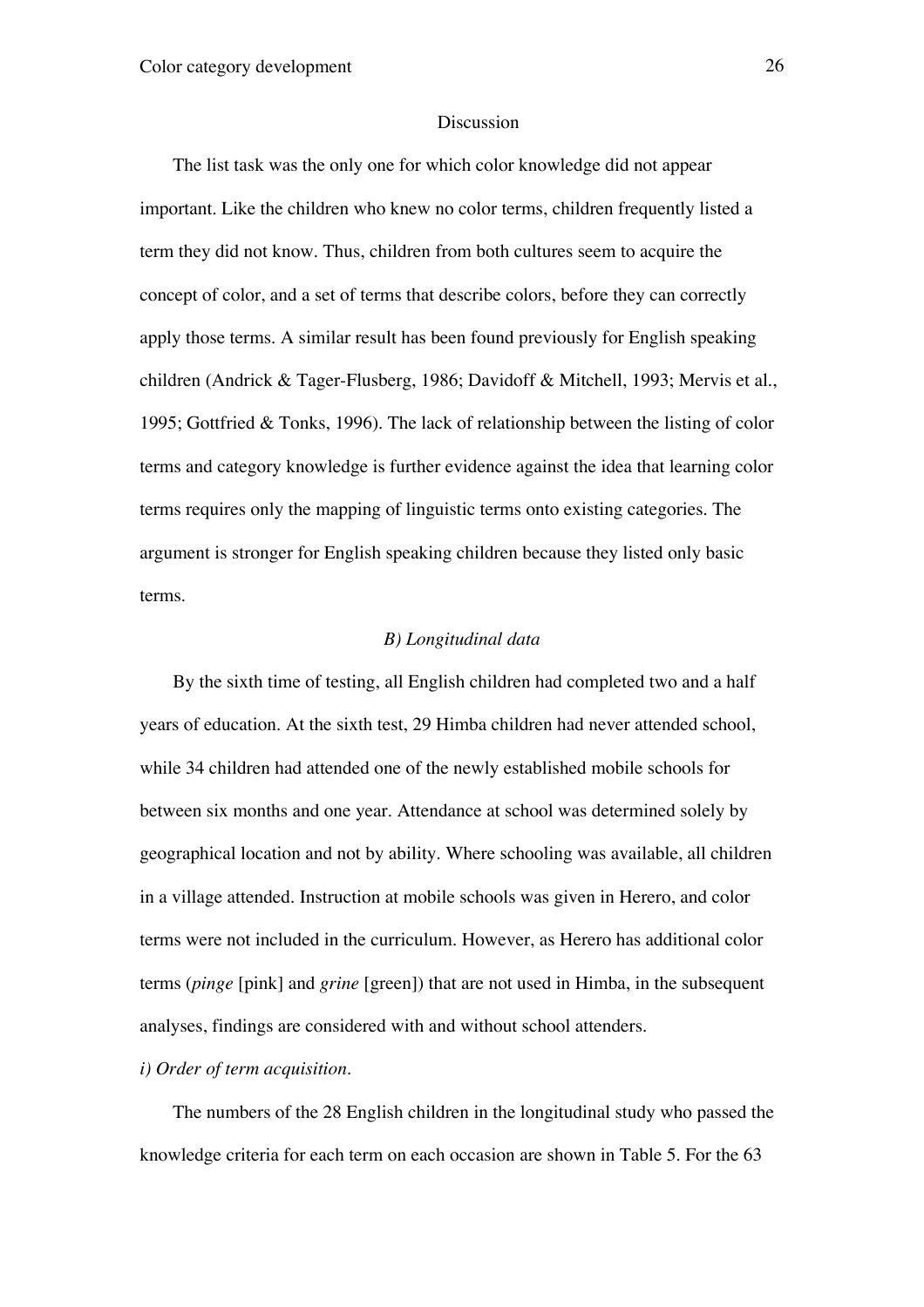### Discussion

The list task was the only one for which color knowledge did not appear important. Like the children who knew no color terms, children frequently listed a term they did not know. Thus, children from both cultures seem to acquire the concept of color, and a set of terms that describe colors, before they can correctly apply those terms. A similar result has been found previously for English speaking children (Andrick & Tager-Flusberg, 1986; Davidoff & Mitchell, 1993; Mervis et al., 1995; Gottfried & Tonks, 1996). The lack of relationship between the listing of color terms and category knowledge is further evidence against the idea that learning color terms requires only the mapping of linguistic terms onto existing categories. The argument is stronger for English speaking children because they listed only basic terms.

### *B) Longitudinal data*

By the sixth time of testing, all English children had completed two and a half years of education. At the sixth test, 29 Himba children had never attended school, while 34 children had attended one of the newly established mobile schools for between six months and one year. Attendance at school was determined solely by geographical location and not by ability. Where schooling was available, all children in a village attended. Instruction at mobile schools was given in Herero, and color terms were not included in the curriculum. However, as Herero has additional color terms (*pinge* [pink] and *grine* [green]) that are not used in Himba, in the subsequent analyses, findings are considered with and without school attenders.

*i) Order of term acquisition.*

The numbers of the 28 English children in the longitudinal study who passed the knowledge criteria for each term on each occasion are shown in Table 5. For the 63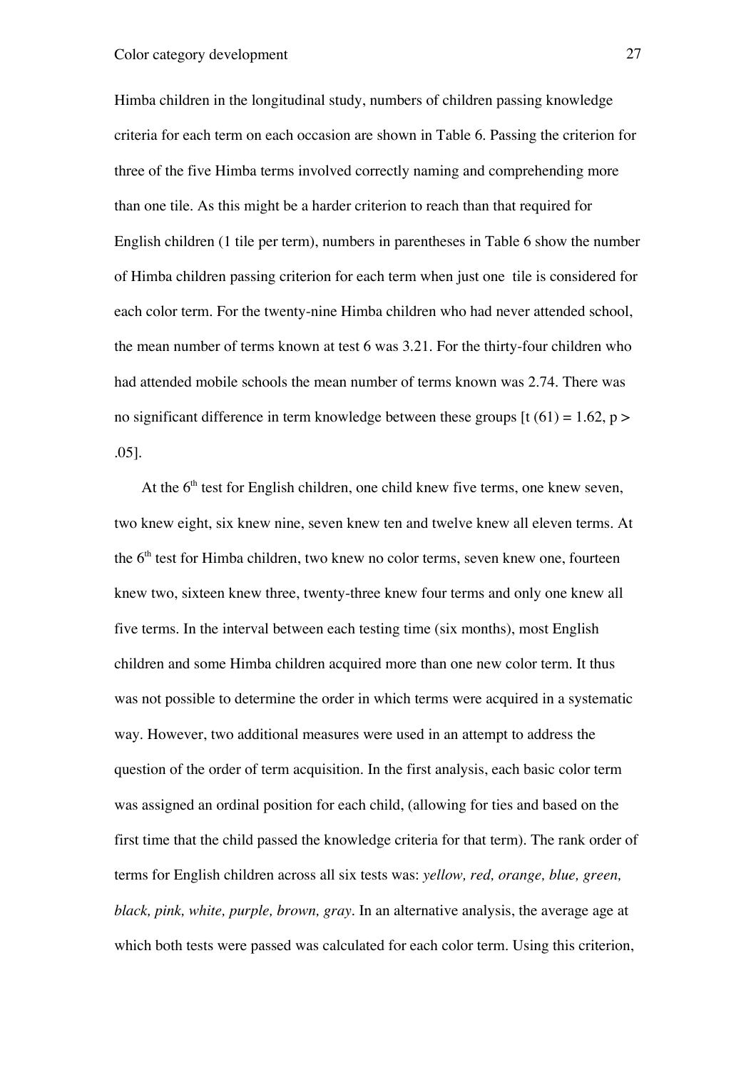Himba children in the longitudinal study, numbers of children passing knowledge criteria for each term on each occasion are shown in Table 6. Passing the criterion for three of the five Himba terms involved correctly naming and comprehending more than one tile. As this might be a harder criterion to reach than that required for English children (1 tile per term), numbers in parentheses in Table 6 show the number of Himba children passing criterion for each term when just one tile is considered for each color term. For the twenty-nine Himba children who had never attended school, the mean number of terms known at test 6 was 3.21. For the thirty-four children who had attended mobile schools the mean number of terms known was 2.74. There was no significant difference in term knowledge between these groups [$t(61) = 1.62$, $p > .05$].

At the 6th test for English children, one child knew five terms, one knew seven, two knew eight, six knew nine, seven knew ten and twelve knew all eleven terms. At the 6th test for Himba children, two knew no color terms, seven knew one, fourteen knew two, sixteen knew three, twenty-three knew four terms and only one knew all five terms. In the interval between each testing time (six months), most English children and some Himba children acquired more than one new color term. It thus was not possible to determine the order in which terms were acquired in a systematic way. However, two additional measures were used in an attempt to address the question of the order of term acquisition. In the first analysis, each basic color term was assigned an ordinal position for each child, (allowing for ties and based on the first time that the child passed the knowledge criteria for that term). The rank order of terms for English children across all six tests was: *yellow, red, orange, blue, green, black, pink, white, purple, brown, gray*. In an alternative analysis, the average age at which both tests were passed was calculated for each color term. Using this criterion,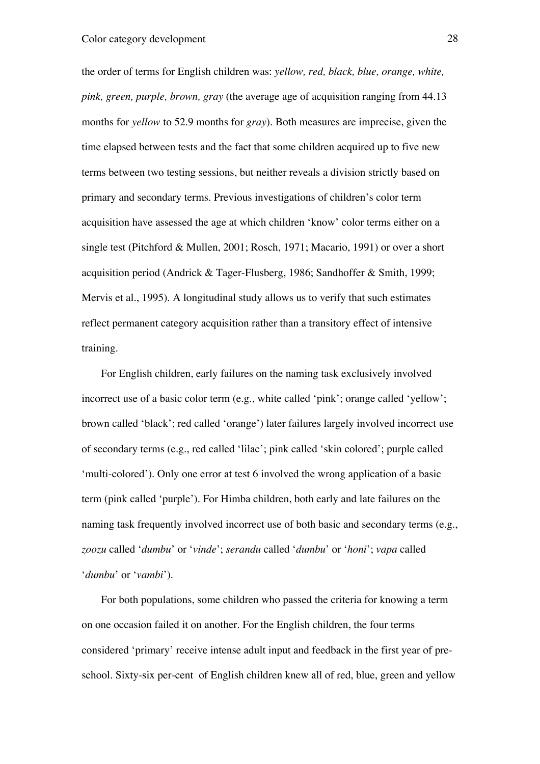the order of terms for English children was: *yellow, red, black, blue, orange, white, pink, green, purple, brown, gray* (the average age of acquisition ranging from 44.13 months for *yellow* to 52.9 months for *gray*). Both measures are imprecise, given the time elapsed between tests and the fact that some children acquired up to five new terms between two testing sessions, but neither reveals a division strictly based on primary and secondary terms. Previous investigations of children's color term acquisition have assessed the age at which children 'know' color terms either on a single test (Pitchford & Mullen, 2001; Rosch, 1971; Macario, 1991) or over a short acquisition period (Andrick & Tager-Flusberg, 1986; Sandhoffer & Smith, 1999; Mervis et al., 1995). A longitudinal study allows us to verify that such estimates reflect permanent category acquisition rather than a transitory effect of intensive training.

For English children, early failures on the naming task exclusively involved incorrect use of a basic color term (e.g., white called 'pink'; orange called 'yellow'; brown called 'black'; red called 'orange') later failures largely involved incorrect use of secondary terms (e.g., red called 'lilac'; pink called 'skin colored'; purple called 'multi-colored'). Only one error at test 6 involved the wrong application of a basic term (pink called 'purple'). For Himba children, both early and late failures on the naming task frequently involved incorrect use of both basic and secondary terms (e.g., *zoozu* called '*dumbu*' or '*vinde*'; *serandu* called '*dumbu*' or '*honi*'; *vapa* called '*dumbu*' or '*vambi*').

For both populations, some children who passed the criteria for knowing a term on one occasion failed it on another. For the English children, the four terms considered 'primary' receive intense adult input and feedback in the first year of pre-school. Sixty-six per-cent of English children knew all of red, blue, green and yellow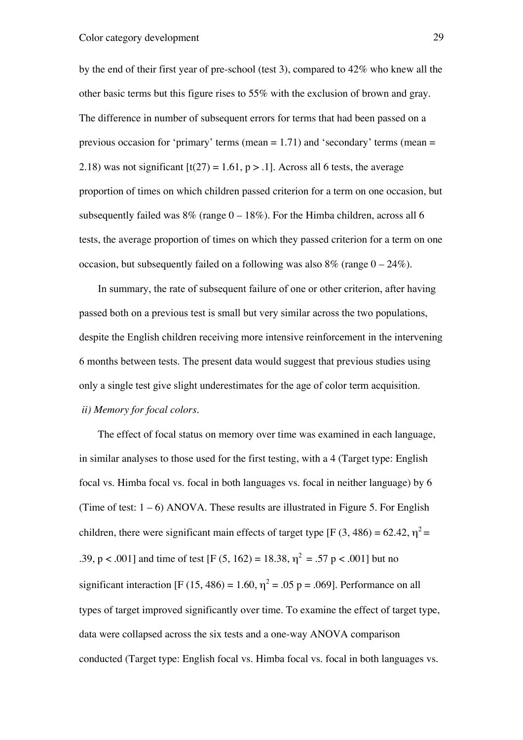by the end of their first year of pre-school (test 3), compared to 42% who knew all the other basic terms but this figure rises to 55% with the exclusion of brown and gray. The difference in number of subsequent errors for terms that had been passed on a previous occasion for 'primary' terms (mean = 1.71) and 'secondary' terms (mean = 2.18) was not significant [$t(27) = 1.61$, $p > .1$]. Across all 6 tests, the average proportion of times on which children passed criterion for a term on one occasion, but subsequently failed was 8% (range 0 – 18%). For the Himba children, across all 6 tests, the average proportion of times on which they passed criterion for a term on one occasion, but subsequently failed on a following was also 8% (range 0 – 24%).

In summary, the rate of subsequent failure of one or other criterion, after having passed both on a previous test is small but very similar across the two populations, despite the English children receiving more intensive reinforcement in the intervening 6 months between tests. The present data would suggest that previous studies using only a single test give slight underestimates for the age of color term acquisition.

*ii) Memory for focal colors.*

The effect of focal status on memory over time was examined in each language, in similar analyses to those used for the first testing, with a 4 (Target type: English focal vs. Himba focal vs. focal in both languages vs. focal in neither language) by 6 (Time of test: 1 – 6) ANOVA. These results are illustrated in Figure 5. For English children, there were significant main effects of target type [$F(3, 486) = 62.42$, $\eta^2 = .39$, $p < .001$] and time of test [$F(5, 162) = 18.38$, $\eta^2 = .57$ $p < .001$] but no significant interaction [$F(15, 486) = 1.60$, $\eta^2 = .05$ $p = .069$]. Performance on all types of target improved significantly over time. To examine the effect of target type, data were collapsed across the six tests and a one-way ANOVA comparison conducted (Target type: English focal vs. Himba focal vs. focal in both languages vs.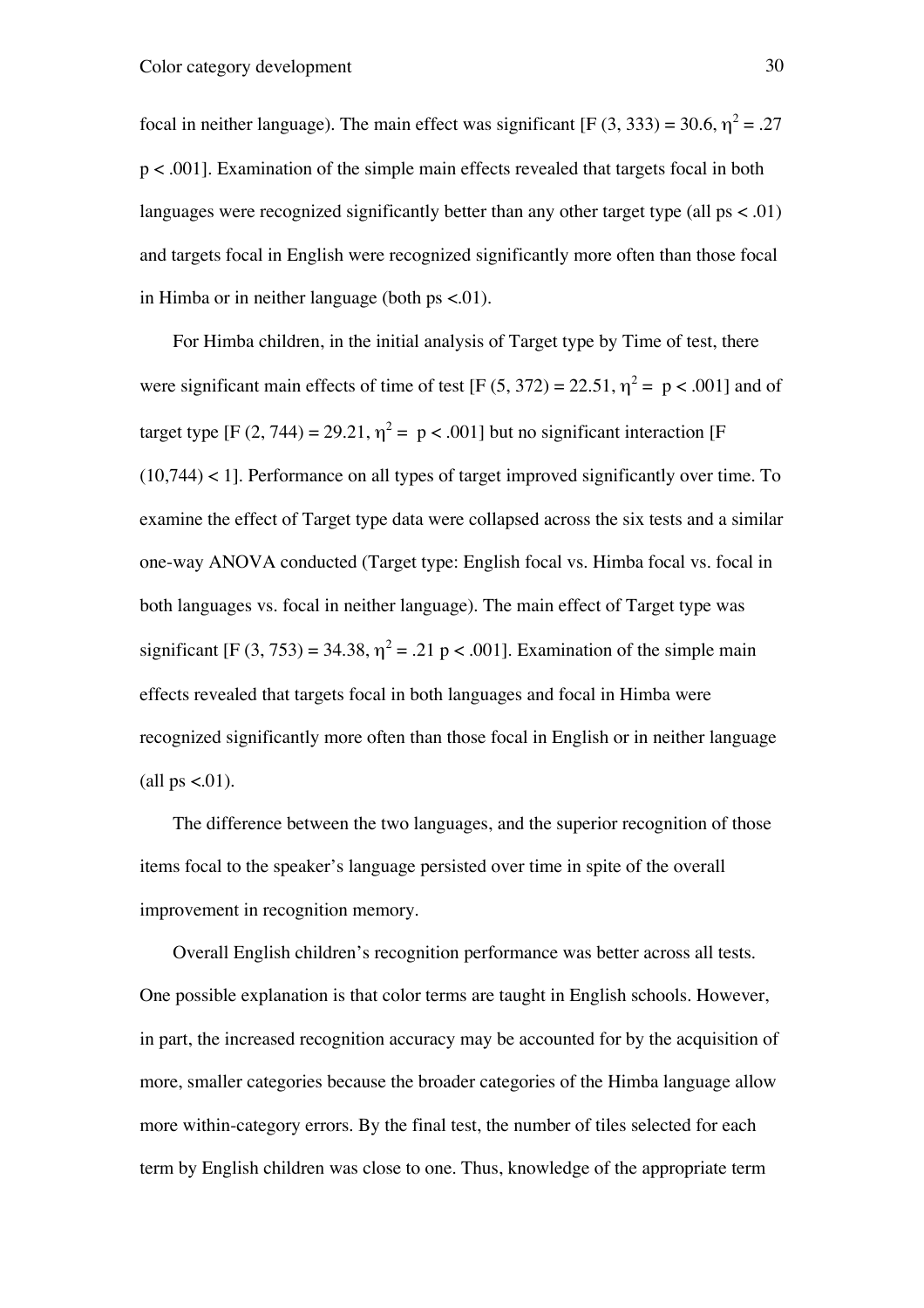focal in neither language). The main effect was significant [$F(3, 333) = 30.6$, $\eta^2 = .27$ $p < .001$]. Examination of the simple main effects revealed that targets focal in both languages were recognized significantly better than any other target type (all ps $< .01$) and targets focal in English were recognized significantly more often than those focal in Himba or in neither language (both ps $<.01$).

For Himba children, in the initial analysis of Target type by Time of test, there were significant main effects of time of test [$F(5, 372) = 22.51$, $\eta^2 =$ $p < .001$] and of target type [$F(2, 744) = 29.21$, $\eta^2 =$ $p < .001$] but no significant interaction [$F(10,744) < 1$]. Performance on all types of target improved significantly over time. To examine the effect of Target type data were collapsed across the six tests and a similar one-way ANOVA conducted (Target type: English focal vs. Himba focal vs. focal in both languages vs. focal in neither language). The main effect of Target type was significant [$F(3, 753) = 34.38$, $\eta^2 = .21$ $p < .001$]. Examination of the simple main effects revealed that targets focal in both languages and focal in Himba were recognized significantly more often than those focal in English or in neither language (all ps $<.01$).

The difference between the two languages, and the superior recognition of those items focal to the speaker's language persisted over time in spite of the overall improvement in recognition memory.

Overall English children's recognition performance was better across all tests. One possible explanation is that color terms are taught in English schools. However, in part, the increased recognition accuracy may be accounted for by the acquisition of more, smaller categories because the broader categories of the Himba language allow more within-category errors. By the final test, the number of tiles selected for each term by English children was close to one. Thus, knowledge of the appropriate term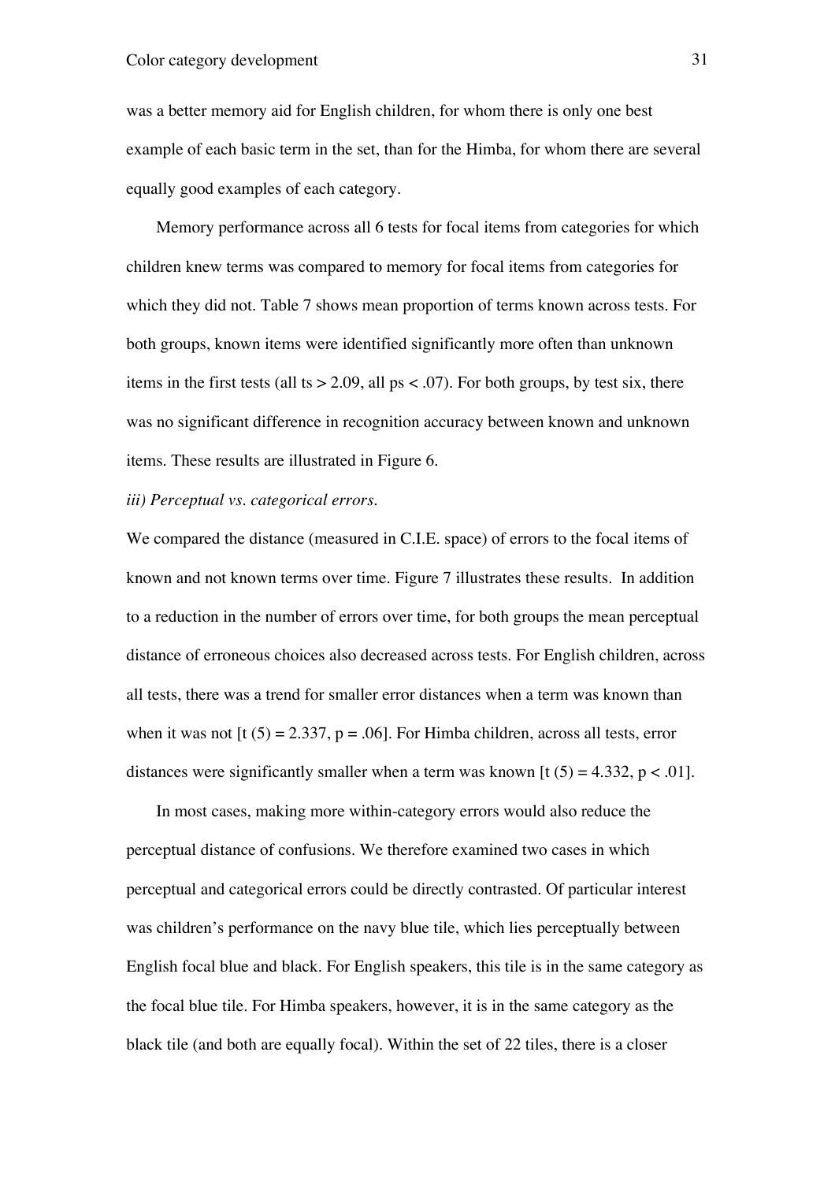was a better memory aid for English children, for whom there is only one best example of each basic term in the set, than for the Himba, for whom there are several equally good examples of each category.

Memory performance across all 6 tests for focal items from categories for which children knew terms was compared to memory for focal items from categories for which they did not. Table 7 shows mean proportion of terms known across tests. For both groups, known items were identified significantly more often than unknown items in the first tests (all ts > 2.09, all ps < .07). For both groups, by test six, there was no significant difference in recognition accuracy between known and unknown items. These results are illustrated in Figure 6.

*iii) Perceptual vs. categorical errors.*

We compared the distance (measured in C.I.E. space) of errors to the focal items of known and not known terms over time. Figure 7 illustrates these results. In addition to a reduction in the number of errors over time, for both groups the mean perceptual distance of erroneous choices also decreased across tests. For English children, across all tests, there was a trend for smaller error distances when a term was known than when it was not [$t(5) = 2.337$, $p = .06$]. For Himba children, across all tests, error distances were significantly smaller when a term was known [$t(5) = 4.332$, $p < .01$].

In most cases, making more within-category errors would also reduce the perceptual distance of confusions. We therefore examined two cases in which perceptual and categorical errors could be directly contrasted. Of particular interest was children's performance on the navy blue tile, which lies perceptually between English focal blue and black. For English speakers, this tile is in the same category as the focal blue tile. For Himba speakers, however, it is in the same category as the black tile (and both are equally focal). Within the set of 22 tiles, there is a closer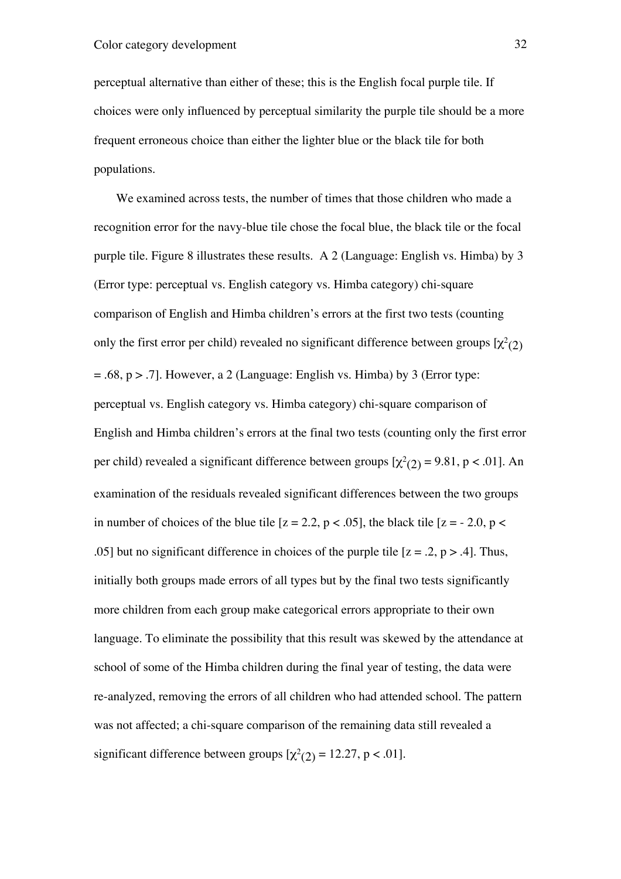perceptual alternative than either of these; this is the English focal purple tile. If choices were only influenced by perceptual similarity the purple tile should be a more frequent erroneous choice than either the lighter blue or the black tile for both populations.

We examined across tests, the number of times that those children who made a recognition error for the navy-blue tile chose the focal blue, the black tile or the focal purple tile. Figure 8 illustrates these results. A 2 (Language: English vs. Himba) by 3 (Error type: perceptual vs. English category vs. Himba category) chi-square comparison of English and Himba children's errors at the first two tests (counting only the first error per child) revealed no significant difference between groups [$\chi^2_{(2)} = .68$, $p > .7$]. However, a 2 (Language: English vs. Himba) by 3 (Error type: perceptual vs. English category vs. Himba category) chi-square comparison of English and Himba children's errors at the final two tests (counting only the first error per child) revealed a significant difference between groups [$\chi^2_{(2)} = 9.81$, $p < .01$]. An examination of the residuals revealed significant differences between the two groups in number of choices of the blue tile [$z = 2.2$, $p < .05$], the black tile [$z = -2.0$, $p < .05$] but no significant difference in choices of the purple tile [$z = .2$, $p > .4$]. Thus, initially both groups made errors of all types but by the final two tests significantly more children from each group make categorical errors appropriate to their own language. To eliminate the possibility that this result was skewed by the attendance at school of some of the Himba children during the final year of testing, the data were re-analyzed, removing the errors of all children who had attended school. The pattern was not affected; a chi-square comparison of the remaining data still revealed a significant difference between groups [$\chi^2_{(2)} = 12.27$, $p < .01$].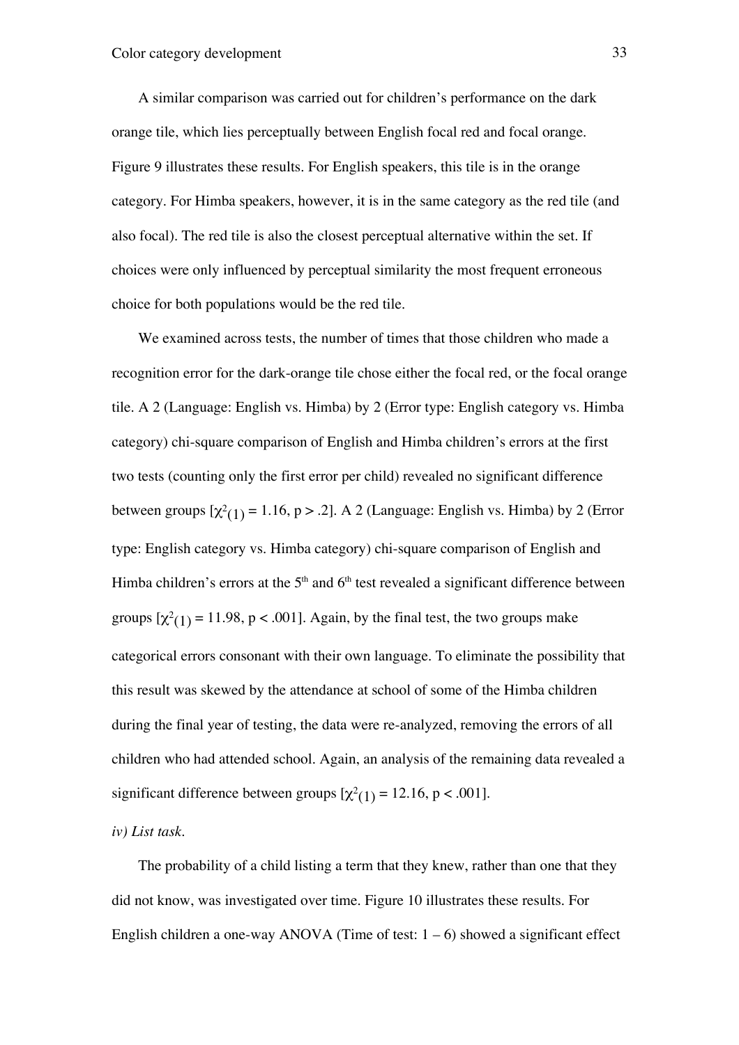A similar comparison was carried out for children's performance on the dark orange tile, which lies perceptually between English focal red and focal orange. Figure 9 illustrates these results. For English speakers, this tile is in the orange category. For Himba speakers, however, it is in the same category as the red tile (and also focal). The red tile is also the closest perceptual alternative within the set. If choices were only influenced by perceptual similarity the most frequent erroneous choice for both populations would be the red tile.

We examined across tests, the number of times that those children who made a recognition error for the dark-orange tile chose either the focal red, or the focal orange tile. A 2 (Language: English vs. Himba) by 2 (Error type: English category vs. Himba category) chi-square comparison of English and Himba children's errors at the first two tests (counting only the first error per child) revealed no significant difference between groups [$\chi^2_{(1)} = 1.16$, $p > .2$]. A 2 (Language: English vs. Himba) by 2 (Error type: English category vs. Himba category) chi-square comparison of English and Himba children's errors at the 5$^{th}$ and 6$^{th}$ test revealed a significant difference between groups [$\chi^2_{(1)} = 11.98$, $p < .001$]. Again, by the final test, the two groups make categorical errors consonant with their own language. To eliminate the possibility that this result was skewed by the attendance at school of some of the Himba children during the final year of testing, the data were re-analyzed, removing the errors of all children who had attended school. Again, an analysis of the remaining data revealed a significant difference between groups [$\chi^2_{(1)} = 12.16$, $p < .001$].

*iv) List task.*

The probability of a child listing a term that they knew, rather than one that they did not know, was investigated over time. Figure 10 illustrates these results. For English children a one-way ANOVA (Time of test: 1 – 6) showed a significant effect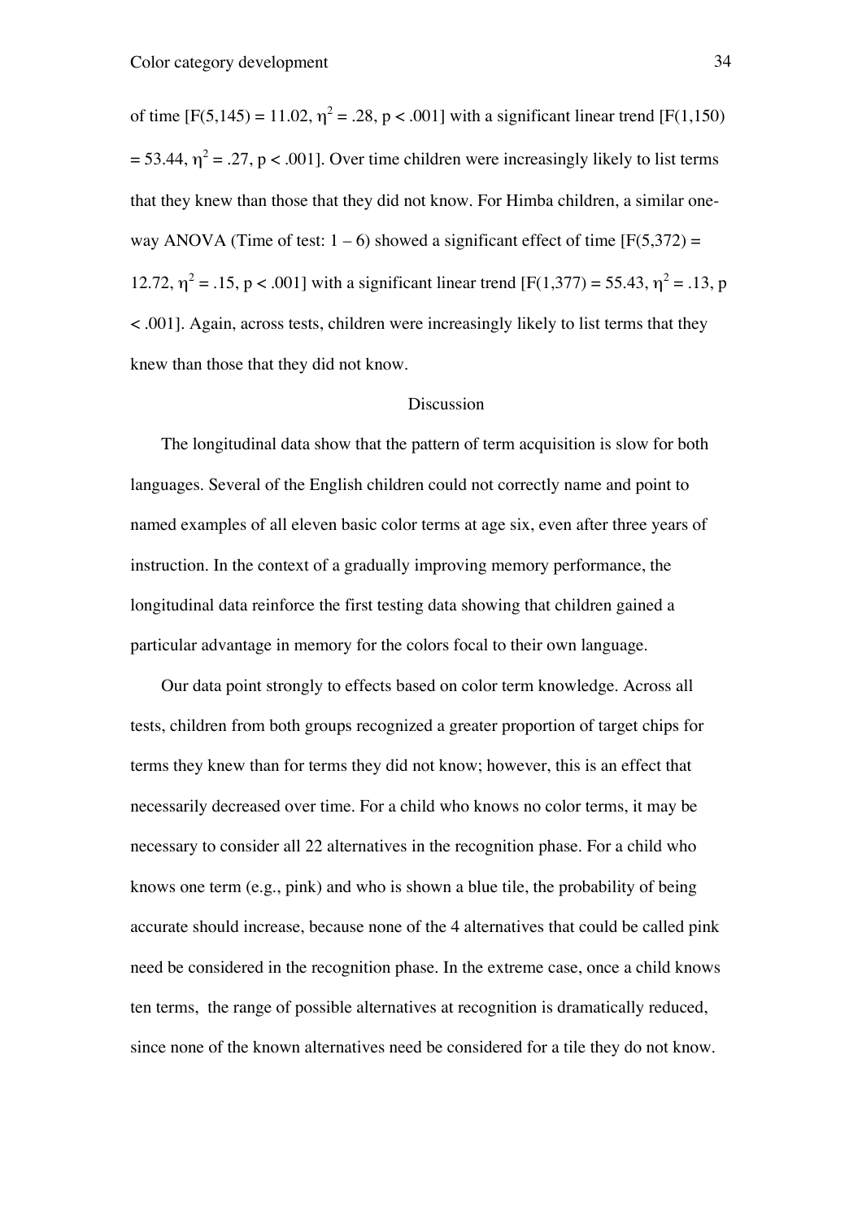of time [$F(5,145) = 11.02$, $\eta^2 = .28$, $p < .001$] with a significant linear trend [$F(1,150) = 53.44$, $\eta^2 = .27$, $p < .001$]. Over time children were increasingly likely to list terms that they knew than those that they did not know. For Himba children, a similar one-way ANOVA (Time of test: 1 – 6) showed a significant effect of time [$F(5,372) = 12.72$, $\eta^2 = .15$, $p < .001$] with a significant linear trend [$F(1,377) = 55.43$, $\eta^2 = .13$, $p < .001$]. Again, across tests, children were increasingly likely to list terms that they knew than those that they did not know.

## Discussion

The longitudinal data show that the pattern of term acquisition is slow for both languages. Several of the English children could not correctly name and point to named examples of all eleven basic color terms at age six, even after three years of instruction. In the context of a gradually improving memory performance, the longitudinal data reinforce the first testing data showing that children gained a particular advantage in memory for the colors focal to their own language.

Our data point strongly to effects based on color term knowledge. Across all tests, children from both groups recognized a greater proportion of target chips for terms they knew than for terms they did not know; however, this is an effect that necessarily decreased over time. For a child who knows no color terms, it may be necessary to consider all 22 alternatives in the recognition phase. For a child who knows one term (e.g., pink) and who is shown a blue tile, the probability of being accurate should increase, because none of the 4 alternatives that could be called pink need be considered in the recognition phase. In the extreme case, once a child knows ten terms, the range of possible alternatives at recognition is dramatically reduced, since none of the known alternatives need be considered for a tile they do not know.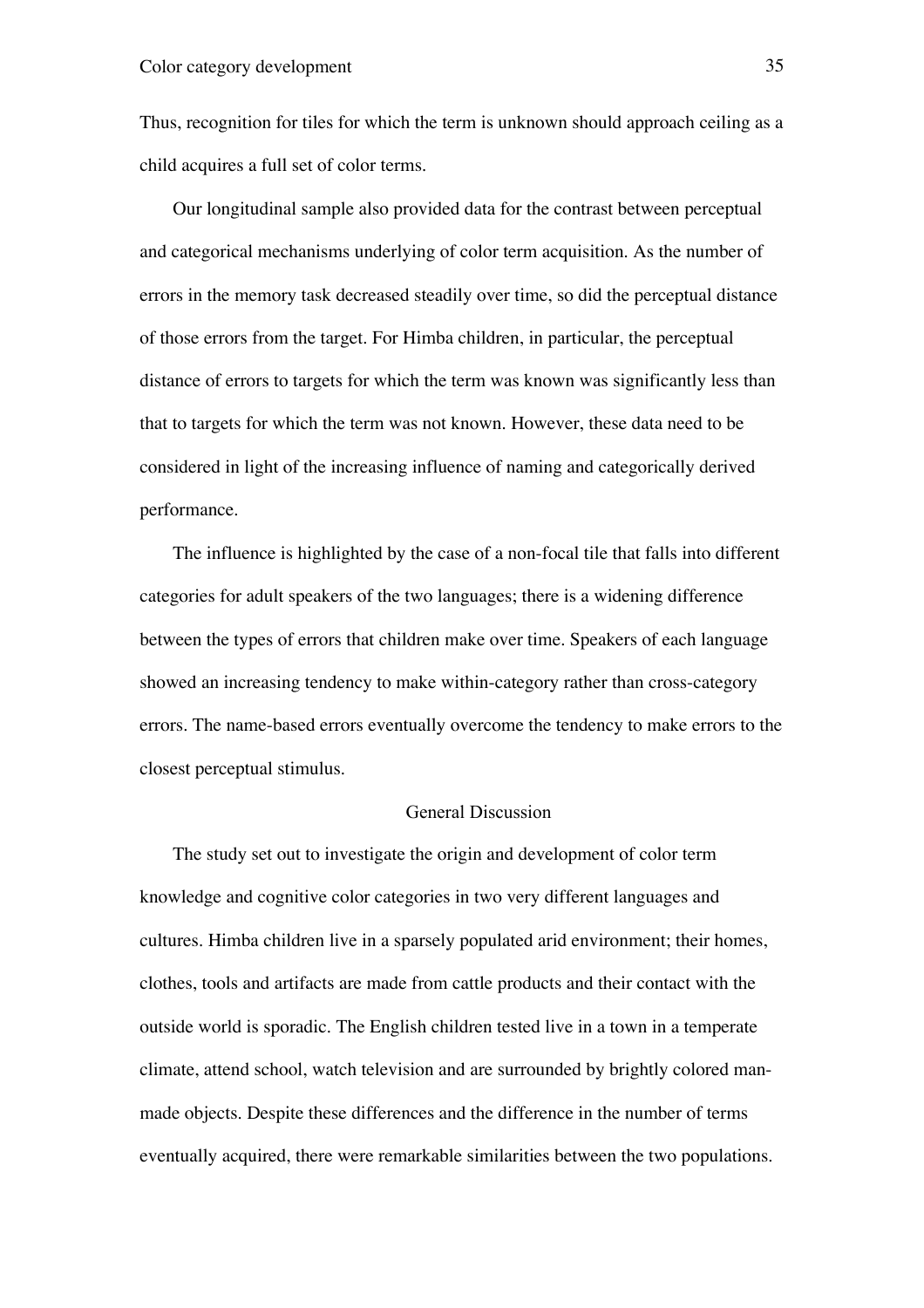Thus, recognition for tiles for which the term is unknown should approach ceiling as a child acquires a full set of color terms.

Our longitudinal sample also provided data for the contrast between perceptual and categorical mechanisms underlying of color term acquisition. As the number of errors in the memory task decreased steadily over time, so did the perceptual distance of those errors from the target. For Himba children, in particular, the perceptual distance of errors to targets for which the term was known was significantly less than that to targets for which the term was not known. However, these data need to be considered in light of the increasing influence of naming and categorically derived performance.

The influence is highlighted by the case of a non-focal tile that falls into different categories for adult speakers of the two languages; there is a widening difference between the types of errors that children make over time. Speakers of each language showed an increasing tendency to make within-category rather than cross-category errors. The name-based errors eventually overcome the tendency to make errors to the closest perceptual stimulus.

## General Discussion

The study set out to investigate the origin and development of color term knowledge and cognitive color categories in two very different languages and cultures. Himba children live in a sparsely populated arid environment; their homes, clothes, tools and artifacts are made from cattle products and their contact with the outside world is sporadic. The English children tested live in a town in a temperate climate, attend school, watch television and are surrounded by brightly colored man-made objects. Despite these differences and the difference in the number of terms eventually acquired, there were remarkable similarities between the two populations.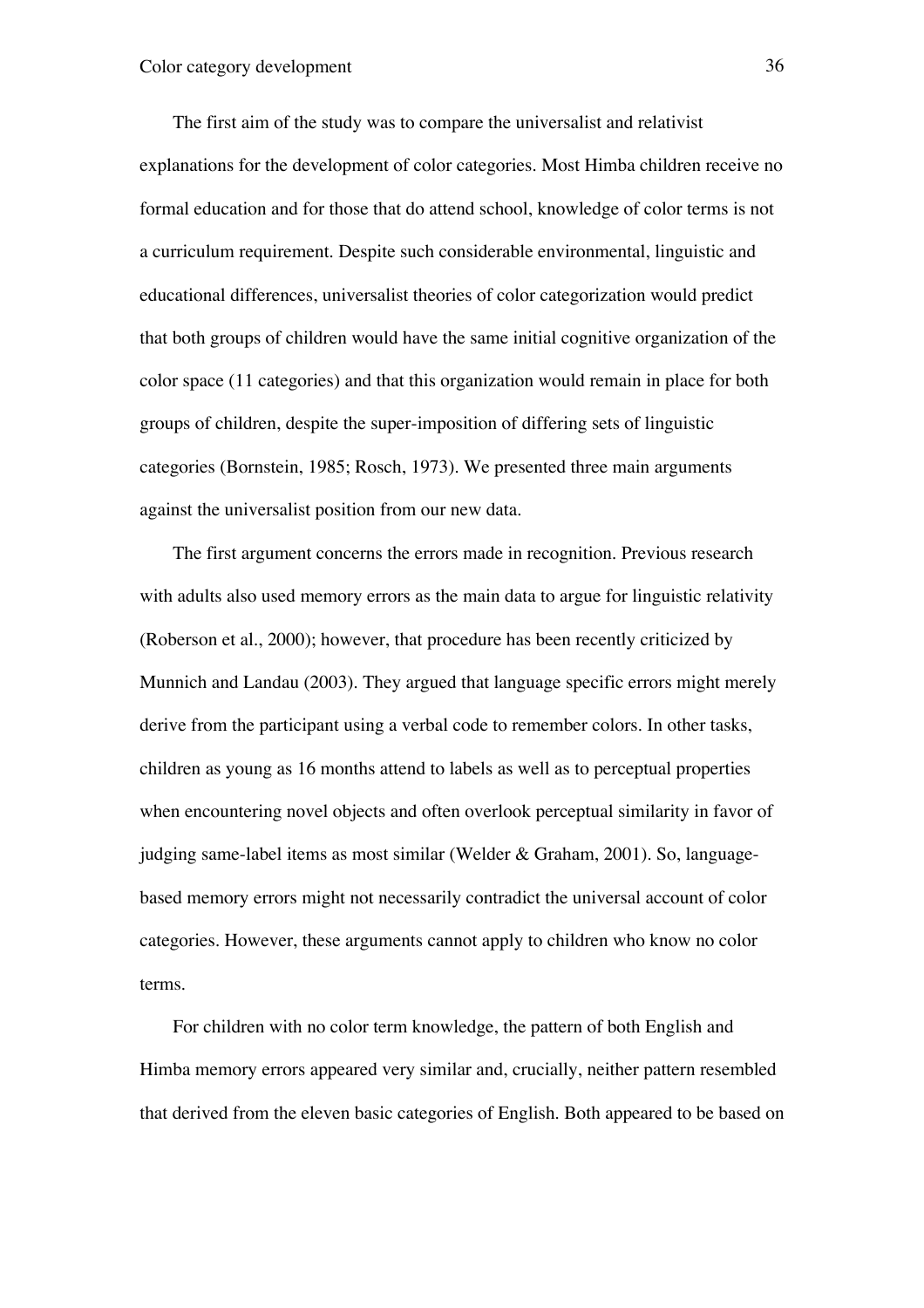The first aim of the study was to compare the universalist and relativist explanations for the development of color categories. Most Himba children receive no formal education and for those that do attend school, knowledge of color terms is not a curriculum requirement. Despite such considerable environmental, linguistic and educational differences, universalist theories of color categorization would predict that both groups of children would have the same initial cognitive organization of the color space (11 categories) and that this organization would remain in place for both groups of children, despite the super-imposition of differing sets of linguistic categories (Bornstein, 1985; Rosch, 1973). We presented three main arguments against the universalist position from our new data.

The first argument concerns the errors made in recognition. Previous research with adults also used memory errors as the main data to argue for linguistic relativity (Roberson et al., 2000); however, that procedure has been recently criticized by Munnich and Landau (2003). They argued that language specific errors might merely derive from the participant using a verbal code to remember colors. In other tasks, children as young as 16 months attend to labels as well as to perceptual properties when encountering novel objects and often overlook perceptual similarity in favor of judging same-label items as most similar (Welder & Graham, 2001). So, language-based memory errors might not necessarily contradict the universal account of color categories. However, these arguments cannot apply to children who know no color terms.

For children with no color term knowledge, the pattern of both English and Himba memory errors appeared very similar and, crucially, neither pattern resembled that derived from the eleven basic categories of English. Both appeared to be based on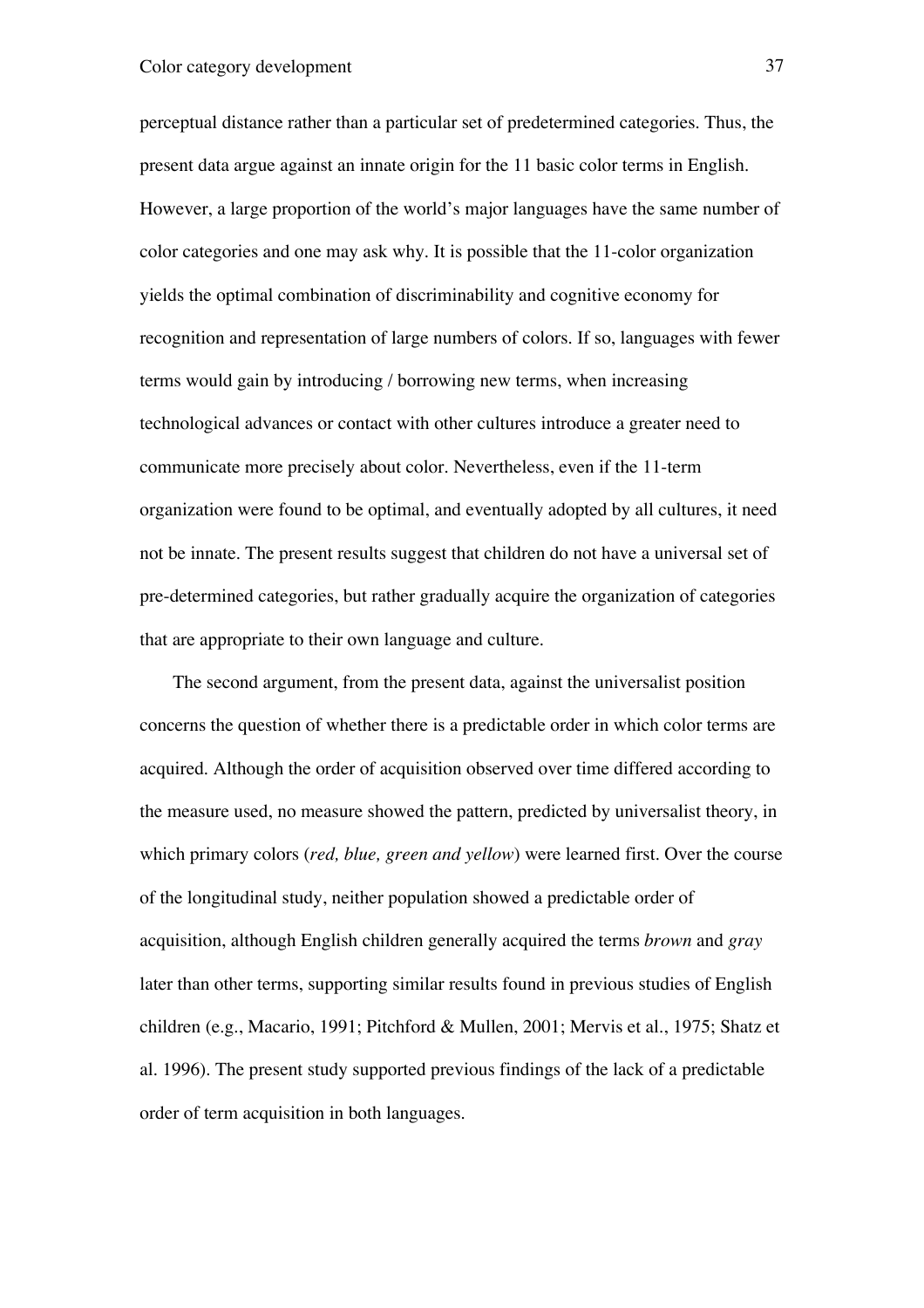perceptual distance rather than a particular set of predetermined categories. Thus, the present data argue against an innate origin for the 11 basic color terms in English. However, a large proportion of the world's major languages have the same number of color categories and one may ask why. It is possible that the 11-color organization yields the optimal combination of discriminability and cognitive economy for recognition and representation of large numbers of colors. If so, languages with fewer terms would gain by introducing / borrowing new terms, when increasing technological advances or contact with other cultures introduce a greater need to communicate more precisely about color. Nevertheless, even if the 11-term organization were found to be optimal, and eventually adopted by all cultures, it need not be innate. The present results suggest that children do not have a universal set of pre-determined categories, but rather gradually acquire the organization of categories that are appropriate to their own language and culture.

The second argument, from the present data, against the universalist position concerns the question of whether there is a predictable order in which color terms are acquired. Although the order of acquisition observed over time differed according to the measure used, no measure showed the pattern, predicted by universalist theory, in which primary colors (*red, blue, green and yellow*) were learned first. Over the course of the longitudinal study, neither population showed a predictable order of acquisition, although English children generally acquired the terms *brown* and *gray* later than other terms, supporting similar results found in previous studies of English children (e.g., Macario, 1991; Pitchford & Mullen, 2001; Mervis et al., 1975; Shatz et al. 1996). The present study supported previous findings of the lack of a predictable order of term acquisition in both languages.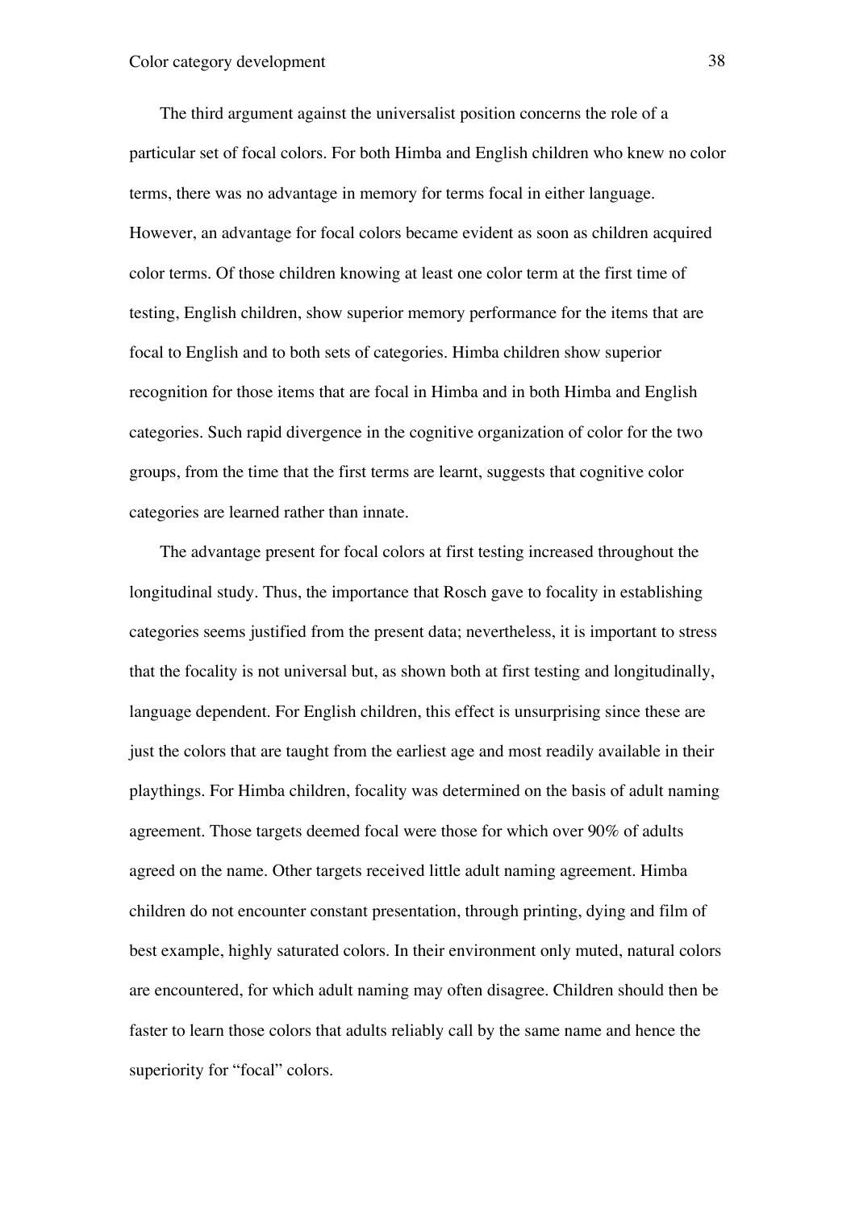The third argument against the universalist position concerns the role of a particular set of focal colors. For both Himba and English children who knew no color terms, there was no advantage in memory for terms focal in either language. However, an advantage for focal colors became evident as soon as children acquired color terms. Of those children knowing at least one color term at the first time of testing, English children, show superior memory performance for the items that are focal to English and to both sets of categories. Himba children show superior recognition for those items that are focal in Himba and in both Himba and English categories. Such rapid divergence in the cognitive organization of color for the two groups, from the time that the first terms are learnt, suggests that cognitive color categories are learned rather than innate.

The advantage present for focal colors at first testing increased throughout the longitudinal study. Thus, the importance that Rosch gave to focality in establishing categories seems justified from the present data; nevertheless, it is important to stress that the focality is not universal but, as shown both at first testing and longitudinally, language dependent. For English children, this effect is unsurprising since these are just the colors that are taught from the earliest age and most readily available in their playthings. For Himba children, focality was determined on the basis of adult naming agreement. Those targets deemed focal were those for which over 90% of adults agreed on the name. Other targets received little adult naming agreement. Himba children do not encounter constant presentation, through printing, dying and film of best example, highly saturated colors. In their environment only muted, natural colors are encountered, for which adult naming may often disagree. Children should then be faster to learn those colors that adults reliably call by the same name and hence the superiority for "focal" colors.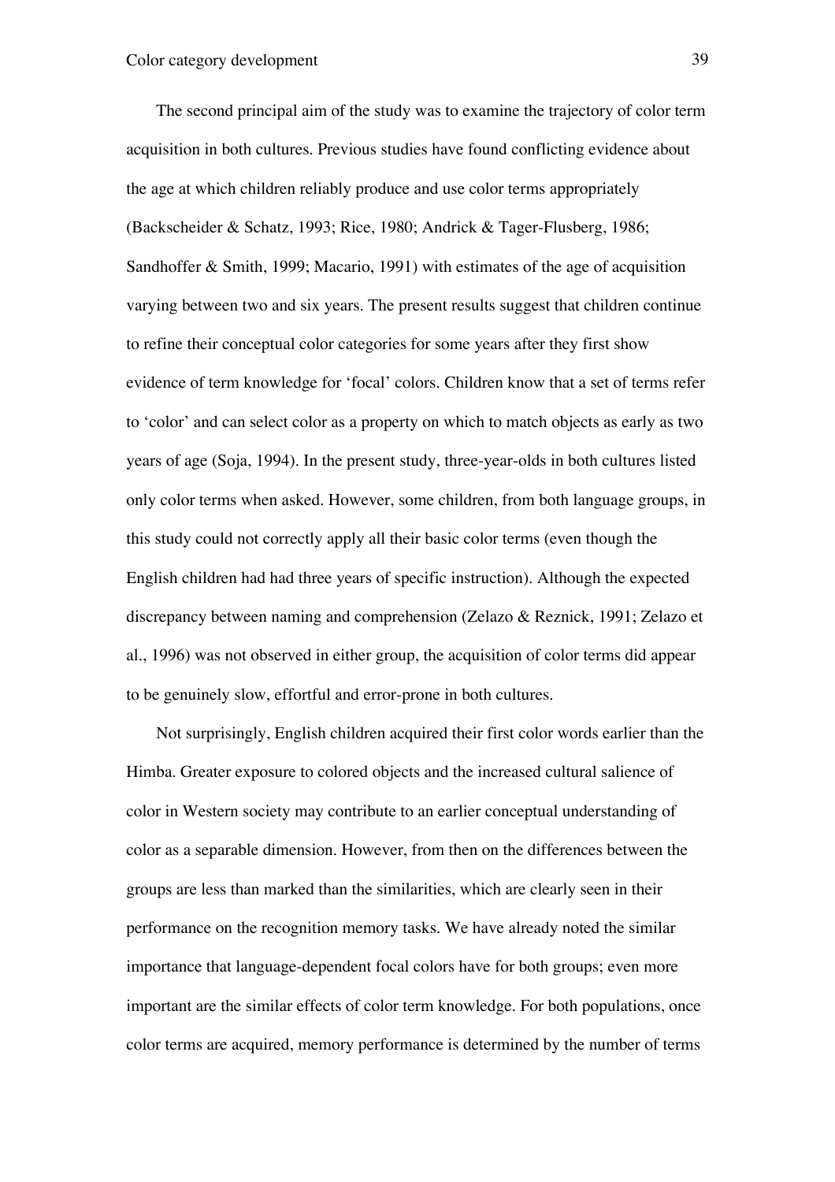The second principal aim of the study was to examine the trajectory of color term acquisition in both cultures. Previous studies have found conflicting evidence about the age at which children reliably produce and use color terms appropriately (Backscheider & Schatz, 1993; Rice, 1980; Andrick & Tager-Flusberg, 1986; Sandhoffer & Smith, 1999; Macario, 1991) with estimates of the age of acquisition varying between two and six years. The present results suggest that children continue to refine their conceptual color categories for some years after they first show evidence of term knowledge for 'focal' colors. Children know that a set of terms refer to 'color' and can select color as a property on which to match objects as early as two years of age (Soja, 1994). In the present study, three-year-olds in both cultures listed only color terms when asked. However, some children, from both language groups, in this study could not correctly apply all their basic color terms (even though the English children had had three years of specific instruction). Although the expected discrepancy between naming and comprehension (Zelazo & Reznick, 1991; Zelazo et al., 1996) was not observed in either group, the acquisition of color terms did appear to be genuinely slow, effortful and error-prone in both cultures.

Not surprisingly, English children acquired their first color words earlier than the Himba. Greater exposure to colored objects and the increased cultural salience of color in Western society may contribute to an earlier conceptual understanding of color as a separable dimension. However, from then on the differences between the groups are less than marked than the similarities, which are clearly seen in their performance on the recognition memory tasks. We have already noted the similar importance that language-dependent focal colors have for both groups; even more important are the similar effects of color term knowledge. For both populations, once color terms are acquired, memory performance is determined by the number of terms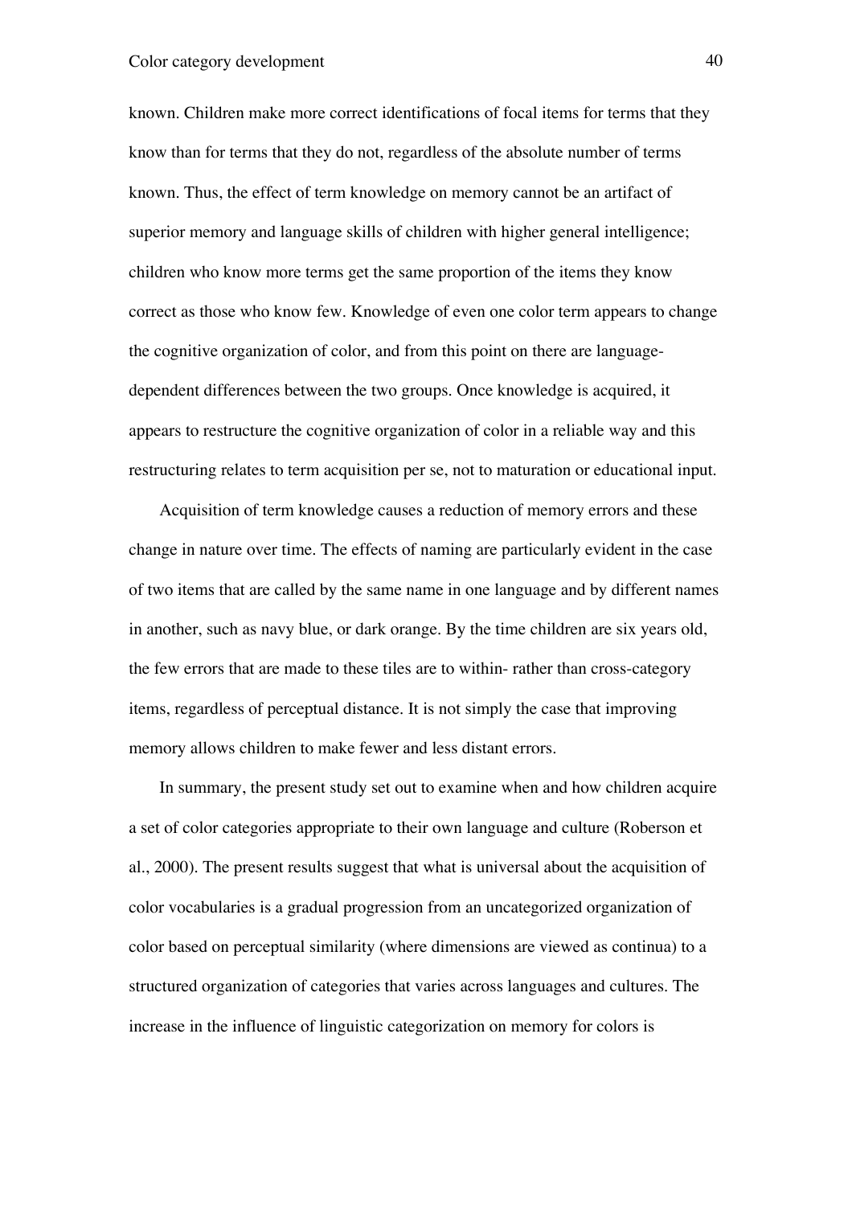known. Children make more correct identifications of focal items for terms that they know than for terms that they do not, regardless of the absolute number of terms known. Thus, the effect of term knowledge on memory cannot be an artifact of superior memory and language skills of children with higher general intelligence; children who know more terms get the same proportion of the items they know correct as those who know few. Knowledge of even one color term appears to change the cognitive organization of color, and from this point on there are language-dependent differences between the two groups. Once knowledge is acquired, it appears to restructure the cognitive organization of color in a reliable way and this restructuring relates to term acquisition per se, not to maturation or educational input.

Acquisition of term knowledge causes a reduction of memory errors and these change in nature over time. The effects of naming are particularly evident in the case of two items that are called by the same name in one language and by different names in another, such as navy blue, or dark orange. By the time children are six years old, the few errors that are made to these tiles are to within- rather than cross-category items, regardless of perceptual distance. It is not simply the case that improving memory allows children to make fewer and less distant errors.

In summary, the present study set out to examine when and how children acquire a set of color categories appropriate to their own language and culture (Roberson et al., 2000). The present results suggest that what is universal about the acquisition of color vocabularies is a gradual progression from an uncategorized organization of color based on perceptual similarity (where dimensions are viewed as continua) to a structured organization of categories that varies across languages and cultures. The increase in the influence of linguistic categorization on memory for colors is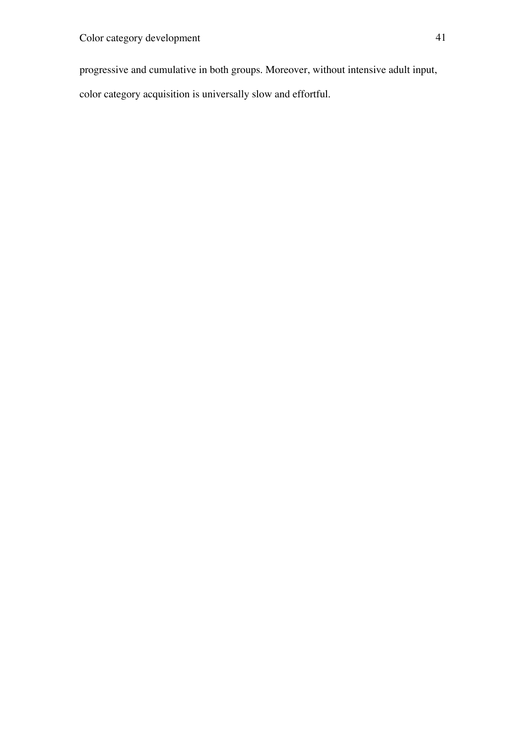progressive and cumulative in both groups. Moreover, without intensive adult input, color category acquisition is universally slow and effortful.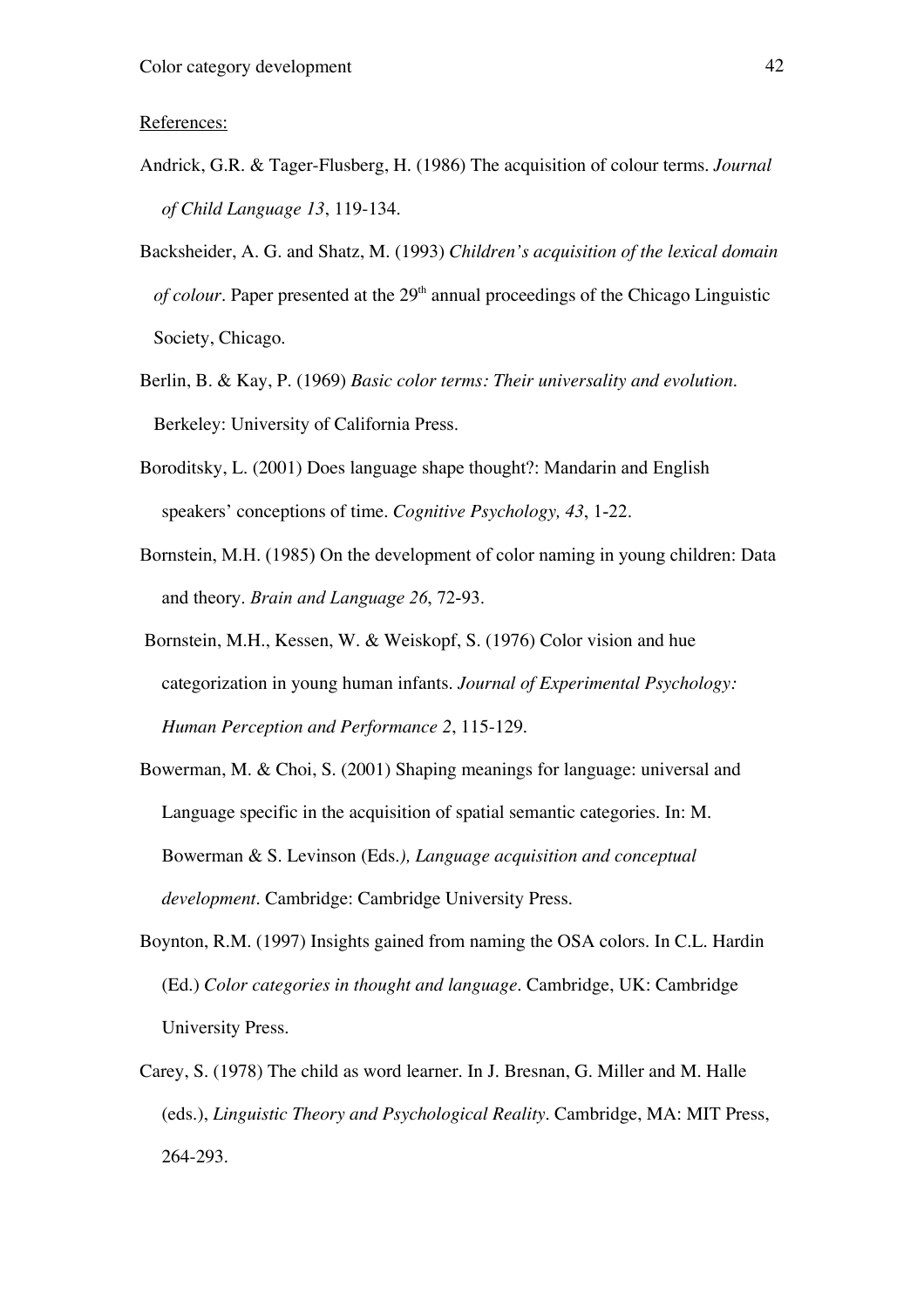References:

Andrick, G.R. & Tager-Flusberg, H. (1986) The acquisition of colour terms. *Journal of Child Language 13*, 119-134.

Backsheider, A. G. and Shatz, M. (1993) *Children's acquisition of the lexical domain of colour*. Paper presented at the 29th annual proceedings of the Chicago Linguistic Society, Chicago.

Berlin, B. & Kay, P. (1969) *Basic color terms: Their universality and evolution*. Berkeley: University of California Press.

Boroditsky, L. (2001) Does language shape thought?: Mandarin and English speakers' conceptions of time. *Cognitive Psychology, 43*, 1-22.

Bornstein, M.H. (1985) On the development of color naming in young children: Data and theory. *Brain and Language 26*, 72-93.

Bornstein, M.H., Kessen, W. & Weiskopf, S. (1976) Color vision and hue categorization in young human infants. *Journal of Experimental Psychology: Human Perception and Performance 2*, 115-129.

Bowerman, M. & Choi, S. (2001) Shaping meanings for language: universal and Language specific in the acquisition of spatial semantic categories. In: M. Bowerman & S. Levinson (Eds.*), Language acquisition and conceptual development*. Cambridge: Cambridge University Press.

Boynton, R.M. (1997) Insights gained from naming the OSA colors. In C.L. Hardin (Ed.) *Color categories in thought and language*. Cambridge, UK: Cambridge University Press.

Carey, S. (1978) The child as word learner. In J. Bresnan, G. Miller and M. Halle (eds.), *Linguistic Theory and Psychological Reality*. Cambridge, MA: MIT Press, 264-293.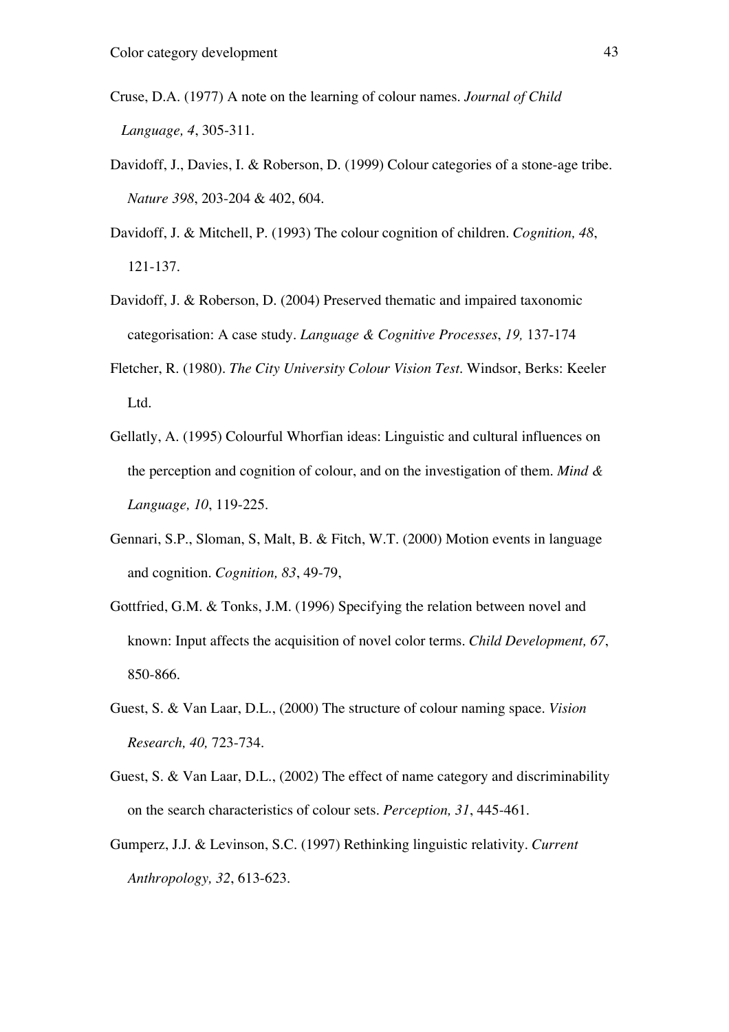Cruse, D.A. (1977) A note on the learning of colour names. *Journal of Child Language, 4*, 305-311.

Davidoff, J., Davies, I. & Roberson, D. (1999) Colour categories of a stone-age tribe. *Nature 398*, 203-204 & 402, 604.

Davidoff, J. & Mitchell, P. (1993) The colour cognition of children. *Cognition, 48*, 121-137.

Davidoff, J. & Roberson, D. (2004) Preserved thematic and impaired taxonomic categorisation: A case study. *Language & Cognitive Processes*, *19,* 137-174

Fletcher, R. (1980). *The City University Colour Vision Test*. Windsor, Berks: Keeler Ltd.

Gellatly, A. (1995) Colourful Whorfian ideas: Linguistic and cultural influences on the perception and cognition of colour, and on the investigation of them. *Mind & Language, 10*, 119-225.

Gennari, S.P., Sloman, S, Malt, B. & Fitch, W.T. (2000) Motion events in language and cognition. *Cognition, 83*, 49-79,

Gottfried, G.M. & Tonks, J.M. (1996) Specifying the relation between novel and known: Input affects the acquisition of novel color terms. *Child Development, 67*, 850-866.

Guest, S. & Van Laar, D.L., (2000) The structure of colour naming space. *Vision Research, 40,* 723-734.

Guest, S. & Van Laar, D.L., (2002) The effect of name category and discriminability on the search characteristics of colour sets. *Perception, 31*, 445-461.

Gumperz, J.J. & Levinson, S.C. (1997) Rethinking linguistic relativity. *Current Anthropology, 32*, 613-623.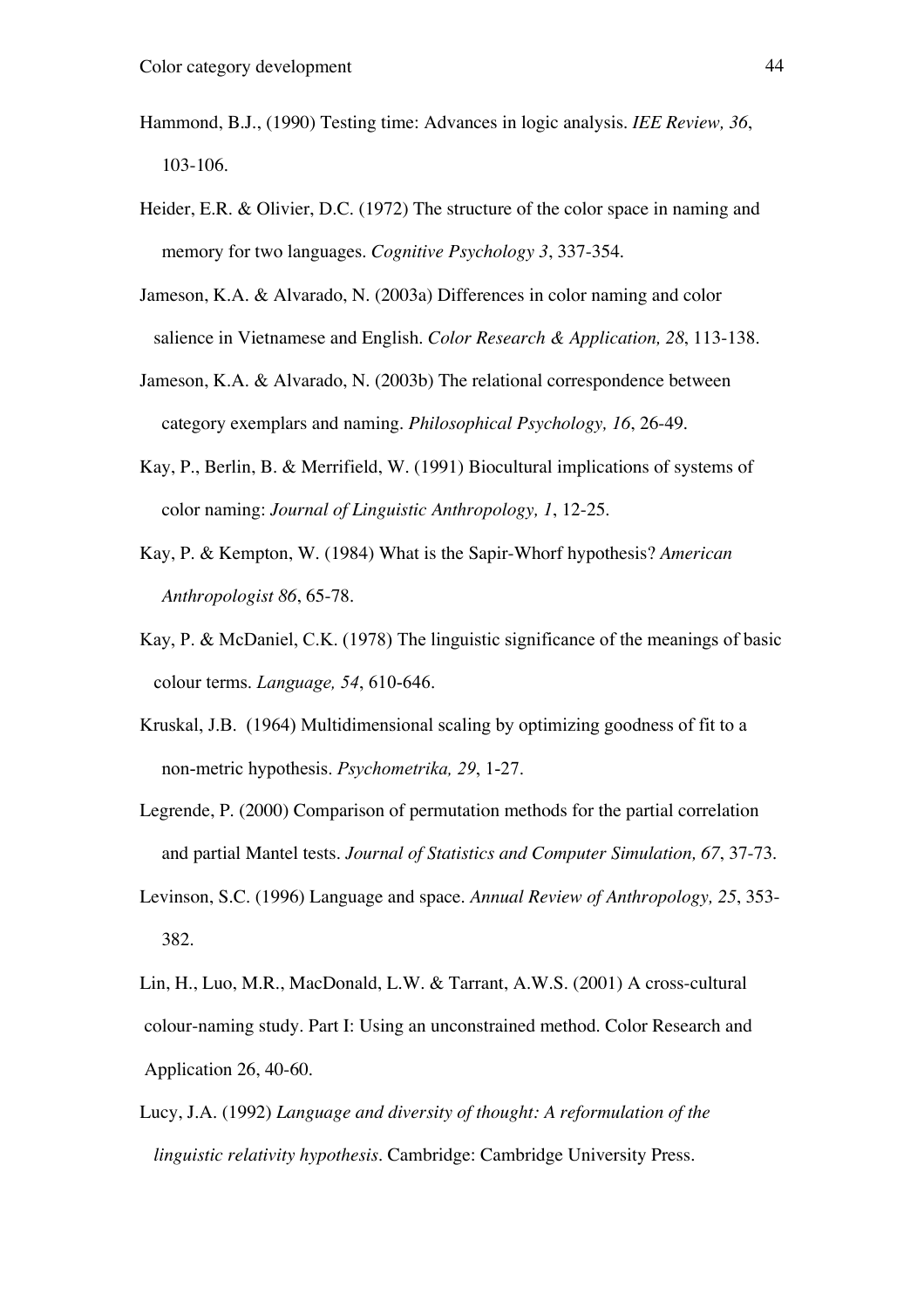Hammond, B.J., (1990) Testing time: Advances in logic analysis. *IEE Review, 36*, 103-106.

Heider, E.R. & Olivier, D.C. (1972) The structure of the color space in naming and memory for two languages. *Cognitive Psychology 3*, 337-354.

Jameson, K.A. & Alvarado, N. (2003a) Differences in color naming and color salience in Vietnamese and English. *Color Research & Application, 28*, 113-138.

Jameson, K.A. & Alvarado, N. (2003b) The relational correspondence between category exemplars and naming. *Philosophical Psychology, 16*, 26-49.

Kay, P., Berlin, B. & Merrifield, W. (1991) Biocultural implications of systems of color naming: *Journal of Linguistic Anthropology, 1*, 12-25.

Kay, P. & Kempton, W. (1984) What is the Sapir-Whorf hypothesis? *American Anthropologist 86*, 65-78.

Kay, P. & McDaniel, C.K. (1978) The linguistic significance of the meanings of basic colour terms. *Language, 54*, 610-646.

Kruskal, J.B. (1964) Multidimensional scaling by optimizing goodness of fit to a non-metric hypothesis. *Psychometrika, 29*, 1-27.

Legrende, P. (2000) Comparison of permutation methods for the partial correlation and partial Mantel tests. *Journal of Statistics and Computer Simulation, 67*, 37-73.

Levinson, S.C. (1996) Language and space. *Annual Review of Anthropology, 25*, 353-382.

Lin, H., Luo, M.R., MacDonald, L.W. & Tarrant, A.W.S. (2001) A cross-cultural colour-naming study. Part I: Using an unconstrained method. Color Research and Application 26, 40-60.

Lucy, J.A. (1992) *Language and diversity of thought: A reformulation of the linguistic relativity hypothesis*. Cambridge: Cambridge University Press.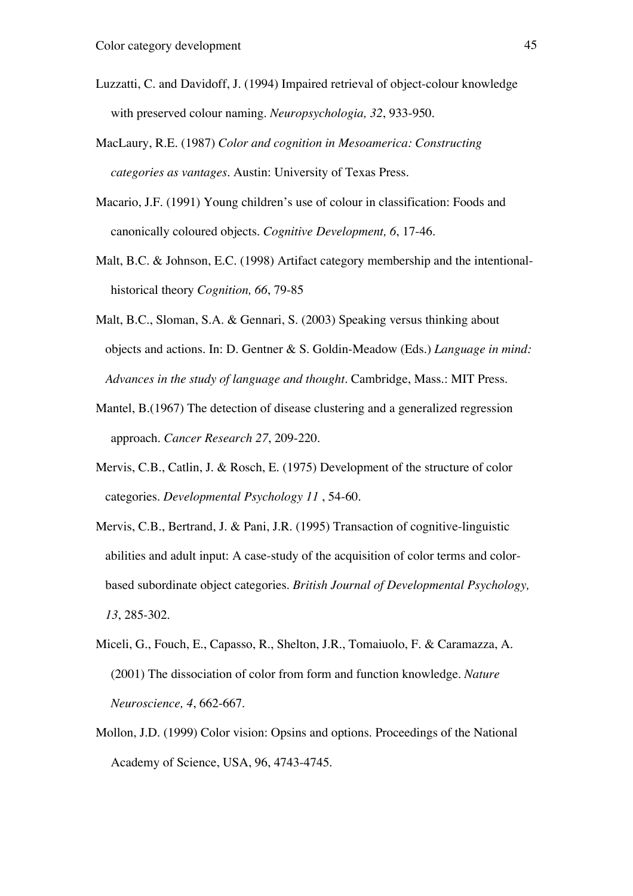Luzzatti, C. and Davidoff, J. (1994) Impaired retrieval of object-colour knowledge with preserved colour naming. *Neuropsychologia, 32*, 933-950.

MacLaury, R.E. (1987) *Color and cognition in Mesoamerica: Constructing categories as vantages*. Austin: University of Texas Press.

Macario, J.F. (1991) Young children's use of colour in classification: Foods and canonically coloured objects. *Cognitive Development, 6*, 17-46.

Malt, B.C. & Johnson, E.C. (1998) Artifact category membership and the intentional-historical theory *Cognition, 66*, 79-85

Malt, B.C., Sloman, S.A. & Gennari, S. (2003) Speaking versus thinking about objects and actions. In: D. Gentner & S. Goldin-Meadow (Eds.) *Language in mind: Advances in the study of language and thought*. Cambridge, Mass.: MIT Press.

Mantel, B.(1967) The detection of disease clustering and a generalized regression approach. *Cancer Research 27*, 209-220.

Mervis, C.B., Catlin, J. & Rosch, E. (1975) Development of the structure of color categories. *Developmental Psychology 11* , 54-60.

Mervis, C.B., Bertrand, J. & Pani, J.R. (1995) Transaction of cognitive-linguistic abilities and adult input: A case-study of the acquisition of color terms and color-based subordinate object categories. *British Journal of Developmental Psychology, 13*, 285-302.

Miceli, G., Fouch, E., Capasso, R., Shelton, J.R., Tomaiuolo, F. & Caramazza, A. (2001) The dissociation of color from form and function knowledge. *Nature Neuroscience, 4*, 662-667.

Mollon, J.D. (1999) Color vision: Opsins and options. Proceedings of the National Academy of Science, USA, 96, 4743-4745.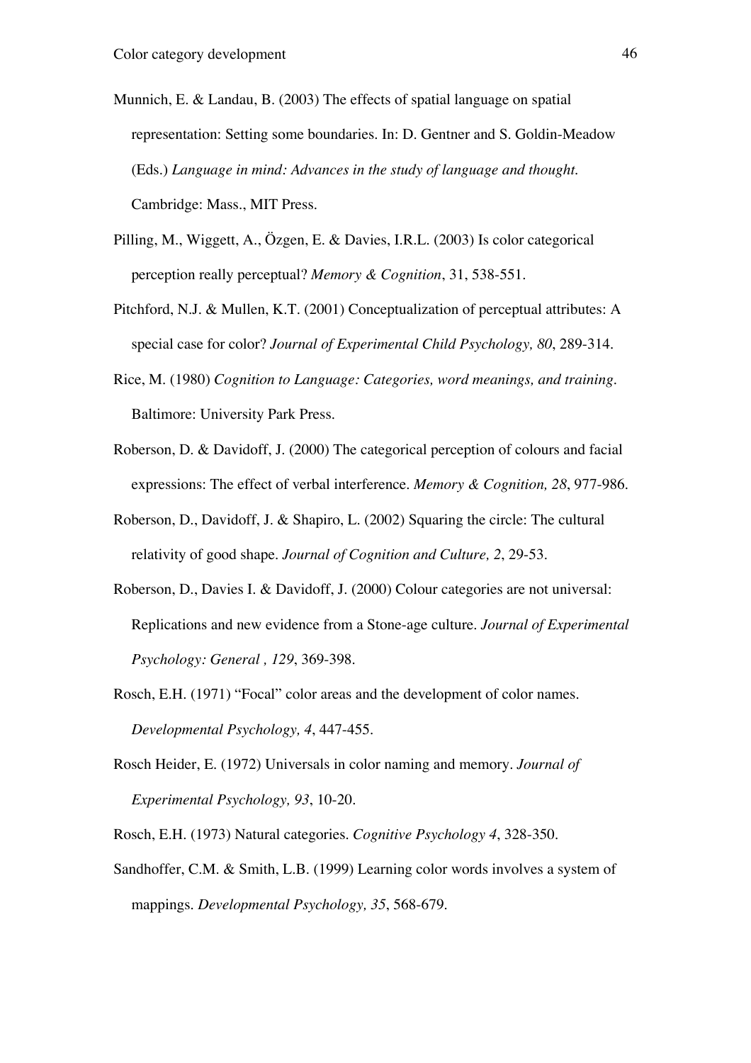Munnich, E. & Landau, B. (2003) The effects of spatial language on spatial representation: Setting some boundaries. In: D. Gentner and S. Goldin-Meadow (Eds.) *Language in mind: Advances in the study of language and thought.* Cambridge: Mass., MIT Press.

Pilling, M., Wiggett, A., Özgen, E. & Davies, I.R.L. (2003) Is color categorical perception really perceptual? *Memory & Cognition*, 31, 538-551.

Pitchford, N.J. & Mullen, K.T. (2001) Conceptualization of perceptual attributes: A special case for color? *Journal of Experimental Child Psychology, 80*, 289-314.

Rice, M. (1980) *Cognition to Language: Categories, word meanings, and training.* Baltimore: University Park Press.

Roberson, D. & Davidoff, J. (2000) The categorical perception of colours and facial expressions: The effect of verbal interference. *Memory & Cognition, 28*, 977-986.

Roberson, D., Davidoff, J. & Shapiro, L. (2002) Squaring the circle: The cultural relativity of good shape. *Journal of Cognition and Culture, 2*, 29-53.

Roberson, D., Davies I. & Davidoff, J. (2000) Colour categories are not universal: Replications and new evidence from a Stone-age culture. *Journal of Experimental Psychology: General , 129*, 369-398.

Rosch, E.H. (1971) "Focal" color areas and the development of color names. *Developmental Psychology, 4*, 447-455.

Rosch Heider, E. (1972) Universals in color naming and memory. *Journal of Experimental Psychology, 93*, 10-20.

Rosch, E.H. (1973) Natural categories. *Cognitive Psychology 4*, 328-350.

Sandhoffer, C.M. & Smith, L.B. (1999) Learning color words involves a system of mappings. *Developmental Psychology, 35*, 568-679.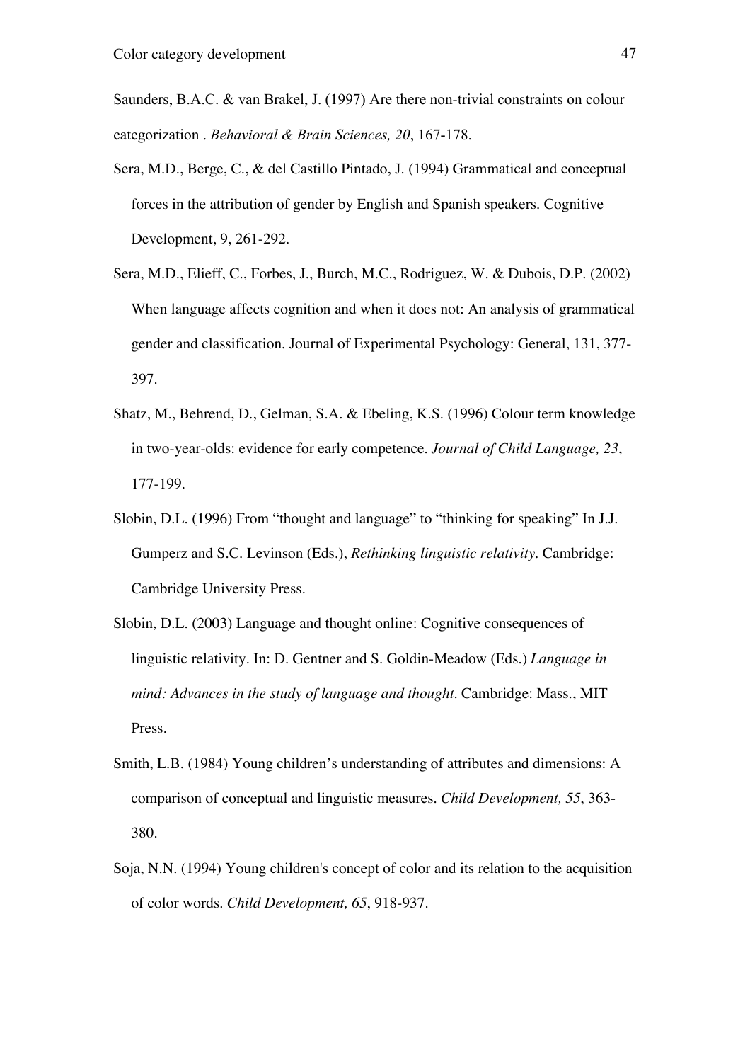Saunders, B.A.C. & van Brakel, J. (1997) Are there non-trivial constraints on colour categorization . *Behavioral & Brain Sciences, 20*, 167-178.

Sera, M.D., Berge, C., & del Castillo Pintado, J. (1994) Grammatical and conceptual forces in the attribution of gender by English and Spanish speakers. Cognitive Development, 9, 261-292.

Sera, M.D., Elieff, C., Forbes, J., Burch, M.C., Rodriguez, W. & Dubois, D.P. (2002) When language affects cognition and when it does not: An analysis of grammatical gender and classification. Journal of Experimental Psychology: General, 131, 377-397.

Shatz, M., Behrend, D., Gelman, S.A. & Ebeling, K.S. (1996) Colour term knowledge in two-year-olds: evidence for early competence. *Journal of Child Language, 23*, 177-199.

Slobin, D.L. (1996) From “thought and language” to “thinking for speaking” In J.J. Gumperz and S.C. Levinson (Eds.), *Rethinking linguistic relativity*. Cambridge: Cambridge University Press.

Slobin, D.L. (2003) Language and thought online: Cognitive consequences of linguistic relativity. In: D. Gentner and S. Goldin-Meadow (Eds.) *Language in mind: Advances in the study of language and thought*. Cambridge: Mass., MIT Press.

Smith, L.B. (1984) Young children’s understanding of attributes and dimensions: A comparison of conceptual and linguistic measures. *Child Development, 55*, 363-380.

Soja, N.N. (1994) Young children's concept of color and its relation to the acquisition of color words. *Child Development, 65*, 918-937.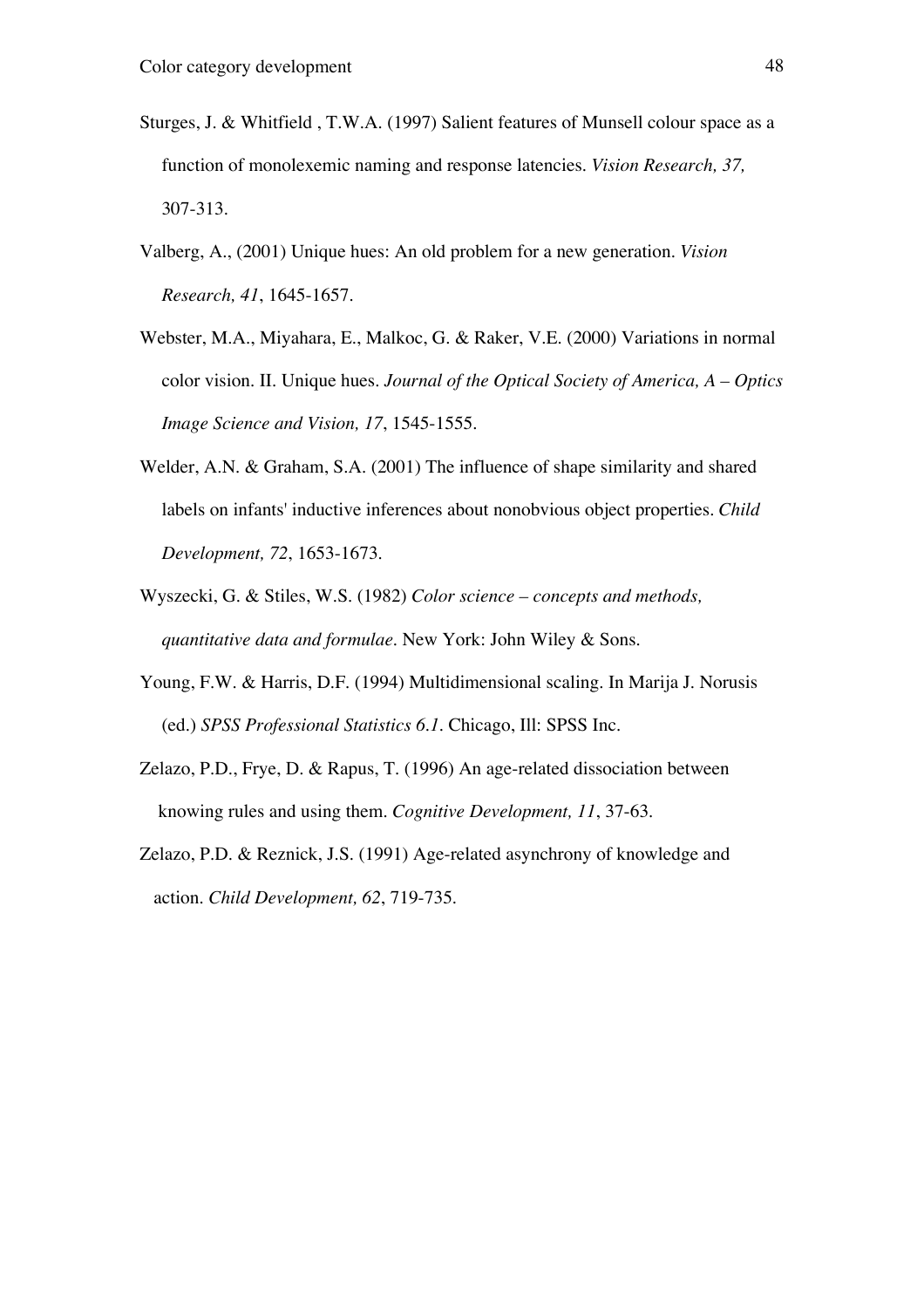Sturges, J. & Whitfield , T.W.A. (1997) Salient features of Munsell colour space as a function of monolexemic naming and response latencies. *Vision Research, 37,* 307-313.

Valberg, A., (2001) Unique hues: An old problem for a new generation. *Vision Research, 41*, 1645-1657.

Webster, M.A., Miyahara, E., Malkoc, G. & Raker, V.E. (2000) Variations in normal color vision. II. Unique hues. *Journal of the Optical Society of America, A – Optics Image Science and Vision, 17*, 1545-1555.

Welder, A.N. & Graham, S.A. (2001) The influence of shape similarity and shared labels on infants' inductive inferences about nonobvious object properties. *Child Development, 72*, 1653-1673.

Wyszecki, G. & Stiles, W.S. (1982) *Color science – concepts and methods, quantitative data and formulae*. New York: John Wiley & Sons.

Young, F.W. & Harris, D.F. (1994) Multidimensional scaling. In Marija J. Norusis (ed.) *SPSS Professional Statistics 6.1*. Chicago, Ill: SPSS Inc.

Zelazo, P.D., Frye, D. & Rapus, T. (1996) An age-related dissociation between knowing rules and using them. *Cognitive Development, 11*, 37-63.

Zelazo, P.D. & Reznick, J.S. (1991) Age-related asynchrony of knowledge and action. *Child Development, 62*, 719-735.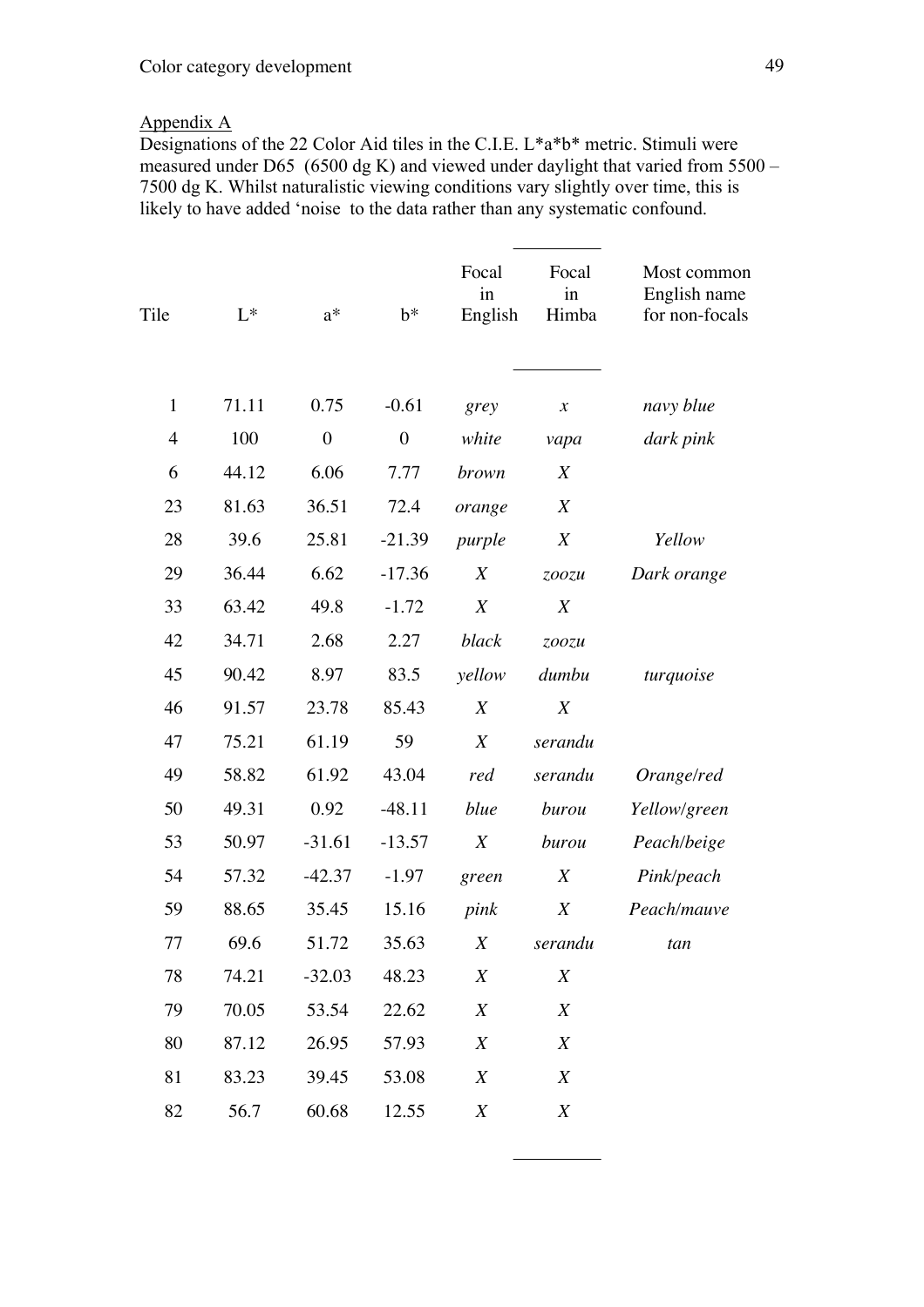Appendix A

Designations of the 22 Color Aid tiles in the C.I.E. L*a*b* metric. Stimuli were measured under D65 (6500 dg K) and viewed under daylight that varied from 5500 – 7500 dg K. Whilst naturalistic viewing conditions vary slightly over time, this is likely to have added 'noise to the data rather than any systematic confound.

| Tile | L* | a* | b* | Focal in English | Focal in Himba | Most common English name for non-focals |
|---|---|---|---|---|---|---|
| 1 | 71.11 | 0.75 | -0.61 | *grey* | *x* | *navy blue* |
| 4 | 100 | 0 | 0 | *white* | *vapa* | *dark pink* |
| 6 | 44.12 | 6.06 | 7.77 | *brown* | *X* | |
| 23 | 81.63 | 36.51 | 72.4 | *orange* | *X* | |
| 28 | 39.6 | 25.81 | -21.39 | *purple* | *X* | *Yellow* |
| 29 | 36.44 | 6.62 | -17.36 | *X* | *zoozu* | *Dark orange* |
| 33 | 63.42 | 49.8 | -1.72 | *X* | *X* | |
| 42 | 34.71 | 2.68 | 2.27 | *black* | *zoozu* | |
| 45 | 90.42 | 8.97 | 83.5 | *yellow* | *dumbu* | *turquoise* |
| 46 | 91.57 | 23.78 | 85.43 | *X* | *X* | |
| 47 | 75.21 | 61.19 | 59 | *X* | *serandu* | |
| 49 | 58.82 | 61.92 | 43.04 | *red* | *serandu* | *Orange/red* |
| 50 | 49.31 | 0.92 | -48.11 | *blue* | *burou* | *Yellow/green* |
| 53 | 50.97 | -31.61 | -13.57 | *X* | *burou* | *Peach/beige* |
| 54 | 57.32 | -42.37 | -1.97 | *green* | *X* | *Pink/peach* |
| 59 | 88.65 | 35.45 | 15.16 | *pink* | *X* | *Peach/mauve* |
| 77 | 69.6 | 51.72 | 35.63 | *X* | *serandu* | *tan* |
| 78 | 74.21 | -32.03 | 48.23 | *X* | *X* | |
| 79 | 70.05 | 53.54 | 22.62 | *X* | *X* | |
| 80 | 87.12 | 26.95 | 57.93 | *X* | *X* | |
| 81 | 83.23 | 39.45 | 53.08 | *X* | *X* | |
| 82 | 56.7 | 60.68 | 12.55 | *X* | *X* | |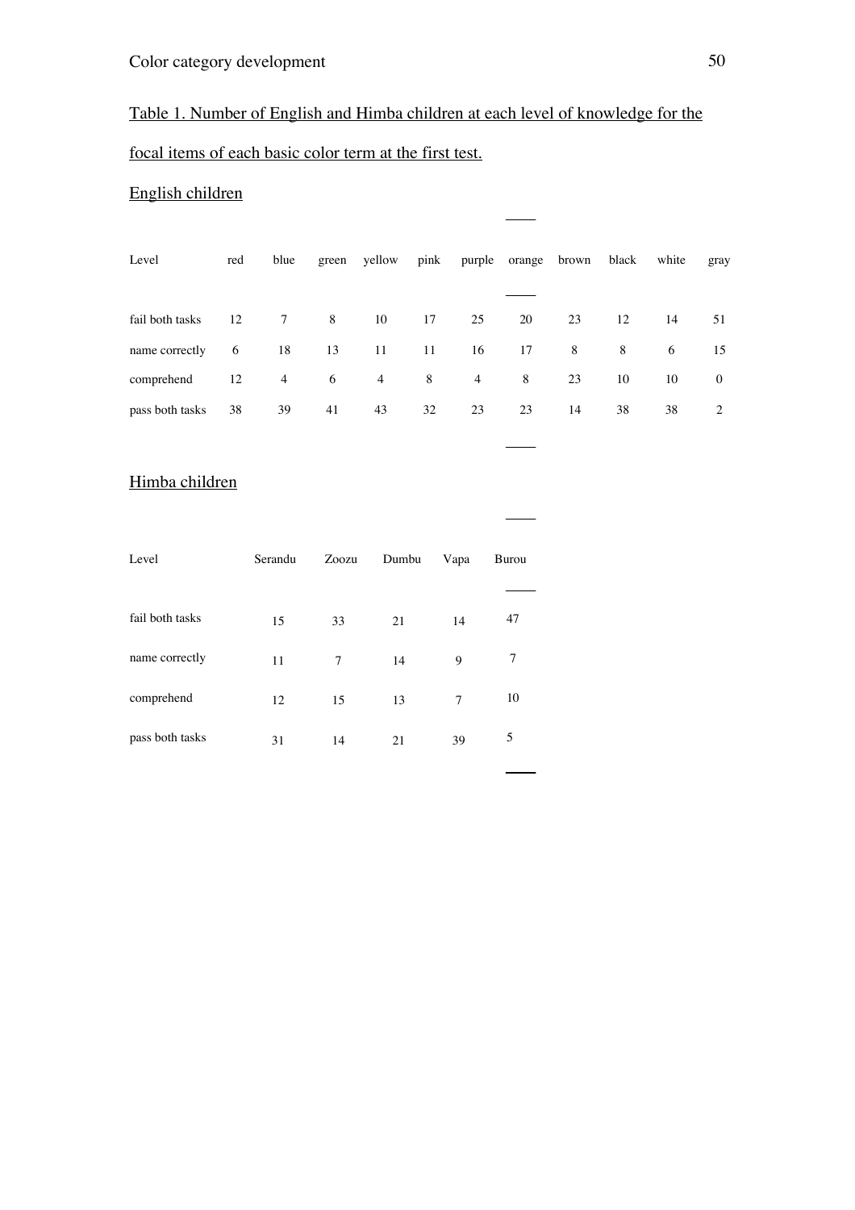Table 1. Number of English and Himba children at each level of knowledge for the focal items of each basic color term at the first test.

English children

| Level | red | blue | green | yellow | pink | purple | orange | brown | black | white | gray |
|---|---|---|---|---|---|---|---|---|---|---|---|
| fail both tasks | 12 | 7 | 8 | 10 | 17 | 25 | 20 | 23 | 12 | 14 | 51 |
| name correctly | 6 | 18 | 13 | 11 | 11 | 16 | 17 | 8 | 8 | 6 | 15 |
| comprehend | 12 | 4 | 6 | 4 | 8 | 4 | 8 | 23 | 10 | 10 | 0 |
| pass both tasks | 38 | 39 | 41 | 43 | 32 | 23 | 23 | 14 | 38 | 38 | 2 |

Himba children

| Level | Serandu | Zoozu | Dumbu | Vapa | Burou |
|---|---|---|---|---|---|
| fail both tasks | 15 | 33 | 21 | 14 | 47 |
| name correctly | 11 | 7 | 14 | 9 | 7 |
| comprehend | 12 | 15 | 13 | 7 | 10 |
| pass both tasks | 31 | 14 | 21 | 39 | 5 |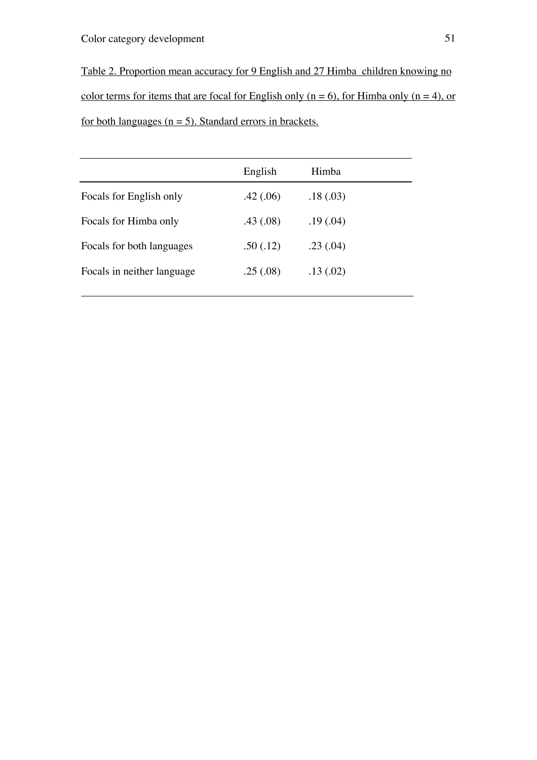Table 2. Proportion mean accuracy for 9 English and 27 Himba children knowing no color terms for items that are focal for English only ($n = 6$), for Himba only ($n = 4$), or for both languages ($n = 5$). Standard errors in brackets.

| | English | Himba |
|---|---|---|
| Focals for English only | .42 (.06) | .18 (.03) |
| Focals for Himba only | .43 (.08) | .19 (.04) |
| Focals for both languages | .50 (.12) | .23 (.04) |
| Focals in neither language | .25 (.08) | .13 (.02) |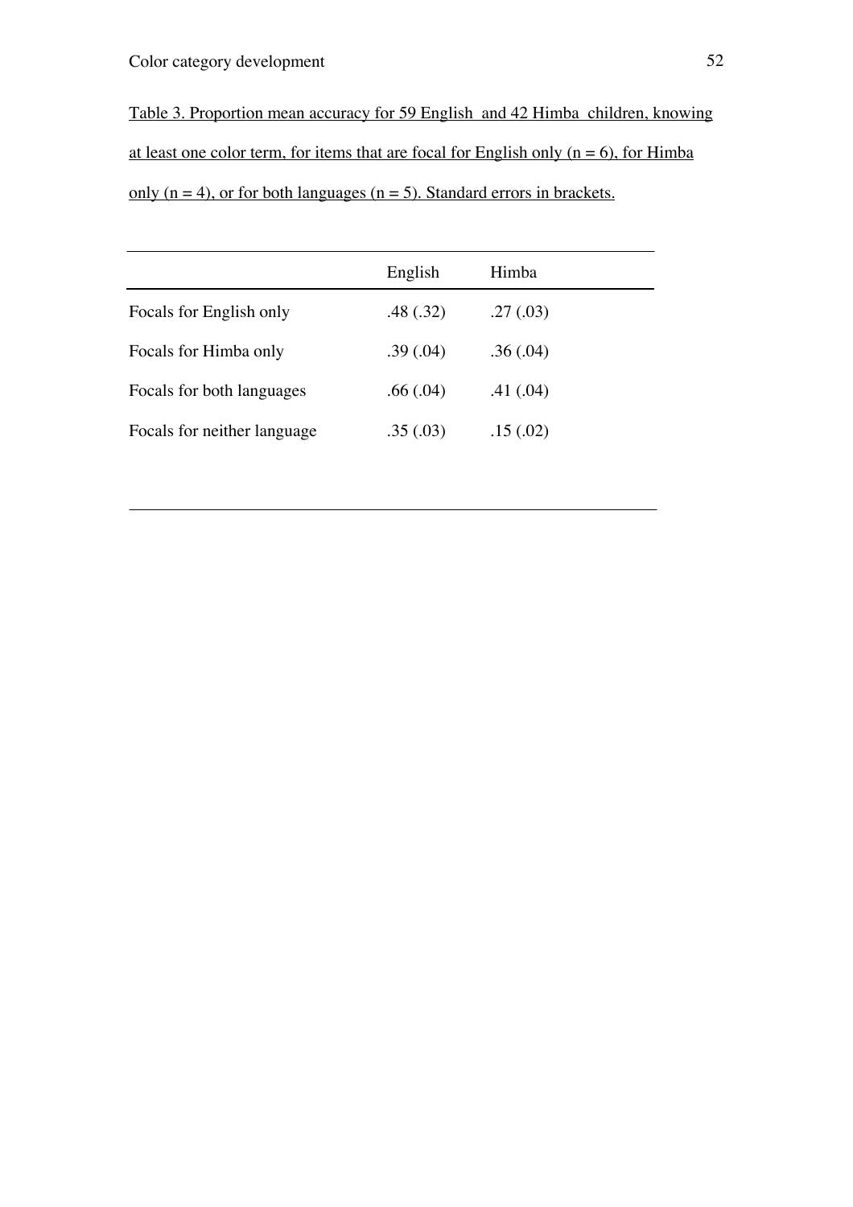Table 3. Proportion mean accuracy for 59 English and 42 Himba children, knowing at least one color term, for items that are focal for English only (n = 6), for Himba only (n = 4), or for both languages (n = 5). Standard errors in brackets.

| | English | Himba |
|---|---|---|
| Focals for English only | .48 (.32) | .27 (.03) |
| Focals for Himba only | .39 (.04) | .36 (.04) |
| Focals for both languages | .66 (.04) | .41 (.04) |
| Focals for neither language | .35 (.03) | .15 (.02) |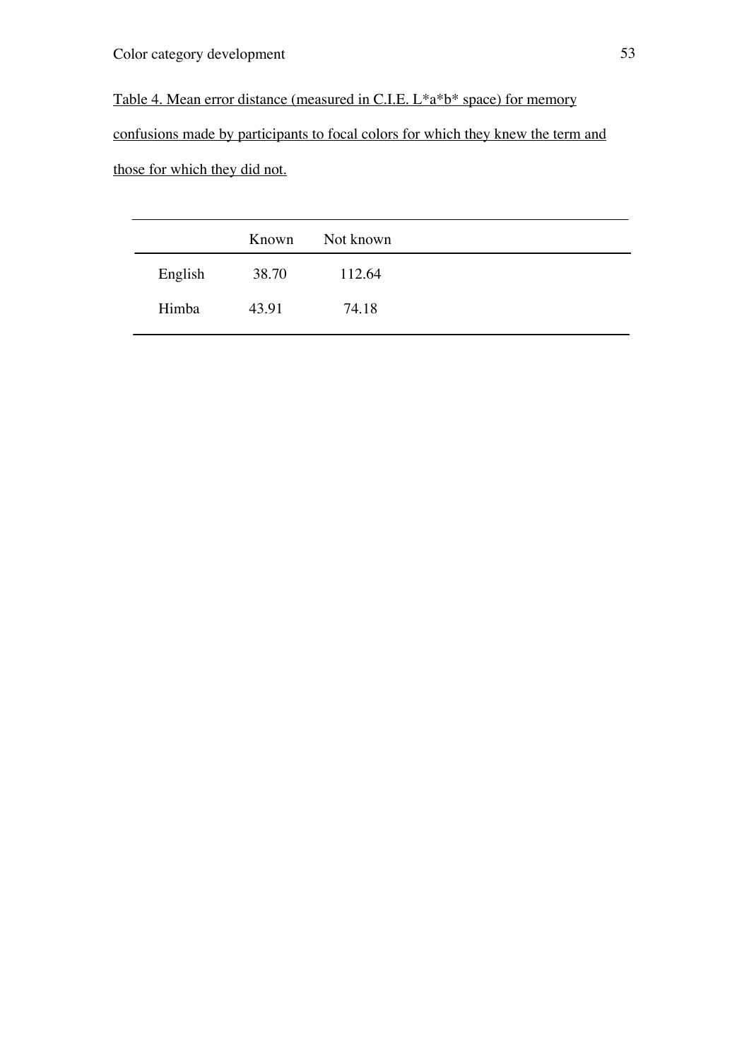Table 4. Mean error distance (measured in C.I.E. L*a*b* space) for memory confusions made by participants to focal colors for which they knew the term and those for which they did not.

| | Known | Not known |
|---|---|---|
| English | 38.70 | 112.64 |
| Himba | 43.91 | 74.18 |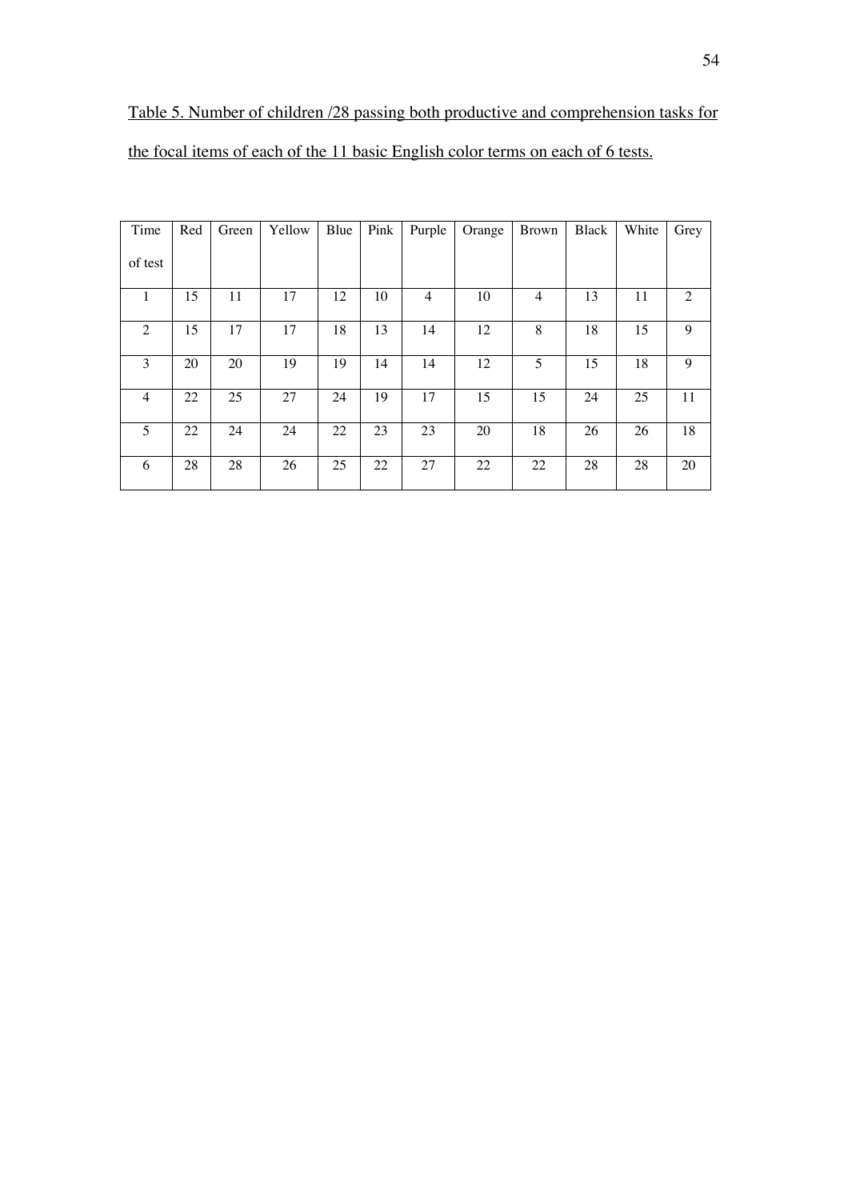Table 5. Number of children /28 passing both productive and comprehension tasks for the focal items of each of the 11 basic English color terms on each of 6 tests.

| Time of test | Red | Green | Yellow | Blue | Pink | Purple | Orange | Brown | Black | White | Grey |
|---|---|---|---|---|---|---|---|---|---|---|---|
| 1 | 15 | 11 | 17 | 12 | 10 | 4 | 10 | 4 | 13 | 11 | 2 |
| 2 | 15 | 17 | 17 | 18 | 13 | 14 | 12 | 8 | 18 | 15 | 9 |
| 3 | 20 | 20 | 19 | 19 | 14 | 14 | 12 | 5 | 15 | 18 | 9 |
| 4 | 22 | 25 | 27 | 24 | 19 | 17 | 15 | 15 | 24 | 25 | 11 |
| 5 | 22 | 24 | 24 | 22 | 23 | 23 | 20 | 18 | 26 | 26 | 18 |
| 6 | 28 | 28 | 26 | 25 | 22 | 27 | 22 | 22 | 28 | 28 | 20 |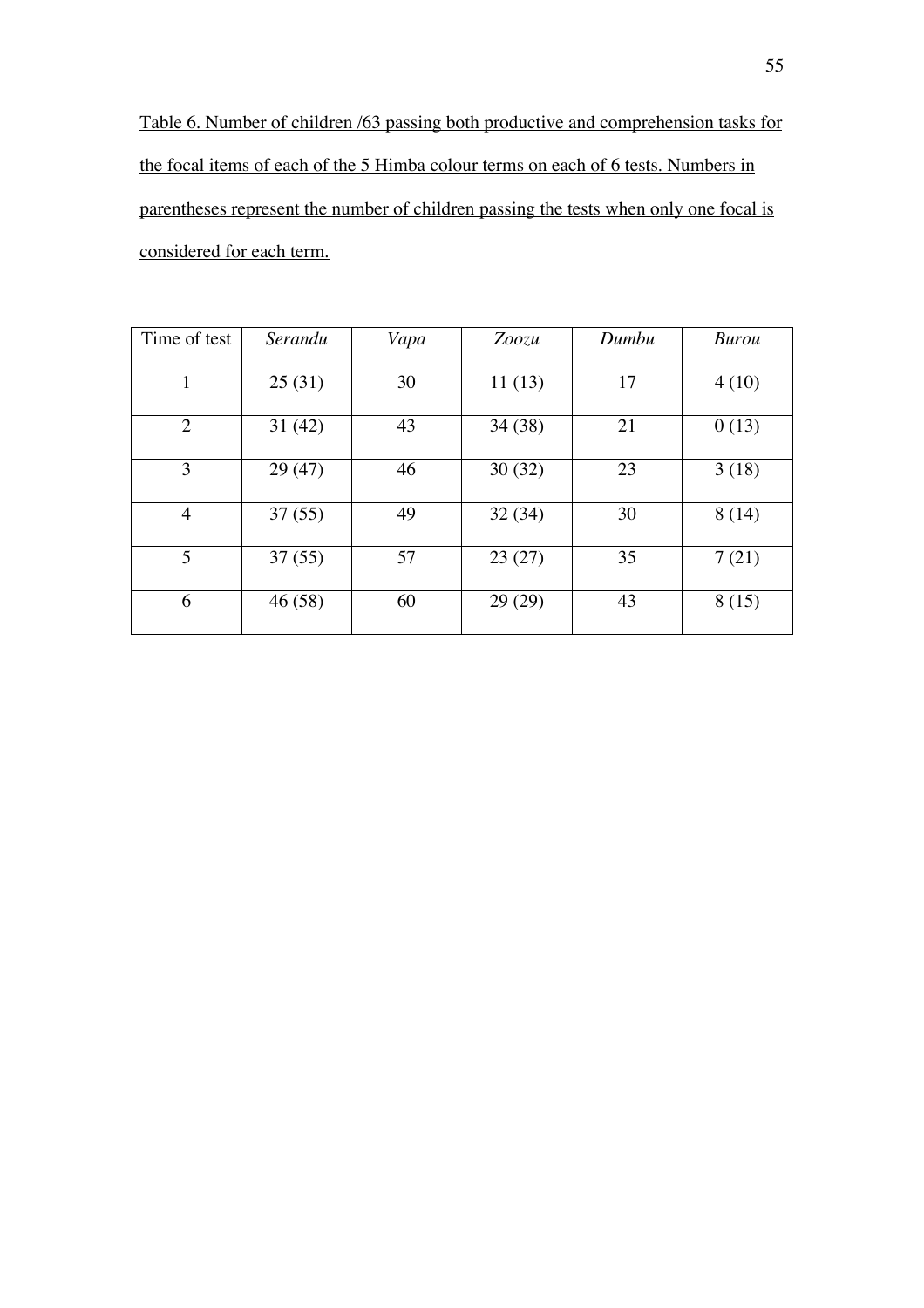Table 6. Number of children /63 passing both productive and comprehension tasks for the focal items of each of the 5 Himba colour terms on each of 6 tests. Numbers in parentheses represent the number of children passing the tests when only one focal is considered for each term.

| Time of test | *Serandu* | *Vapa* | *Zoozu* | *Dumbu* | *Burou* |
|---|---|---|---|---|---|
| 1 | 25 (31) | 30 | 11 (13) | 17 | 4 (10) |
| 2 | 31 (42) | 43 | 34 (38) | 21 | 0 (13) |
| 3 | 29 (47) | 46 | 30 (32) | 23 | 3 (18) |
| 4 | 37 (55) | 49 | 32 (34) | 30 | 8 (14) |
| 5 | 37 (55) | 57 | 23 (27) | 35 | 7 (21) |
| 6 | 46 (58) | 60 | 29 (29) | 43 | 8 (15) |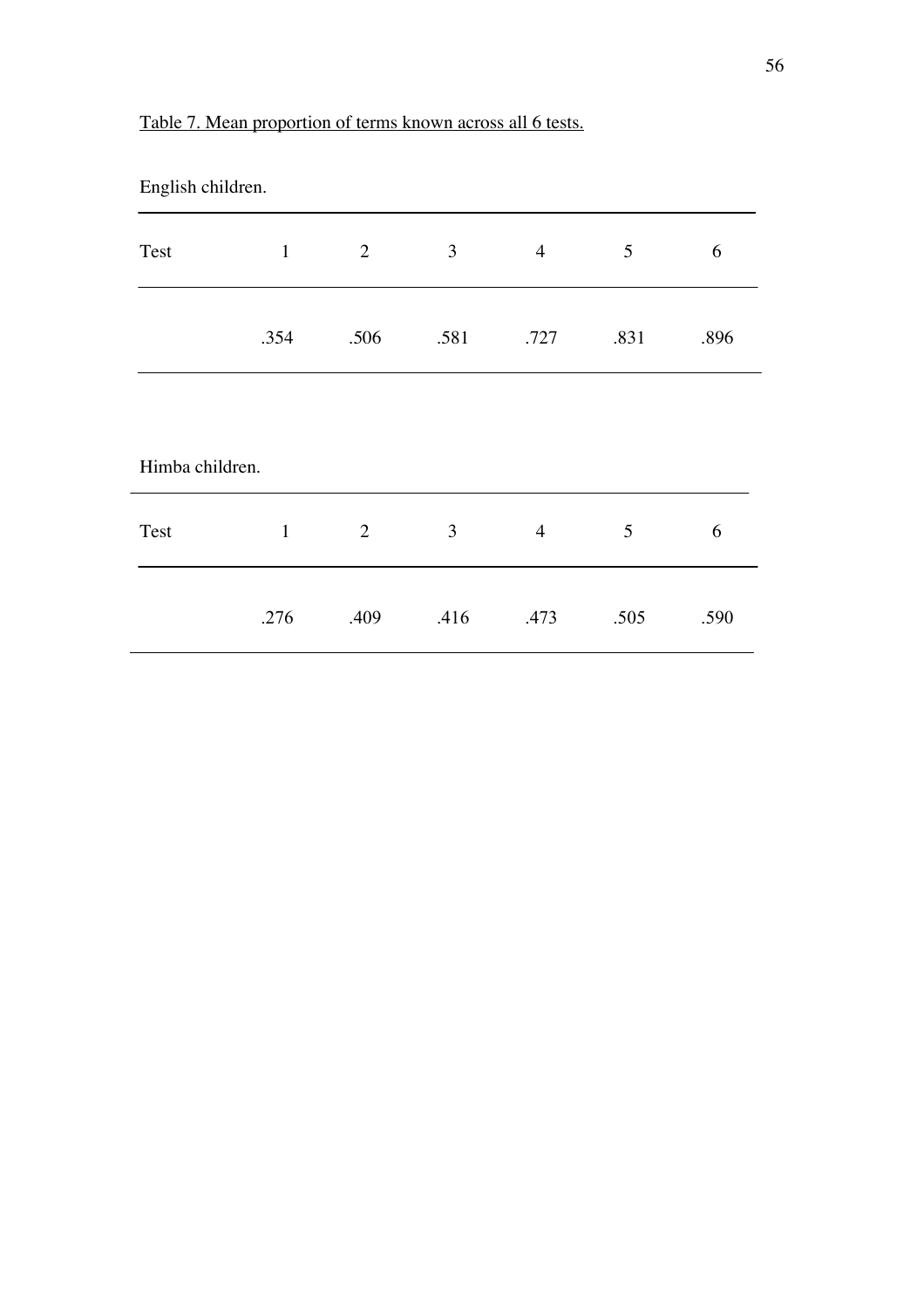Table 7. Mean proportion of terms known across all 6 tests.

English children.

| Test | 1 | 2 | 3 | 4 | 5 | 6 |
|---|---|---|---|---|---|---|
| | .354 | .506 | .581 | .727 | .831 | .896 |

Himba children.

| Test | 1 | 2 | 3 | 4 | 5 | 6 |
|---|---|---|---|---|---|---|
| | .276 | .409 | .416 | .473 | .505 | .590 |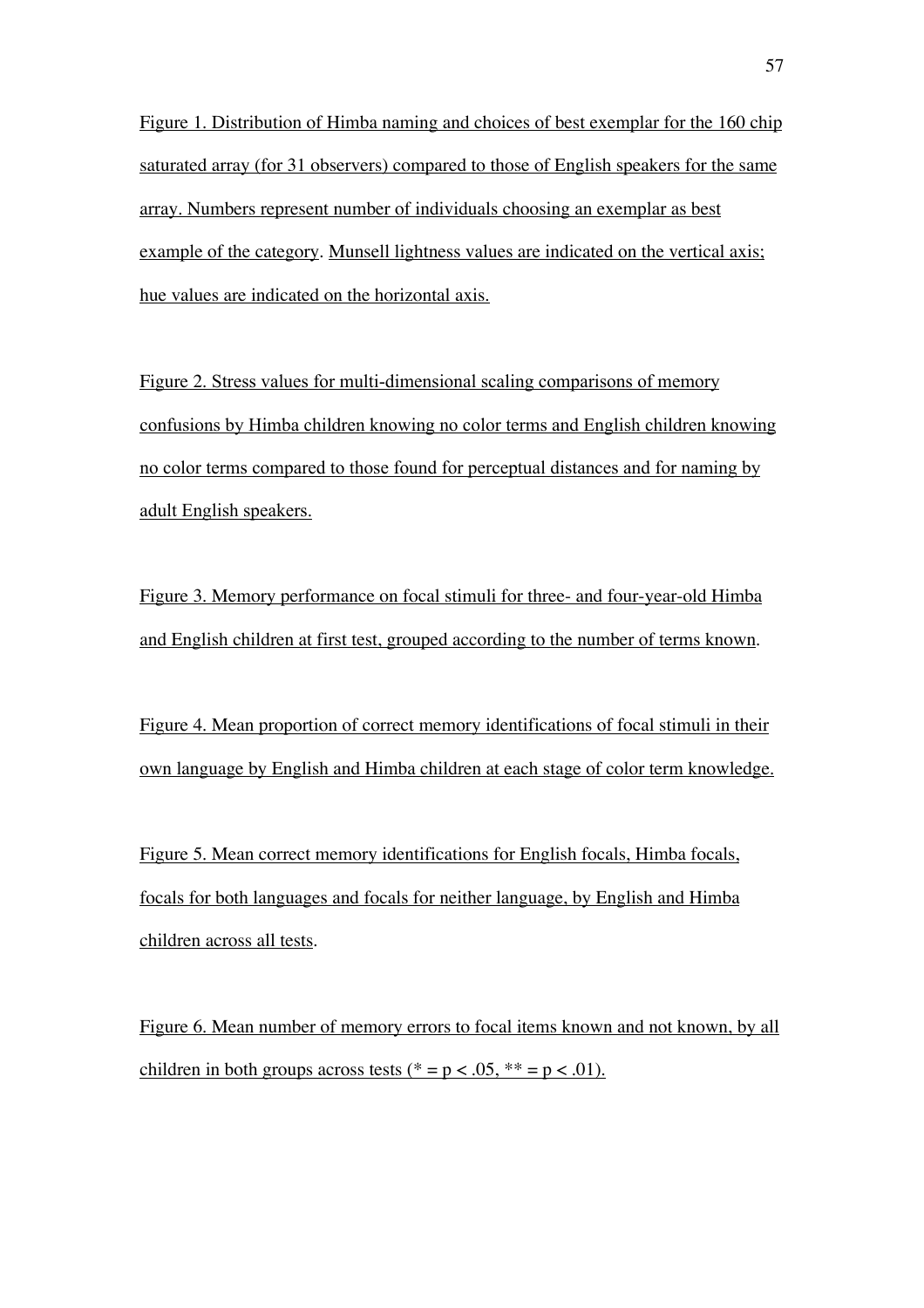Figure 1. Distribution of Himba naming and choices of best exemplar for the 160 chip saturated array (for 31 observers) compared to those of English speakers for the same array. Numbers represent number of individuals choosing an exemplar as best example of the category. Munsell lightness values are indicated on the vertical axis; hue values are indicated on the horizontal axis.

Figure 2. Stress values for multi-dimensional scaling comparisons of memory confusions by Himba children knowing no color terms and English children knowing no color terms compared to those found for perceptual distances and for naming by adult English speakers.

Figure 3. Memory performance on focal stimuli for three- and four-year-old Himba and English children at first test, grouped according to the number of terms known.

Figure 4. Mean proportion of correct memory identifications of focal stimuli in their own language by English and Himba children at each stage of color term knowledge.

Figure 5. Mean correct memory identifications for English focals, Himba focals, focals for both languages and focals for neither language, by English and Himba children across all tests.

Figure 6. Mean number of memory errors to focal items known and not known, by all children in both groups across tests (* = $p < .05$, ** = $p < .01$).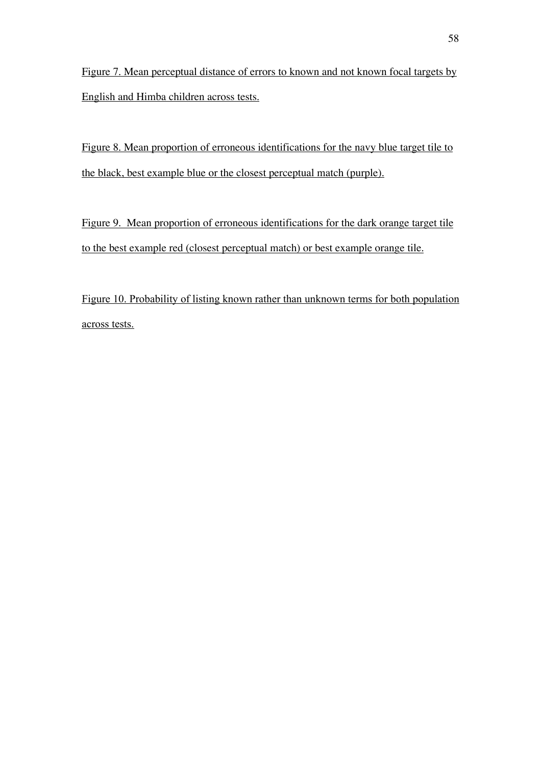Figure 7. Mean perceptual distance of errors to known and not known focal targets by English and Himba children across tests.

Figure 8. Mean proportion of erroneous identifications for the navy blue target tile to the black, best example blue or the closest perceptual match (purple).

Figure 9. Mean proportion of erroneous identifications for the dark orange target tile to the best example red (closest perceptual match) or best example orange tile.

Figure 10. Probability of listing known rather than unknown terms for both population across tests.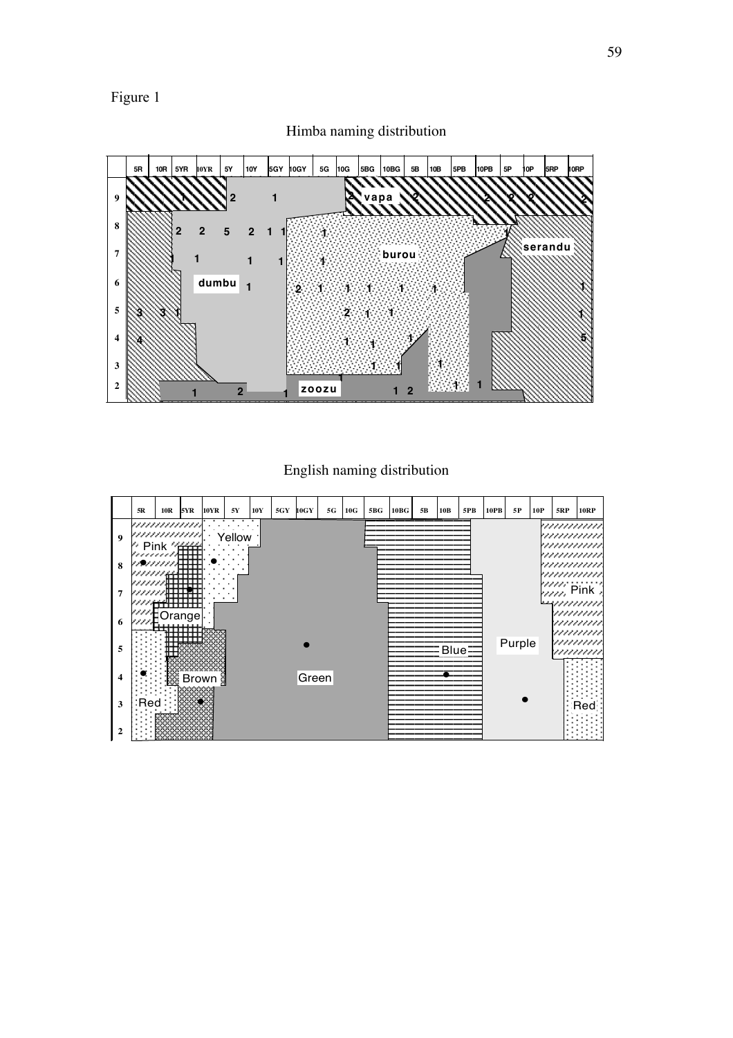Figure 1

Himba naming distribution

English naming distribution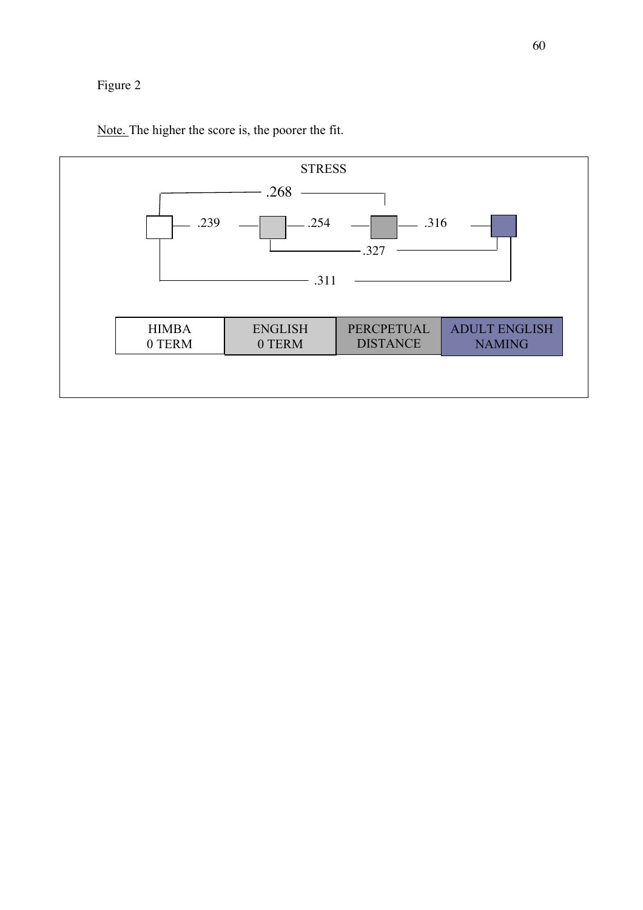Figure 2

Note. The higher the score is, the poorer the fit.

STRESS

.268

.239 .254 .316

.327

.311

| HIMBA 0 TERM | ENGLISH 0 TERM | PERCPETUAL DISTANCE | ADULT ENGLISH NAMING |
|---|---|---|---|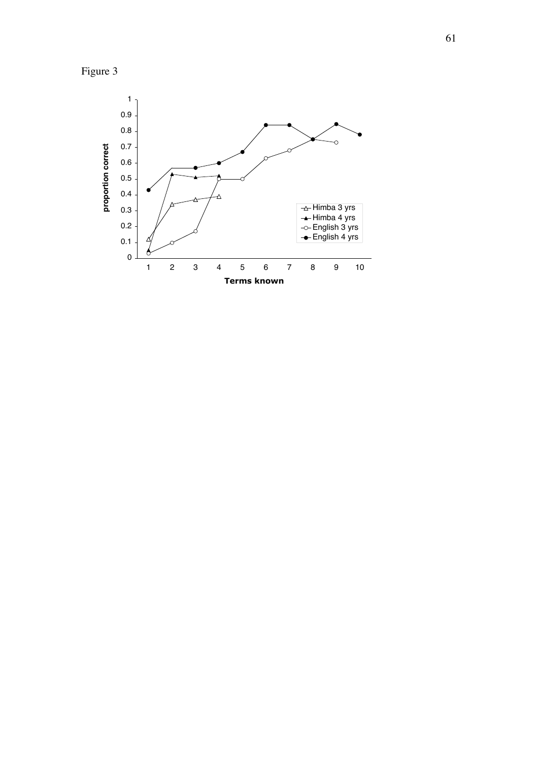Figure 3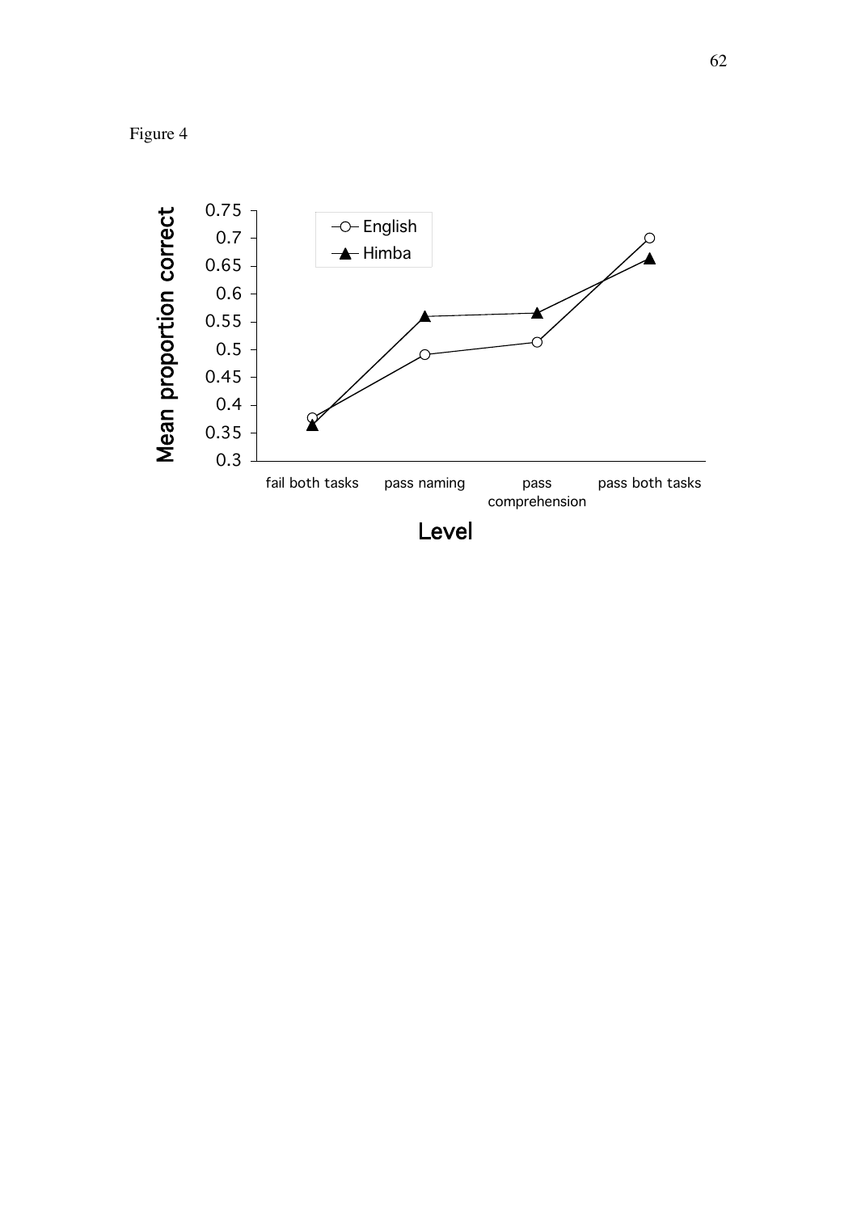Figure 4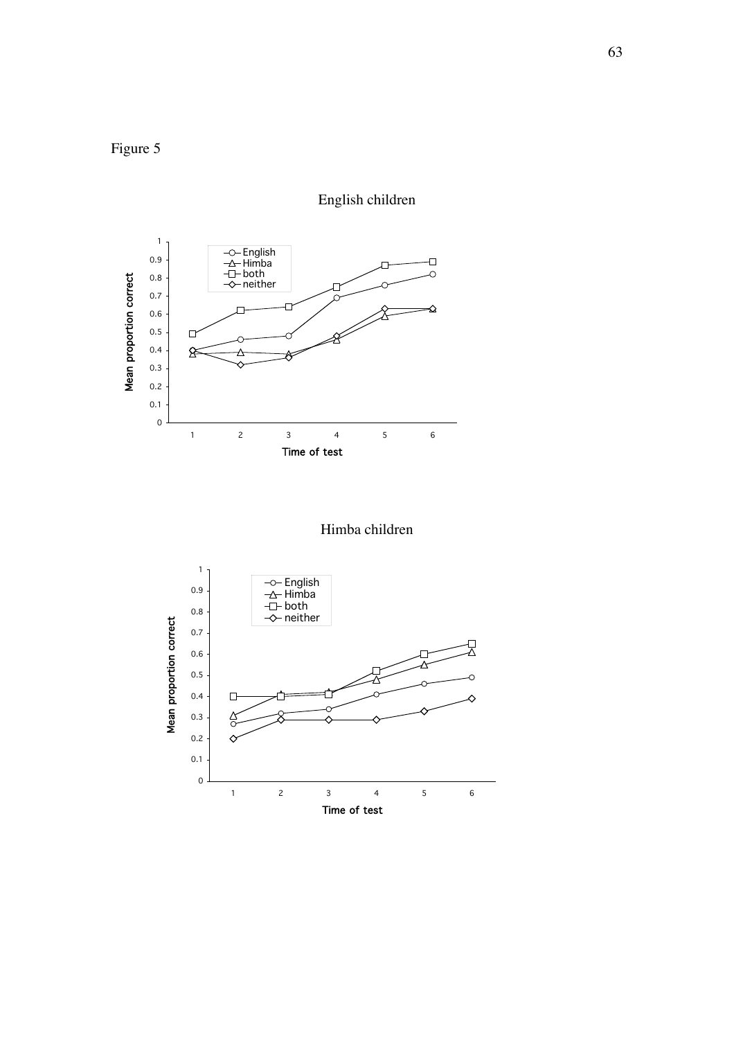Figure 5

English children

Himba children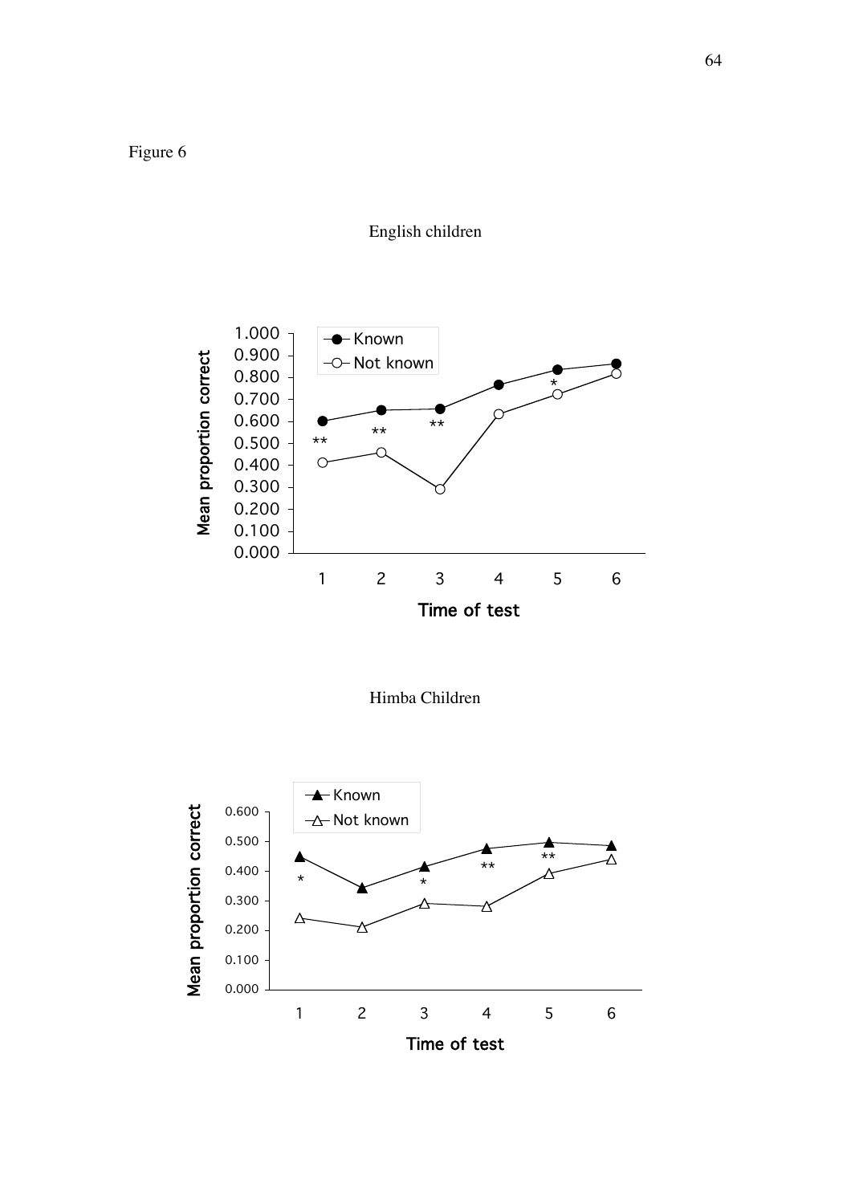Figure 6

English children

Himba Children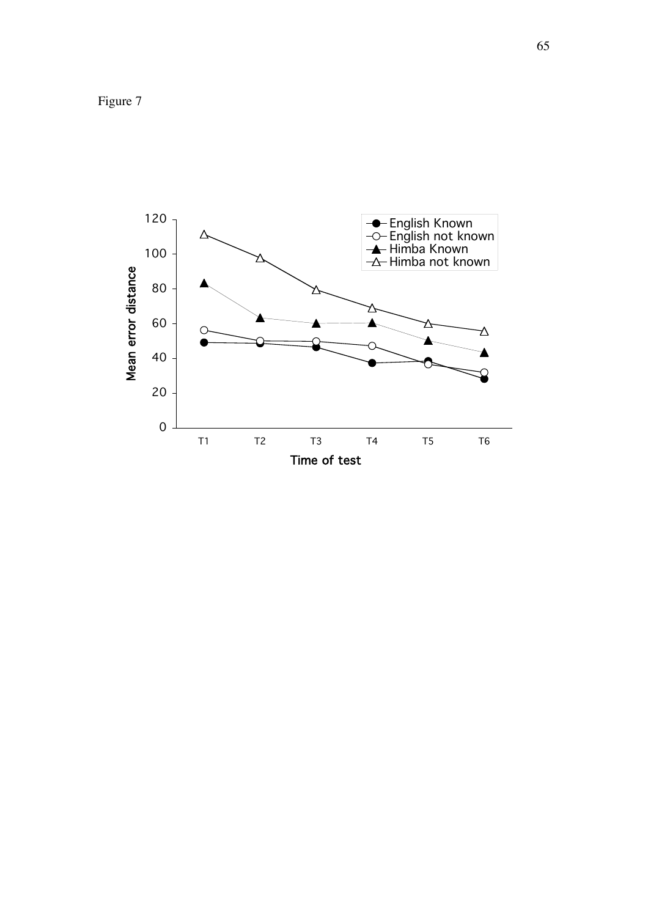Figure 7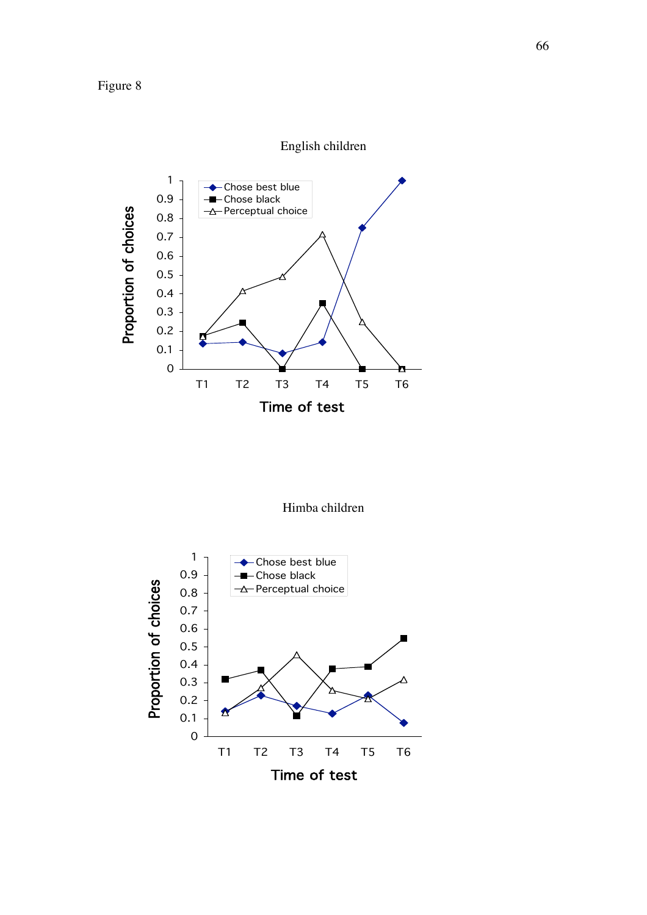Figure 8

English children

Himba children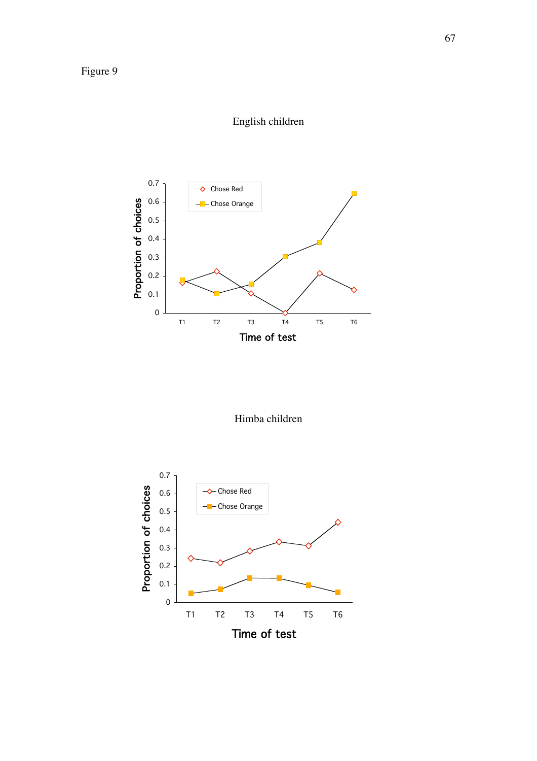Figure 9

English children

Himba children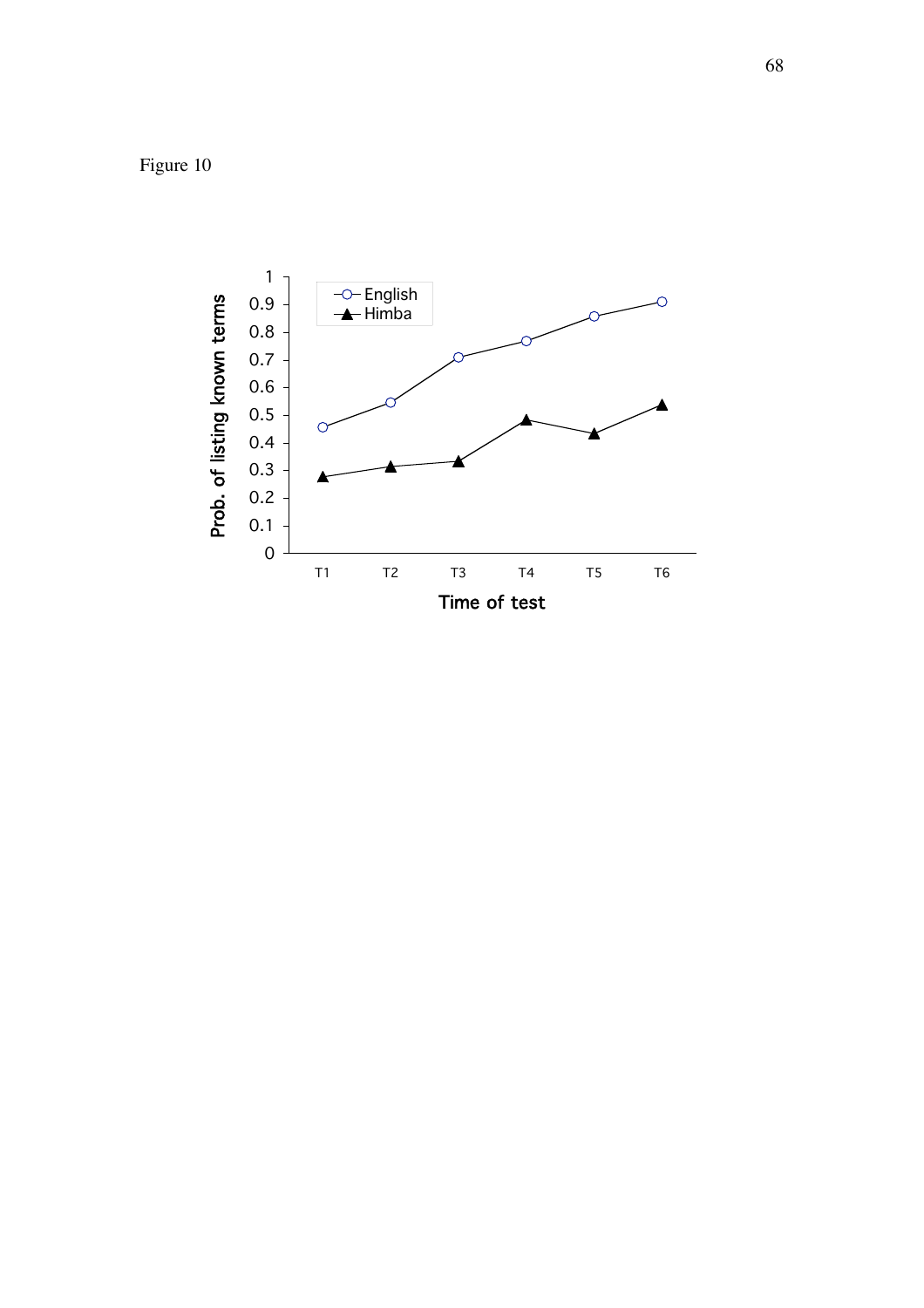Figure 10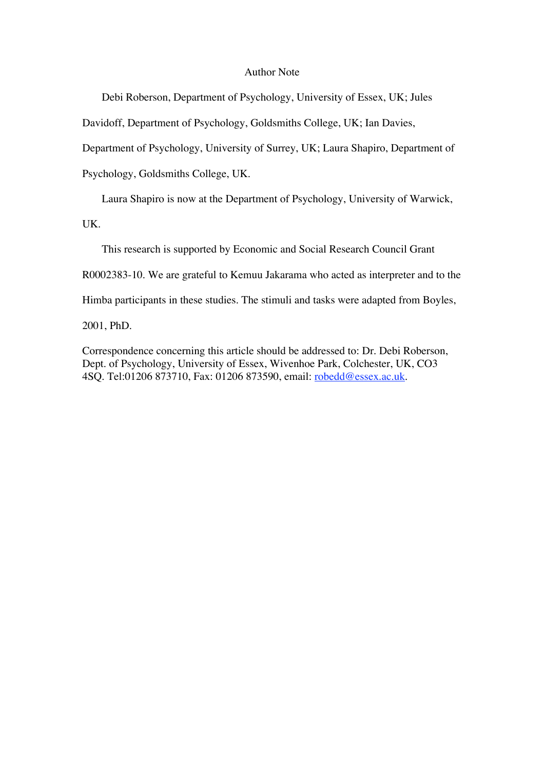# Author Note

Debi Roberson, Department of Psychology, University of Essex, UK; Jules Davidoff, Department of Psychology, Goldsmiths College, UK; Ian Davies, Department of Psychology, University of Surrey, UK; Laura Shapiro, Department of Psychology, Goldsmiths College, UK.

Laura Shapiro is now at the Department of Psychology, University of Warwick, UK.

This research is supported by Economic and Social Research Council Grant R0002383-10. We are grateful to Kemuu Jakarama who acted as interpreter and to the Himba participants in these studies. The stimuli and tasks were adapted from Boyles, 2001, PhD.

Correspondence concerning this article should be addressed to: Dr. Debi Roberson, Dept. of Psychology, University of Essex, Wivenhoe Park, Colchester, UK, CO3 4SQ. Tel:01206 873710, Fax: 01206 873590, email: robedd@essex.ac.uk.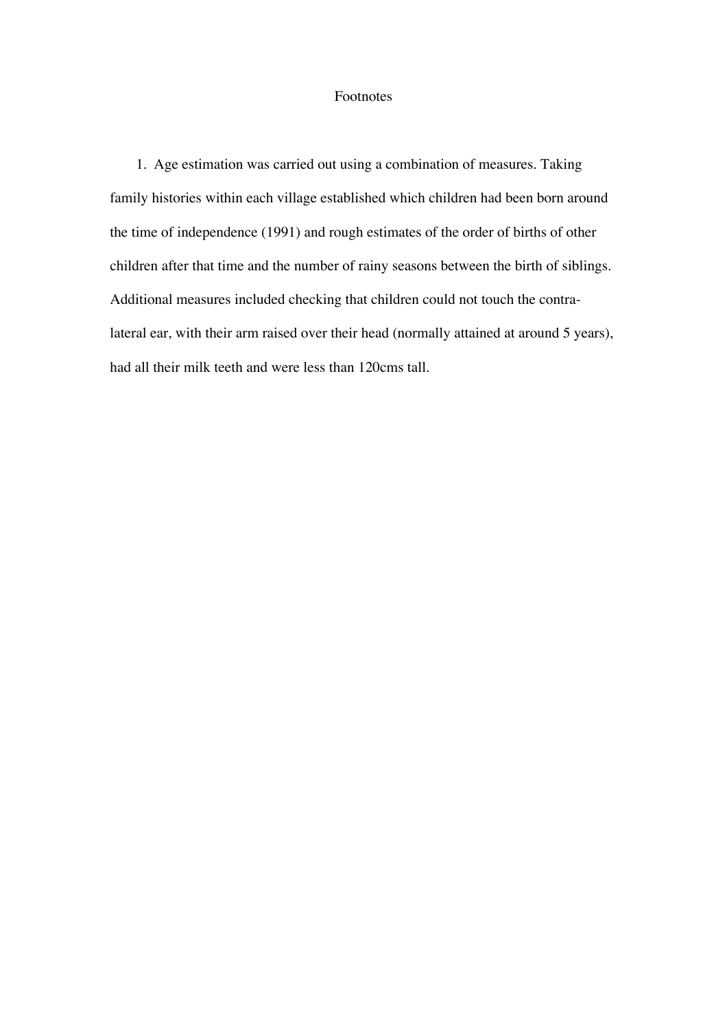# Footnotes

1. Age estimation was carried out using a combination of measures. Taking family histories within each village established which children had been born around the time of independence (1991) and rough estimates of the order of births of other children after that time and the number of rainy seasons between the birth of siblings. Additional measures included checking that children could not touch the contra-lateral ear, with their arm raised over their head (normally attained at around 5 years), had all their milk teeth and were less than 120cms tall.